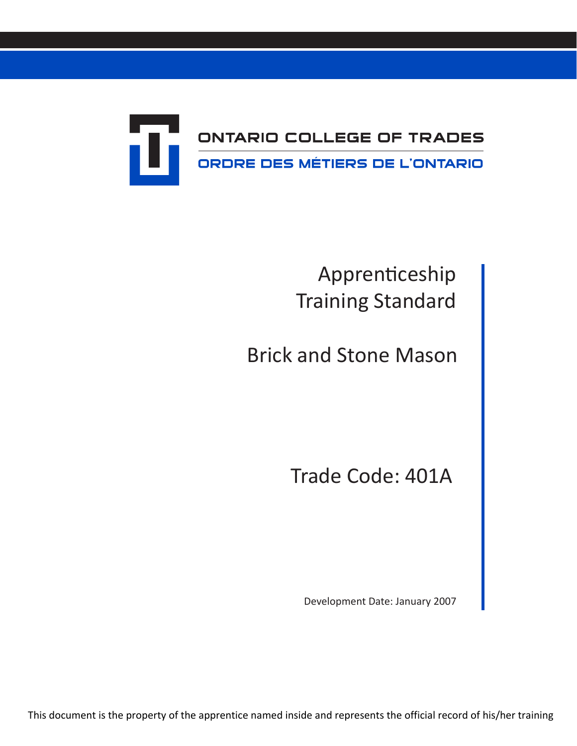ONTARIO COLLEGE OF TRADES

ORDRE DES MÉTIERS DE L'ONTARIO

# Apprenticeship Training Standard

# Brick and Stone Mason

## Trade Code: 401A

Development Date: January 2007

This document is the property of the apprentice named inside and represents the official record of his/her training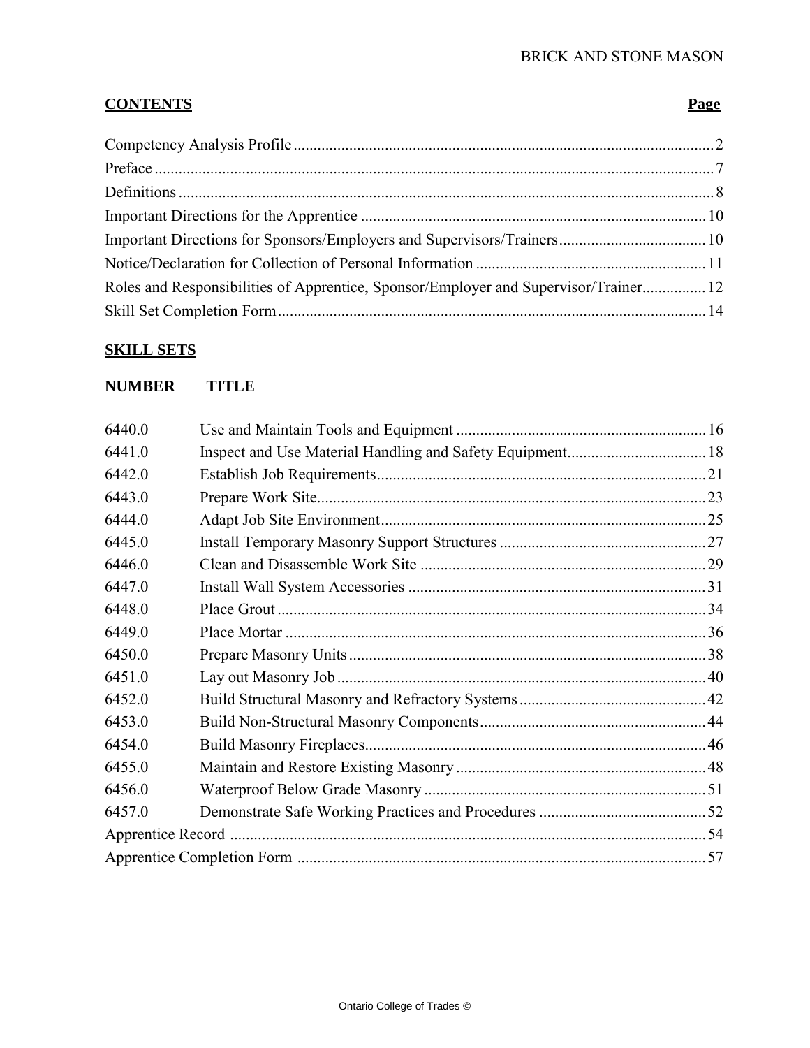## CONTENTS

| | Page |
|---|---|
| Competency Analysis Profile | 2 |
| Preface | 7 |
| Definitions | 8 |
| Important Directions for the Apprentice | 10 |
| Important Directions for Sponsors/Employers and Supervisors/Trainers | 10 |
| Notice/Declaration for Collection of Personal Information | 11 |
| Roles and Responsibilities of Apprentice, Sponsor/Employer and Supervisor/Trainer | 12 |
| Skill Set Completion Form | 14 |

## SKILL SETS

| NUMBER | TITLE | Page |
|---|---|---|
| 6440.0 | Use and Maintain Tools and Equipment | 16 |
| 6441.0 | Inspect and Use Material Handling and Safety Equipment | 18 |
| 6442.0 | Establish Job Requirements | 21 |
| 6443.0 | Prepare Work Site | 23 |
| 6444.0 | Adapt Job Site Environment | 25 |
| 6445.0 | Install Temporary Masonry Support Structures | 27 |
| 6446.0 | Clean and Disassemble Work Site | 29 |
| 6447.0 | Install Wall System Accessories | 31 |
| 6448.0 | Place Grout | 34 |
| 6449.0 | Place Mortar | 36 |
| 6450.0 | Prepare Masonry Units | 38 |
| 6451.0 | Lay out Masonry Job | 40 |
| 6452.0 | Build Structural Masonry and Refractory Systems | 42 |
| 6453.0 | Build Non-Structural Masonry Components | 44 |
| 6454.0 | Build Masonry Fireplaces | 46 |
| 6455.0 | Maintain and Restore Existing Masonry | 48 |
| 6456.0 | Waterproof Below Grade Masonry | 51 |
| 6457.0 | Demonstrate Safe Working Practices and Procedures | 52 |

| | Page |
|---|---|
| Apprentice Record | 54 |
| Apprentice Completion Form | 57 |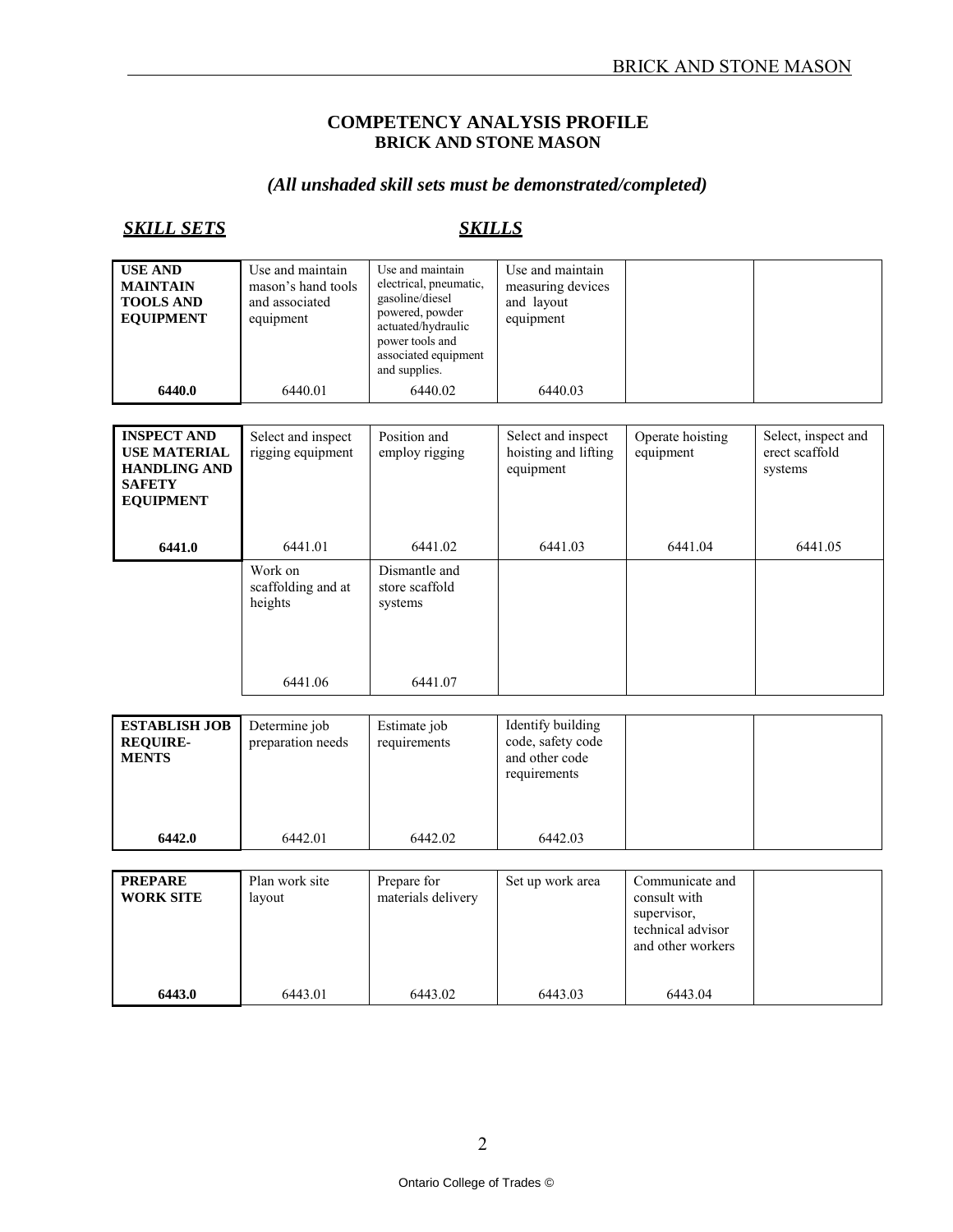## COMPETENCY ANALYSIS PROFILE
## BRICK AND STONE MASON

***(All unshaded skill sets must be demonstrated/completed)***

***SKILL SETS*** ***SKILLS***

| **USE AND MAINTAIN TOOLS AND EQUIPMENT** | Use and maintain mason's hand tools and associated equipment | Use and maintain electrical, pneumatic, gasoline/diesel powered, powder actuated/hydraulic power tools and associated equipment and supplies. | Use and maintain measuring devices and layout equipment | | |
|---|---|---|---|---|---|
| **6440.0** | 6440.01 | 6440.02 | 6440.03 | | |

| **INSPECT AND USE MATERIAL HANDLING AND SAFETY EQUIPMENT** | Select and inspect rigging equipment | Position and employ rigging | Select and inspect hoisting and lifting equipment | Operate hoisting equipment | Select, inspect and erect scaffold systems |
|---|---|---|---|---|---|
| **6441.0** | 6441.01 | 6441.02 | 6441.03 | 6441.04 | 6441.05 |
| | Work on scaffolding and at heights | Dismantle and store scaffold systems | | | |
| | 6441.06 | 6441.07 | | | |

| **ESTABLISH JOB REQUIRE-MENTS** | Determine job preparation needs | Estimate job requirements | Identify building code, safety code and other code requirements | | |
|---|---|---|---|---|---|
| **6442.0** | 6442.01 | 6442.02 | 6442.03 | | |

| **PREPARE WORK SITE** | Plan work site layout | Prepare for materials delivery | Set up work area | Communicate and consult with supervisor, technical advisor and other workers | |
|---|---|---|---|---|---|
| **6443.0** | 6443.01 | 6443.02 | 6443.03 | 6443.04 | |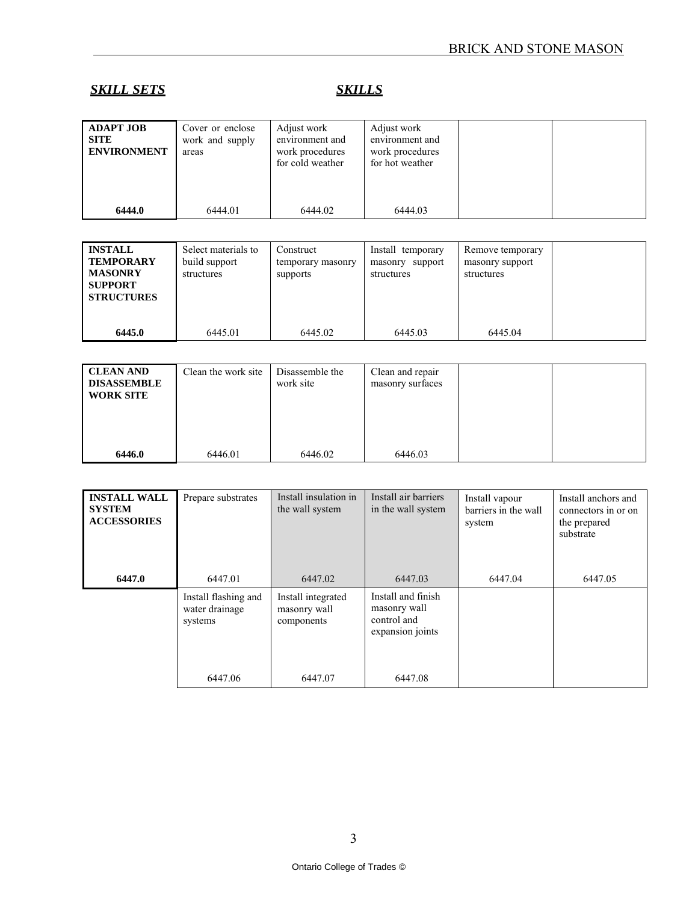***SKILL SETS*** ***SKILLS***

| **ADAPT JOB SITE ENVIRONMENT** | Cover or enclose work and supply areas | Adjust work environment and work procedures for cold weather | Adjust work environment and work procedures for hot weather | | |
|---|---|---|---|---|---|
| **6444.0** | 6444.01 | 6444.02 | 6444.03 | | |

| **INSTALL TEMPORARY MASONRY SUPPORT STRUCTURES** | Select materials to build support structures | Construct temporary masonry supports | Install temporary masonry support structures | Remove temporary masonry support structures | |
|---|---|---|---|---|---|
| **6445.0** | 6445.01 | 6445.02 | 6445.03 | 6445.04 | |

| **CLEAN AND DISASSEMBLE WORK SITE** | Clean the work site | Disassemble the work site | Clean and repair masonry surfaces | | |
|---|---|---|---|---|---|
| **6446.0** | 6446.01 | 6446.02 | 6446.03 | | |

| **INSTALL WALL SYSTEM ACCESSORIES** | Prepare substrates | Install insulation in the wall system | Install air barriers in the wall system | Install vapour barriers in the wall system | Install anchors and connectors in or on the prepared substrate |
|---|---|---|---|---|---|
| **6447.0** | 6447.01 | 6447.02 | 6447.03 | 6447.04 | 6447.05 |
| | Install flashing and water drainage systems | Install integrated masonry wall components | Install and finish masonry wall control and expansion joints | | |
| | 6447.06 | 6447.07 | 6447.08 | | |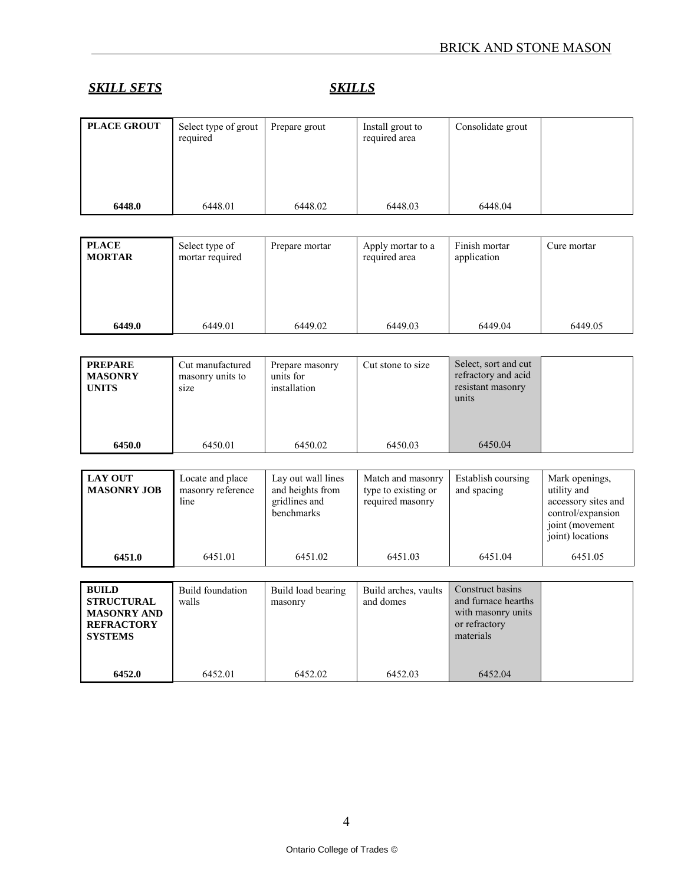***SKILL SETS*** ***SKILLS***

| **PLACE GROUT** | Select type of grout required | Prepare grout | Install grout to required area | Consolidate grout | |
|---|---|---|---|---|---|
| **6448.0** | 6448.01 | 6448.02 | 6448.03 | 6448.04 | |

| **PLACE MORTAR** | Select type of mortar required | Prepare mortar | Apply mortar to a required area | Finish mortar application | Cure mortar |
|---|---|---|---|---|---|
| **6449.0** | 6449.01 | 6449.02 | 6449.03 | 6449.04 | 6449.05 |

| **PREPARE MASONRY UNITS** | Cut manufactured masonry units to size | Prepare masonry units for installation | Cut stone to size | Select, sort and cut refractory and acid resistant masonry units | |
|---|---|---|---|---|---|
| **6450.0** | 6450.01 | 6450.02 | 6450.03 | 6450.04 | |

| **LAY OUT MASONRY JOB** | Locate and place masonry reference line | Lay out wall lines and heights from gridlines and benchmarks | Match and masonry type to existing or required masonry | Establish coursing and spacing | Mark openings, utility and accessory sites and control/expansion joint (movement joint) locations |
|---|---|---|---|---|---|
| **6451.0** | 6451.01 | 6451.02 | 6451.03 | 6451.04 | 6451.05 |

| **BUILD STRUCTURAL MASONRY AND REFRACTORY SYSTEMS** | Build foundation walls | Build load bearing masonry | Build arches, vaults and domes | Construct basins and furnace hearths with masonry units or refractory materials | |
|---|---|---|---|---|---|
| **6452.0** | 6452.01 | 6452.02 | 6452.03 | 6452.04 | |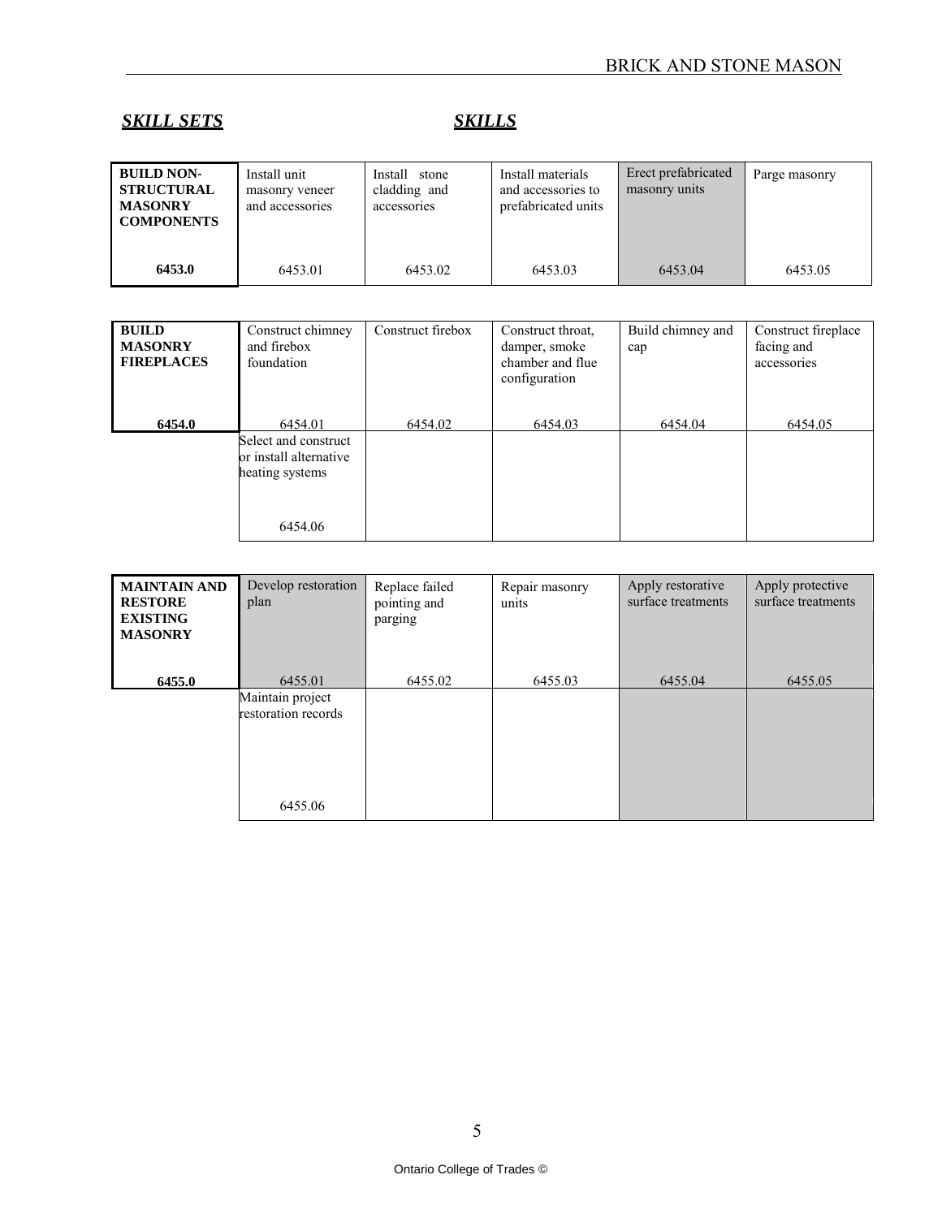***SKILL SETS*** ***SKILLS***

| **BUILD NON-STRUCTURAL MASONRY COMPONENTS** 6453.0 | Install unit masonry veneer and accessories 6453.01 | Install stone cladding and accessories 6453.02 | Install materials and accessories to prefabricated units 6453.03 | Erect prefabricated masonry units 6453.04 | Parge masonry 6453.05 |
|---|---|---|---|---|---|

| **BUILD MASONRY FIREPLACES** 6454.0 | Construct chimney and firebox foundation 6454.01 | Construct firebox 6454.02 | Construct throat, damper, smoke chamber and flue configuration 6454.03 | Build chimney and cap 6454.04 | Construct fireplace facing and accessories 6454.05 |
|---|---|---|---|---|---|
| | Select and construct or install alternative heating systems 6454.06 | | | | |

| **MAINTAIN AND RESTORE EXISTING MASONRY** 6455.0 | Develop restoration plan 6455.01 | Replace failed pointing and parging 6455.02 | Repair masonry units 6455.03 | Apply restorative surface treatments 6455.04 | Apply protective surface treatments 6455.05 |
|---|---|---|---|---|---|
| | Maintain project restoration records 6455.06 | | | | |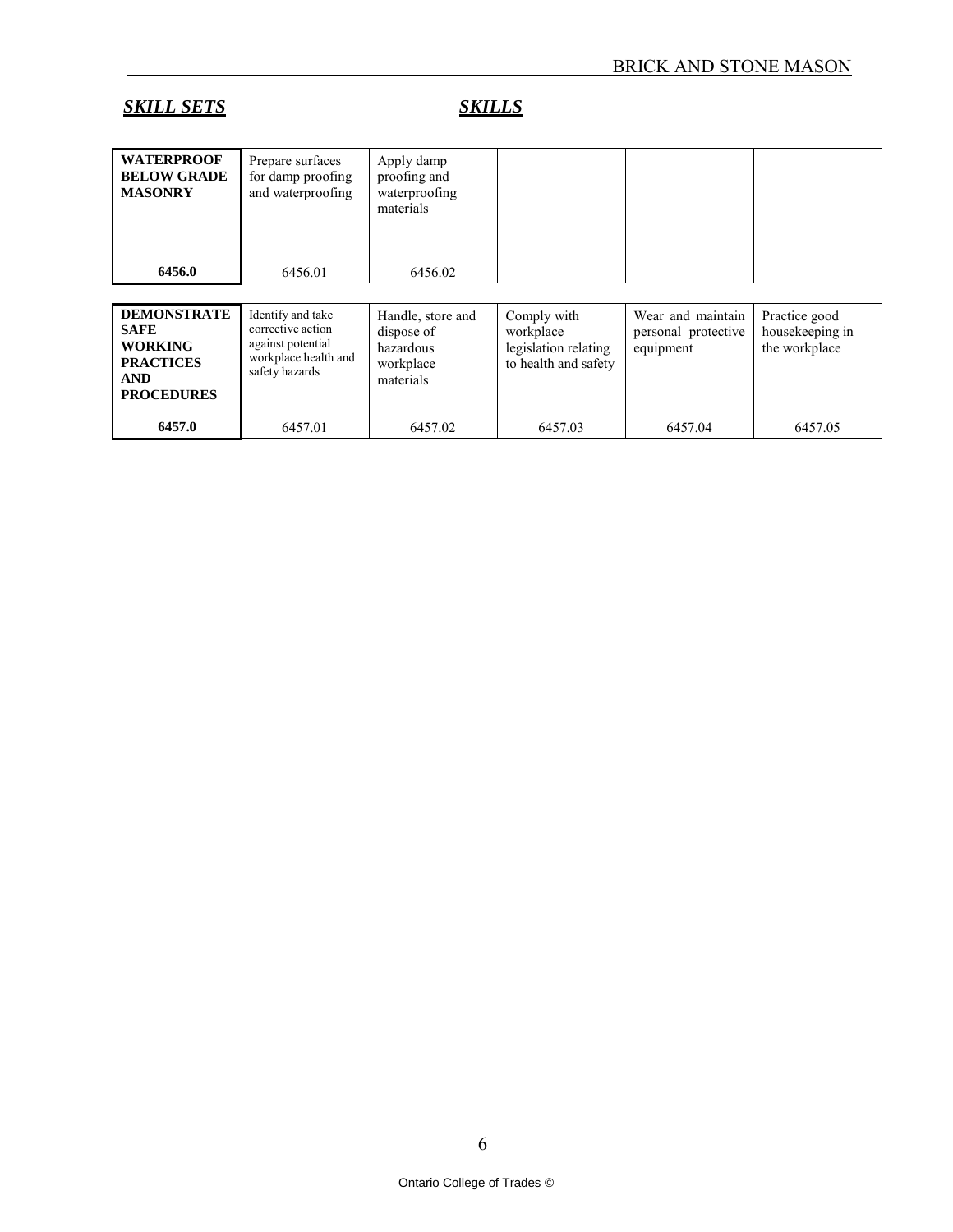***SKILL SETS*** ***SKILLS***

| | | | | | |
|---|---|---|---|---|---|
| **WATERPROOF BELOW GRADE MASONRY** | Prepare surfaces for damp proofing and waterproofing | Apply damp proofing and waterproofing materials | | | |
| **6456.0** | 6456.01 | 6456.02 | | | |

| | | | | | |
|---|---|---|---|---|---|
| **DEMONSTRATE SAFE WORKING PRACTICES AND PROCEDURES** | Identify and take corrective action against potential workplace health and safety hazards | Handle, store and dispose of hazardous workplace materials | Comply with workplace legislation relating to health and safety | Wear and maintain personal protective equipment | Practice good housekeeping in the workplace |
| **6457.0** | 6457.01 | 6457.02 | 6457.03 | 6457.04 | 6457.05 |

Ontario College of Trades ©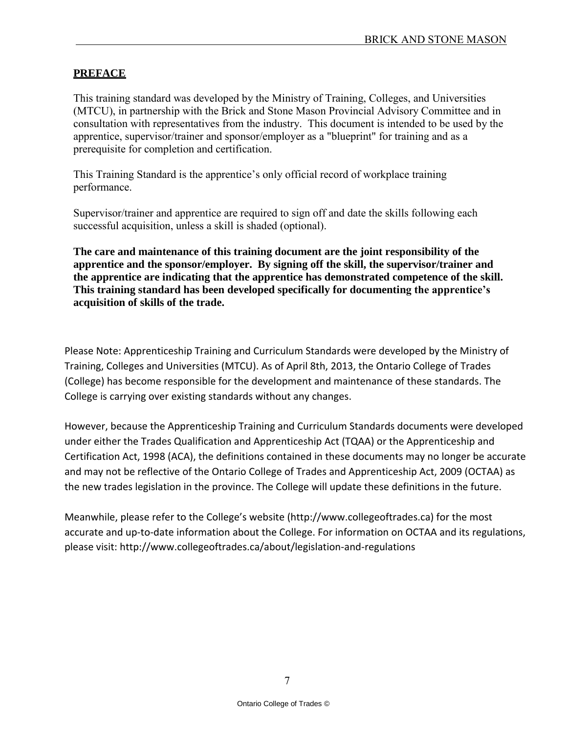## PREFACE

This training standard was developed by the Ministry of Training, Colleges, and Universities (MTCU), in partnership with the Brick and Stone Mason Provincial Advisory Committee and in consultation with representatives from the industry. This document is intended to be used by the apprentice, supervisor/trainer and sponsor/employer as a "blueprint" for training and as a prerequisite for completion and certification.

This Training Standard is the apprentice's only official record of workplace training performance.

Supervisor/trainer and apprentice are required to sign off and date the skills following each successful acquisition, unless a skill is shaded (optional).

**The care and maintenance of this training document are the joint responsibility of the apprentice and the sponsor/employer. By signing off the skill, the supervisor/trainer and the apprentice are indicating that the apprentice has demonstrated competence of the skill. This training standard has been developed specifically for documenting the apprentice's acquisition of skills of the trade.**

Please Note: Apprenticeship Training and Curriculum Standards were developed by the Ministry of Training, Colleges and Universities (MTCU). As of April 8th, 2013, the Ontario College of Trades (College) has become responsible for the development and maintenance of these standards. The College is carrying over existing standards without any changes.

However, because the Apprenticeship Training and Curriculum Standards documents were developed under either the Trades Qualification and Apprenticeship Act (TQAA) or the Apprenticeship and Certification Act, 1998 (ACA), the definitions contained in these documents may no longer be accurate and may not be reflective of the Ontario College of Trades and Apprenticeship Act, 2009 (OCTAA) as the new trades legislation in the province. The College will update these definitions in the future.

Meanwhile, please refer to the College's website (http://www.collegeoftrades.ca) for the most accurate and up-to-date information about the College. For information on OCTAA and its regulations, please visit: http://www.collegeoftrades.ca/about/legislation-and-regulations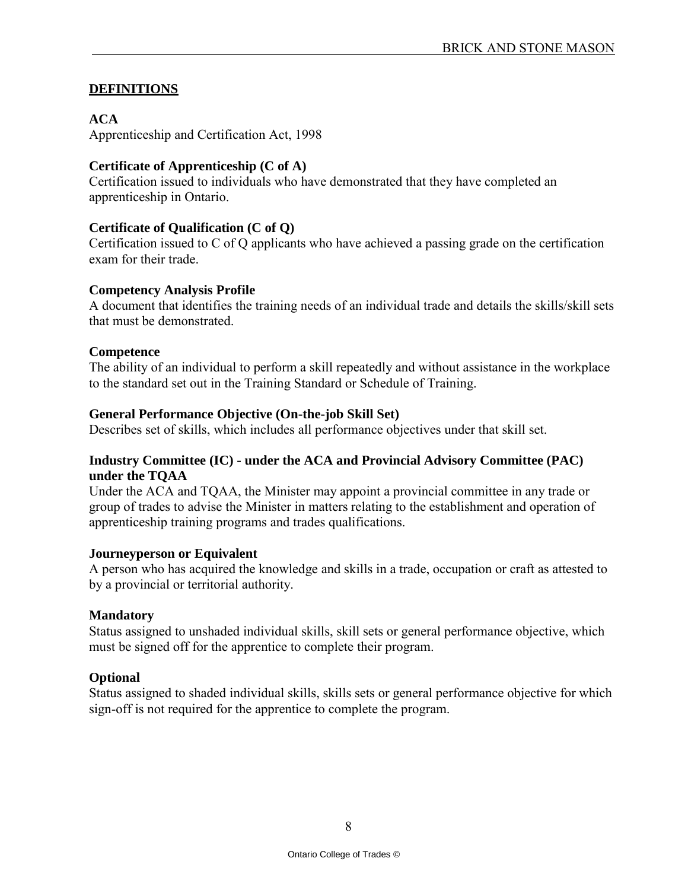## DEFINITIONS

**ACA**
Apprenticeship and Certification Act, 1998

**Certificate of Apprenticeship (C of A)**
Certification issued to individuals who have demonstrated that they have completed an apprenticeship in Ontario.

**Certificate of Qualification (C of Q)**
Certification issued to C of Q applicants who have achieved a passing grade on the certification exam for their trade.

**Competency Analysis Profile**
A document that identifies the training needs of an individual trade and details the skills/skill sets that must be demonstrated.

**Competence**
The ability of an individual to perform a skill repeatedly and without assistance in the workplace to the standard set out in the Training Standard or Schedule of Training.

**General Performance Objective (On-the-job Skill Set)**
Describes set of skills, which includes all performance objectives under that skill set.

**Industry Committee (IC) - under the ACA and Provincial Advisory Committee (PAC) under the TQAA**
Under the ACA and TQAA, the Minister may appoint a provincial committee in any trade or group of trades to advise the Minister in matters relating to the establishment and operation of apprenticeship training programs and trades qualifications.

**Journeyperson or Equivalent**
A person who has acquired the knowledge and skills in a trade, occupation or craft as attested to by a provincial or territorial authority.

**Mandatory**
Status assigned to unshaded individual skills, skill sets or general performance objective, which must be signed off for the apprentice to complete their program.

**Optional**
Status assigned to shaded individual skills, skills sets or general performance objective for which sign-off is not required for the apprentice to complete the program.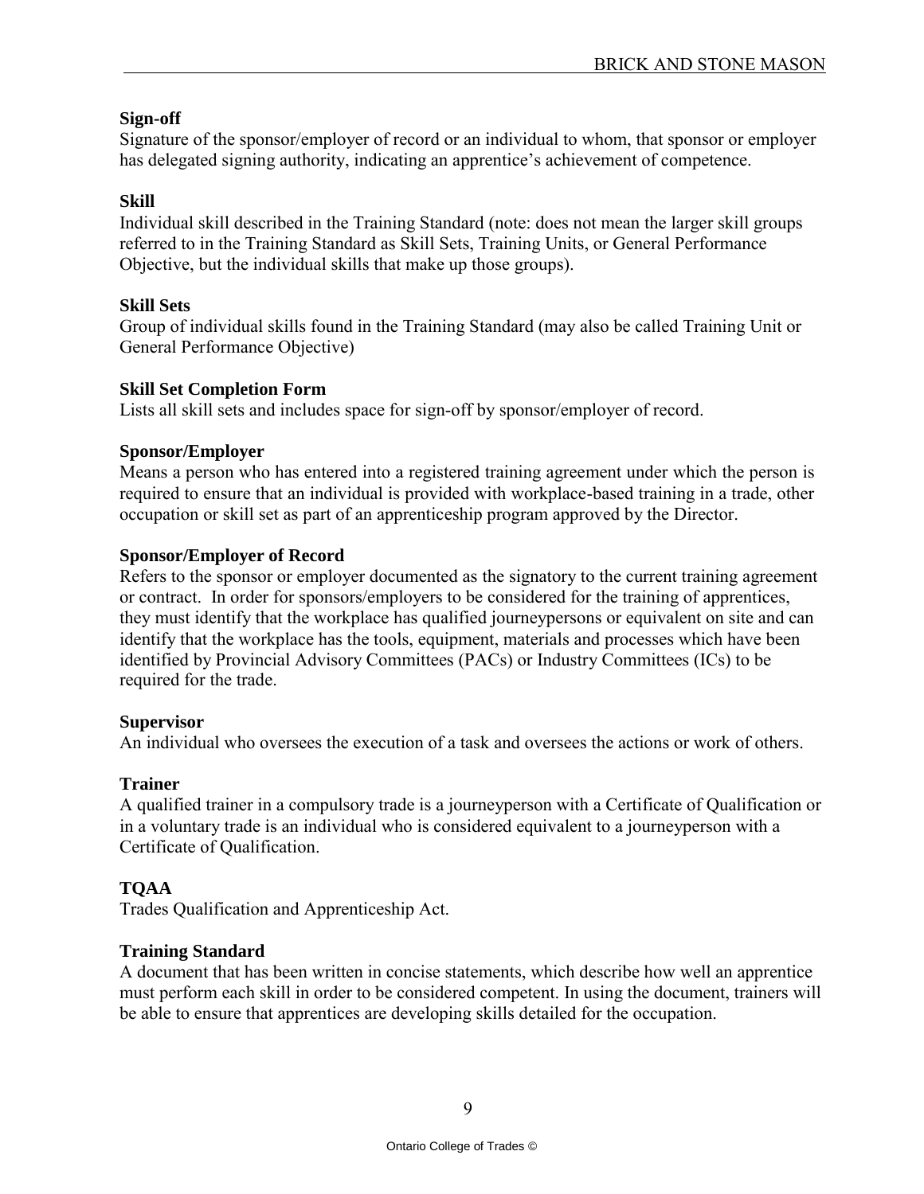**Sign-off**

Signature of the sponsor/employer of record or an individual to whom, that sponsor or employer has delegated signing authority, indicating an apprentice's achievement of competence.

**Skill**

Individual skill described in the Training Standard (note: does not mean the larger skill groups referred to in the Training Standard as Skill Sets, Training Units, or General Performance Objective, but the individual skills that make up those groups).

**Skill Sets**

Group of individual skills found in the Training Standard (may also be called Training Unit or General Performance Objective)

**Skill Set Completion Form**

Lists all skill sets and includes space for sign-off by sponsor/employer of record.

**Sponsor/Employer**

Means a person who has entered into a registered training agreement under which the person is required to ensure that an individual is provided with workplace-based training in a trade, other occupation or skill set as part of an apprenticeship program approved by the Director.

**Sponsor/Employer of Record**

Refers to the sponsor or employer documented as the signatory to the current training agreement or contract. In order for sponsors/employers to be considered for the training of apprentices, they must identify that the workplace has qualified journeypersons or equivalent on site and can identify that the workplace has the tools, equipment, materials and processes which have been identified by Provincial Advisory Committees (PACs) or Industry Committees (ICs) to be required for the trade.

**Supervisor**

An individual who oversees the execution of a task and oversees the actions or work of others.

**Trainer**

A qualified trainer in a compulsory trade is a journeyperson with a Certificate of Qualification or in a voluntary trade is an individual who is considered equivalent to a journeyperson with a Certificate of Qualification.

**TQAA**

Trades Qualification and Apprenticeship Act.

**Training Standard**

A document that has been written in concise statements, which describe how well an apprentice must perform each skill in order to be considered competent. In using the document, trainers will be able to ensure that apprentices are developing skills detailed for the occupation.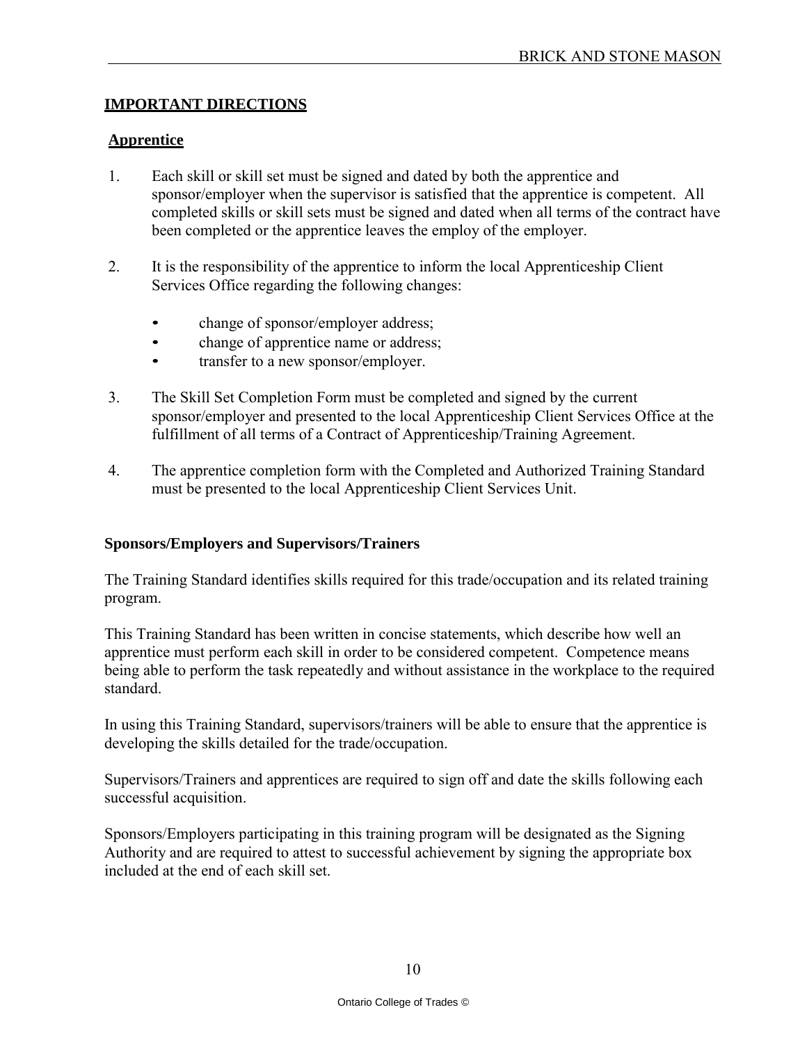## IMPORTANT DIRECTIONS

### Apprentice

1. Each skill or skill set must be signed and dated by both the apprentice and sponsor/employer when the supervisor is satisfied that the apprentice is competent. All completed skills or skill sets must be signed and dated when all terms of the contract have been completed or the apprentice leaves the employ of the employer.

2. It is the responsibility of the apprentice to inform the local Apprenticeship Client Services Office regarding the following changes:

   - change of sponsor/employer address;
   - change of apprentice name or address;
   - transfer to a new sponsor/employer.

3. The Skill Set Completion Form must be completed and signed by the current sponsor/employer and presented to the local Apprenticeship Client Services Office at the fulfillment of all terms of a Contract of Apprenticeship/Training Agreement.

4. The apprentice completion form with the Completed and Authorized Training Standard must be presented to the local Apprenticeship Client Services Unit.

### Sponsors/Employers and Supervisors/Trainers

The Training Standard identifies skills required for this trade/occupation and its related training program.

This Training Standard has been written in concise statements, which describe how well an apprentice must perform each skill in order to be considered competent. Competence means being able to perform the task repeatedly and without assistance in the workplace to the required standard.

In using this Training Standard, supervisors/trainers will be able to ensure that the apprentice is developing the skills detailed for the trade/occupation.

Supervisors/Trainers and apprentices are required to sign off and date the skills following each successful acquisition.

Sponsors/Employers participating in this training program will be designated as the Signing Authority and are required to attest to successful achievement by signing the appropriate box included at the end of each skill set.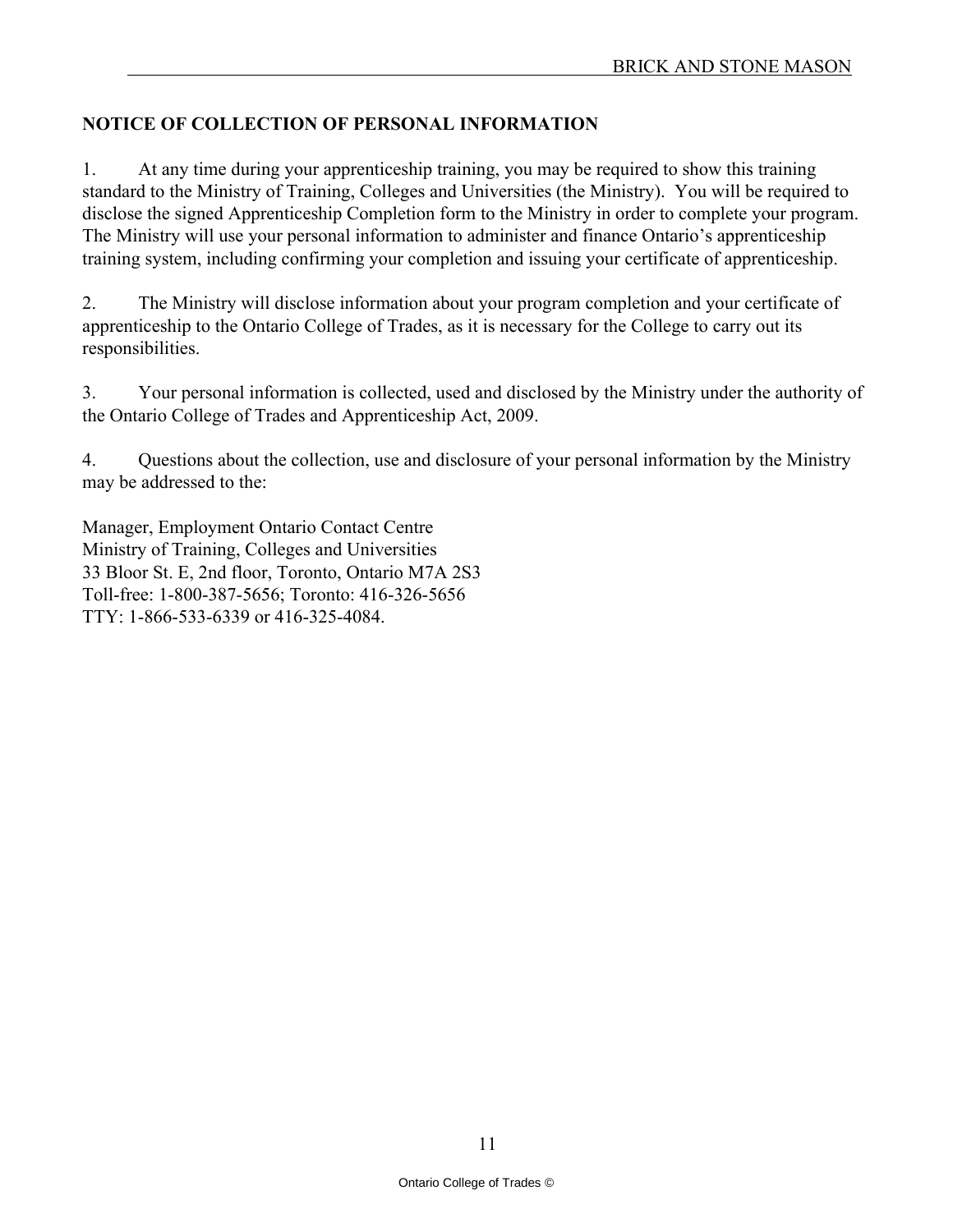## NOTICE OF COLLECTION OF PERSONAL INFORMATION

1. At any time during your apprenticeship training, you may be required to show this training standard to the Ministry of Training, Colleges and Universities (the Ministry). You will be required to disclose the signed Apprenticeship Completion form to the Ministry in order to complete your program. The Ministry will use your personal information to administer and finance Ontario's apprenticeship training system, including confirming your completion and issuing your certificate of apprenticeship.

2. The Ministry will disclose information about your program completion and your certificate of apprenticeship to the Ontario College of Trades, as it is necessary for the College to carry out its responsibilities.

3. Your personal information is collected, used and disclosed by the Ministry under the authority of the Ontario College of Trades and Apprenticeship Act, 2009.

4. Questions about the collection, use and disclosure of your personal information by the Ministry may be addressed to the:

Manager, Employment Ontario Contact Centre
Ministry of Training, Colleges and Universities
33 Bloor St. E, 2nd floor, Toronto, Ontario M7A 2S3
Toll-free: 1-800-387-5656; Toronto: 416-326-5656
TTY: 1-866-533-6339 or 416-325-4084.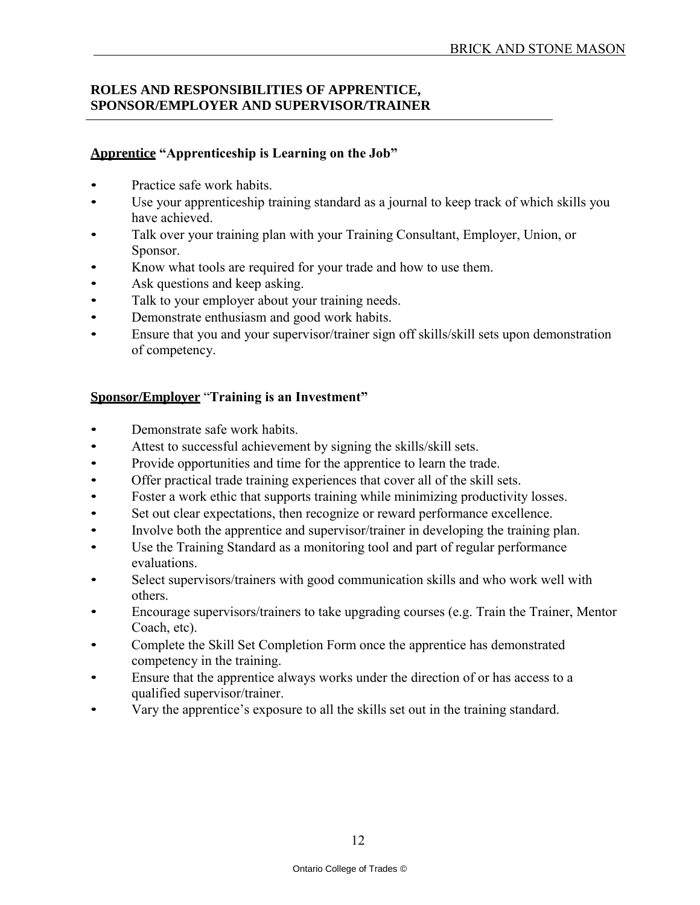## ROLES AND RESPONSIBILITIES OF APPRENTICE, SPONSOR/EMPLOYER AND SUPERVISOR/TRAINER

### **Apprentice** "Apprenticeship is Learning on the Job"

- Practice safe work habits.
- Use your apprenticeship training standard as a journal to keep track of which skills you have achieved.
- Talk over your training plan with your Training Consultant, Employer, Union, or Sponsor.
- Know what tools are required for your trade and how to use them.
- Ask questions and keep asking.
- Talk to your employer about your training needs.
- Demonstrate enthusiasm and good work habits.
- Ensure that you and your supervisor/trainer sign off skills/skill sets upon demonstration of competency.

### **Sponsor/Employer** "Training is an Investment"

- Demonstrate safe work habits.
- Attest to successful achievement by signing the skills/skill sets.
- Provide opportunities and time for the apprentice to learn the trade.
- Offer practical trade training experiences that cover all of the skill sets.
- Foster a work ethic that supports training while minimizing productivity losses.
- Set out clear expectations, then recognize or reward performance excellence.
- Involve both the apprentice and supervisor/trainer in developing the training plan.
- Use the Training Standard as a monitoring tool and part of regular performance evaluations.
- Select supervisors/trainers with good communication skills and who work well with others.
- Encourage supervisors/trainers to take upgrading courses (e.g. Train the Trainer, Mentor Coach, etc).
- Complete the Skill Set Completion Form once the apprentice has demonstrated competency in the training.
- Ensure that the apprentice always works under the direction of or has access to a qualified supervisor/trainer.
- Vary the apprentice's exposure to all the skills set out in the training standard.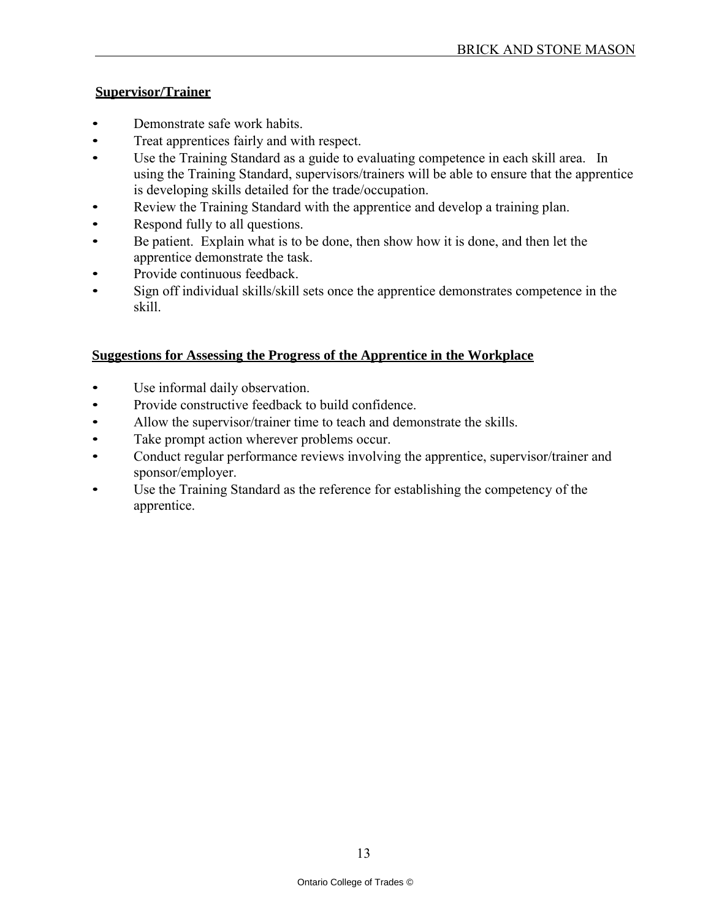**Supervisor/Trainer**

- Demonstrate safe work habits.
- Treat apprentices fairly and with respect.
- Use the Training Standard as a guide to evaluating competence in each skill area. In using the Training Standard, supervisors/trainers will be able to ensure that the apprentice is developing skills detailed for the trade/occupation.
- Review the Training Standard with the apprentice and develop a training plan.
- Respond fully to all questions.
- Be patient. Explain what is to be done, then show how it is done, and then let the apprentice demonstrate the task.
- Provide continuous feedback.
- Sign off individual skills/skill sets once the apprentice demonstrates competence in the skill.

**Suggestions for Assessing the Progress of the Apprentice in the Workplace**

- Use informal daily observation.
- Provide constructive feedback to build confidence.
- Allow the supervisor/trainer time to teach and demonstrate the skills.
- Take prompt action wherever problems occur.
- Conduct regular performance reviews involving the apprentice, supervisor/trainer and sponsor/employer.
- Use the Training Standard as the reference for establishing the competency of the apprentice.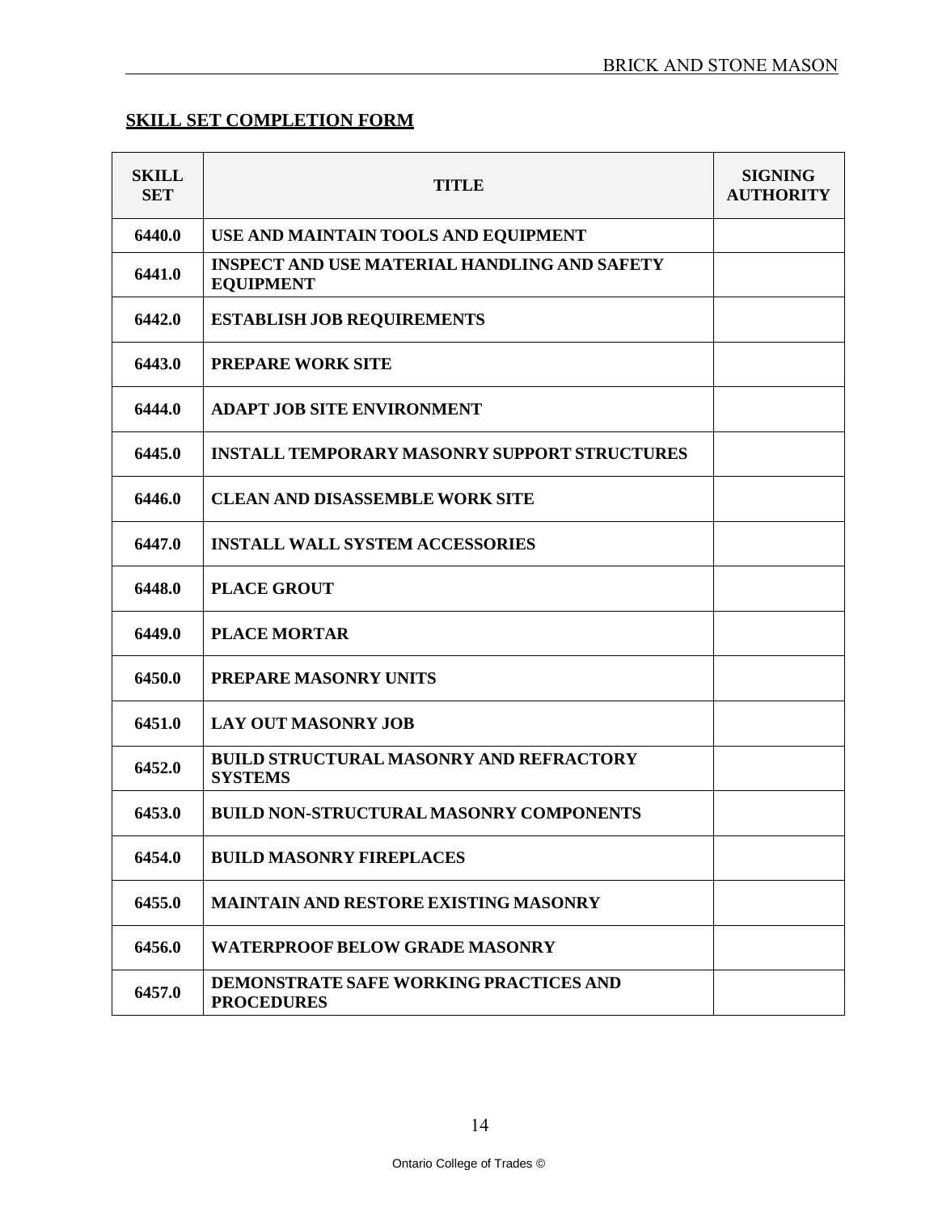## SKILL SET COMPLETION FORM

| SKILL SET | TITLE | SIGNING AUTHORITY |
|---|---|---|
| 6440.0 | USE AND MAINTAIN TOOLS AND EQUIPMENT | |
| 6441.0 | INSPECT AND USE MATERIAL HANDLING AND SAFETY EQUIPMENT | |
| 6442.0 | ESTABLISH JOB REQUIREMENTS | |
| 6443.0 | PREPARE WORK SITE | |
| 6444.0 | ADAPT JOB SITE ENVIRONMENT | |
| 6445.0 | INSTALL TEMPORARY MASONRY SUPPORT STRUCTURES | |
| 6446.0 | CLEAN AND DISASSEMBLE WORK SITE | |
| 6447.0 | INSTALL WALL SYSTEM ACCESSORIES | |
| 6448.0 | PLACE GROUT | |
| 6449.0 | PLACE MORTAR | |
| 6450.0 | PREPARE MASONRY UNITS | |
| 6451.0 | LAY OUT MASONRY JOB | |
| 6452.0 | BUILD STRUCTURAL MASONRY AND REFRACTORY SYSTEMS | |
| 6453.0 | BUILD NON-STRUCTURAL MASONRY COMPONENTS | |
| 6454.0 | BUILD MASONRY FIREPLACES | |
| 6455.0 | MAINTAIN AND RESTORE EXISTING MASONRY | |
| 6456.0 | WATERPROOF BELOW GRADE MASONRY | |
| 6457.0 | DEMONSTRATE SAFE WORKING PRACTICES AND PROCEDURES | |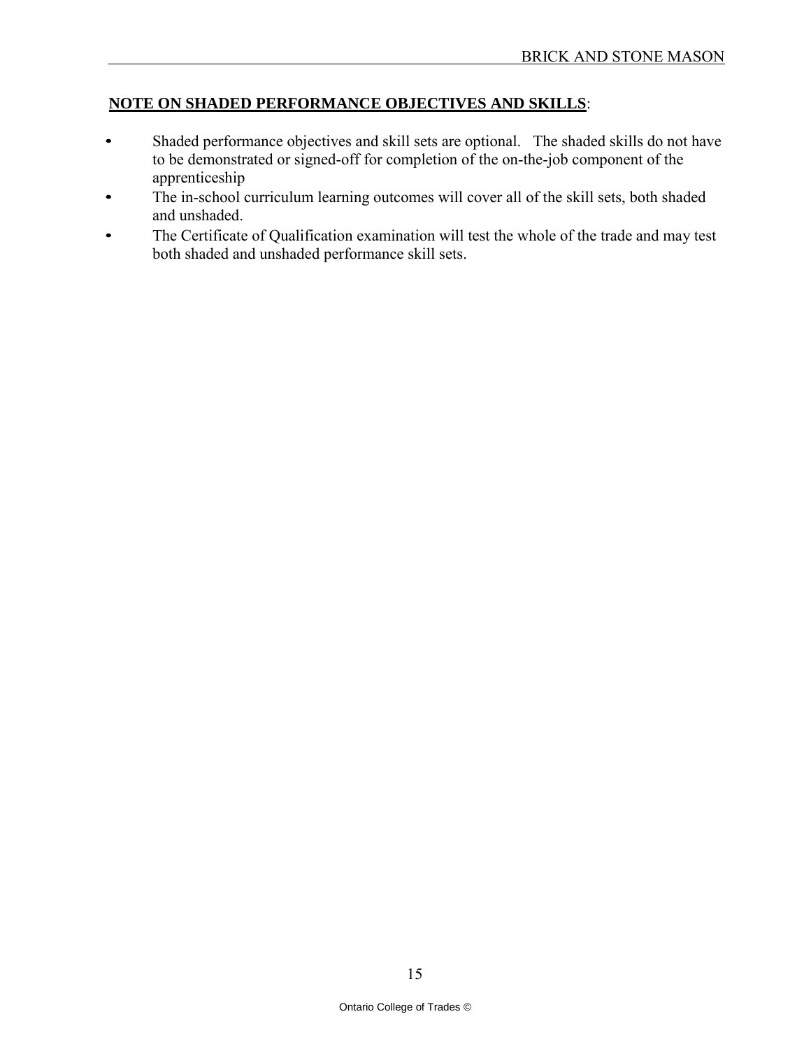**<u>NOTE ON SHADED PERFORMANCE OBJECTIVES AND SKILLS</u>**:

- Shaded performance objectives and skill sets are optional. The shaded skills do not have to be demonstrated or signed-off for completion of the on-the-job component of the apprenticeship
- The in-school curriculum learning outcomes will cover all of the skill sets, both shaded and unshaded.
- The Certificate of Qualification examination will test the whole of the trade and may test both shaded and unshaded performance skill sets.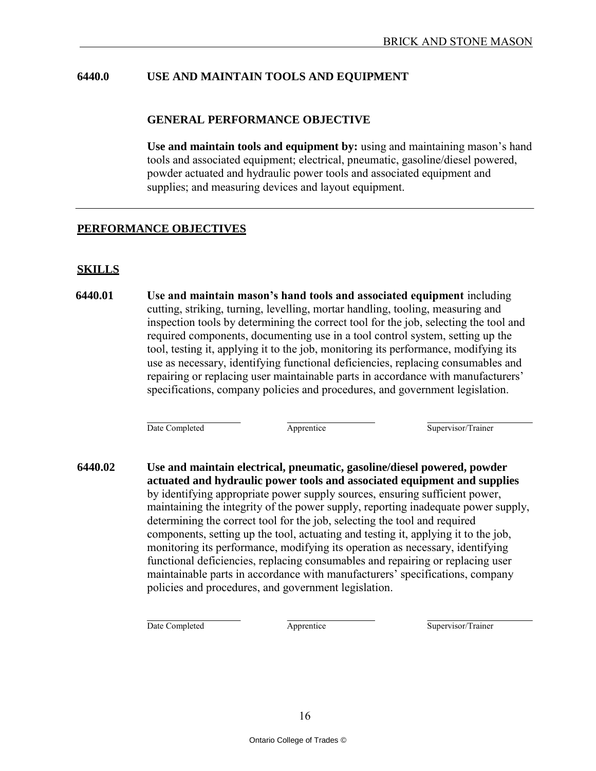## 6440.0 USE AND MAINTAIN TOOLS AND EQUIPMENT

### GENERAL PERFORMANCE OBJECTIVE

**Use and maintain tools and equipment by:** using and maintaining mason's hand tools and associated equipment; electrical, pneumatic, gasoline/diesel powered, powder actuated and hydraulic power tools and associated equipment and supplies; and measuring devices and layout equipment.

---

## PERFORMANCE OBJECTIVES

### SKILLS

**6440.01** **Use and maintain mason's hand tools and associated equipment** including cutting, striking, turning, levelling, mortar handling, tooling, measuring and inspection tools by determining the correct tool for the job, selecting the tool and required components, documenting use in a tool control system, setting up the tool, testing it, applying it to the job, monitoring its performance, modifying its use as necessary, identifying functional deficiencies, replacing consumables and repairing or replacing user maintainable parts in accordance with manufacturers' specifications, company policies and procedures, and government legislation.

| Date Completed | Apprentice | Supervisor/Trainer |
|---|---|---|
| | | |

**6440.02** **Use and maintain electrical, pneumatic, gasoline/diesel powered, powder actuated and hydraulic power tools and associated equipment and supplies** by identifying appropriate power supply sources, ensuring sufficient power, maintaining the integrity of the power supply, reporting inadequate power supply, determining the correct tool for the job, selecting the tool and required components, setting up the tool, actuating and testing it, applying it to the job, monitoring its performance, modifying its operation as necessary, identifying functional deficiencies, replacing consumables and repairing or replacing user maintainable parts in accordance with manufacturers' specifications, company policies and procedures, and government legislation.

| Date Completed | Apprentice | Supervisor/Trainer |
|---|---|---|
| | | |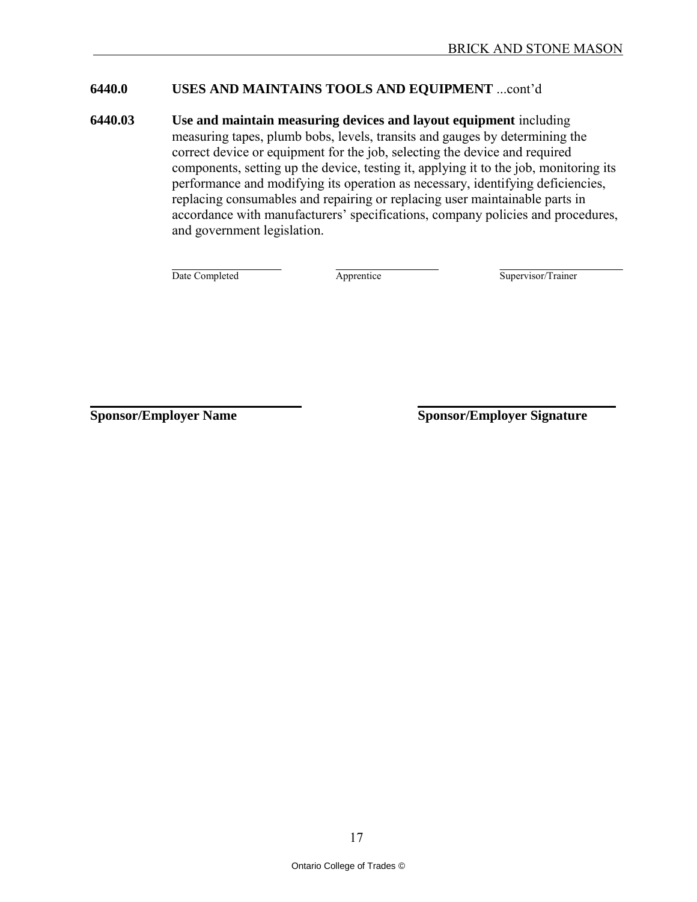## 6440.0 USES AND MAINTAINS TOOLS AND EQUIPMENT ...cont'd

**6440.03** **Use and maintain measuring devices and layout equipment** including measuring tapes, plumb bobs, levels, transits and gauges by determining the correct device or equipment for the job, selecting the device and required components, setting up the device, testing it, applying it to the job, monitoring its performance and modifying its operation as necessary, identifying deficiencies, replacing consumables and repairing or replacing user maintainable parts in accordance with manufacturers' specifications, company policies and procedures, and government legislation.

| Date Completed | Apprentice | Supervisor/Trainer |
|---|---|---|
| | | |

| **Sponsor/Employer Name** | **Sponsor/Employer Signature** |
|---|---|
| | |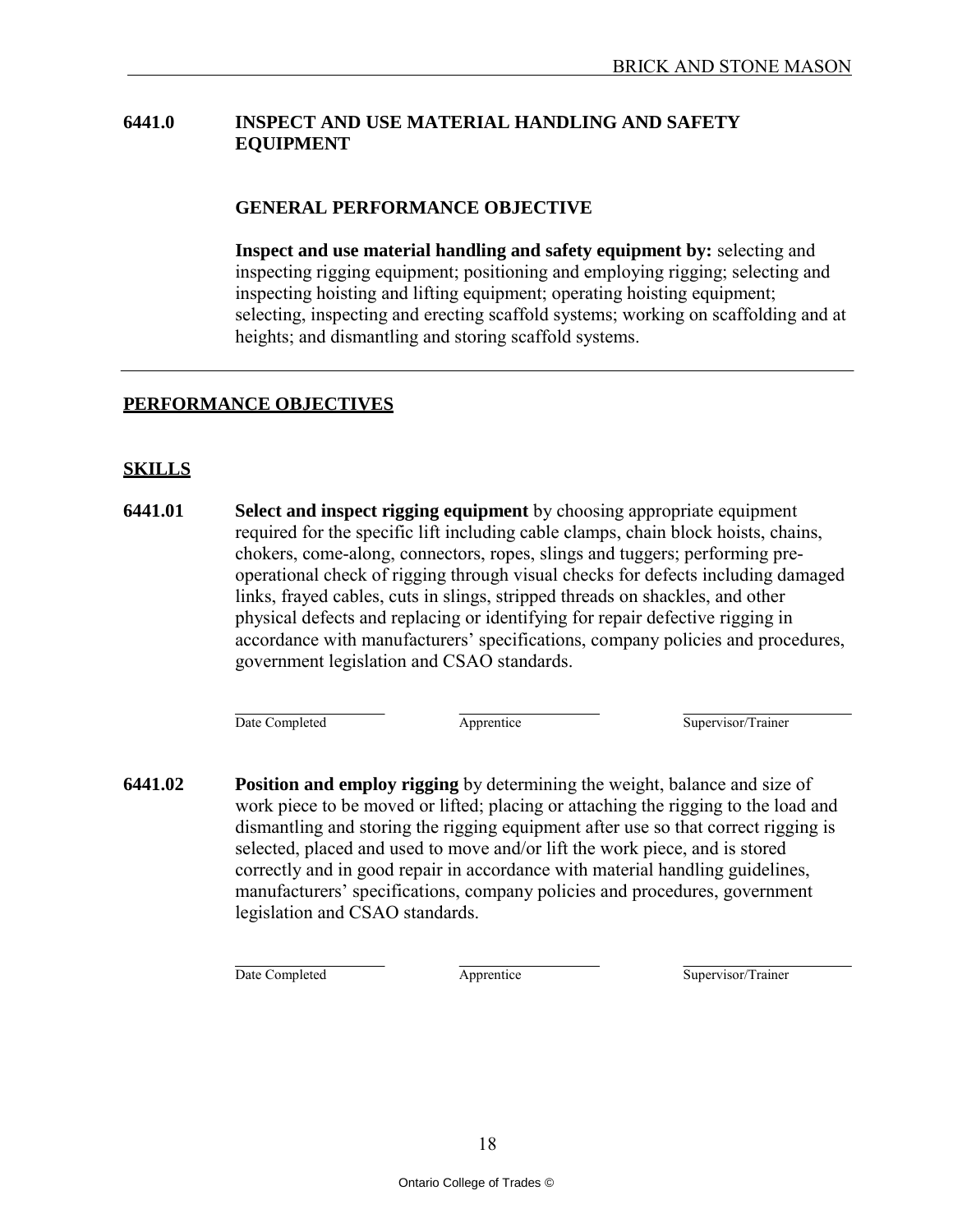## 6441.0 INSPECT AND USE MATERIAL HANDLING AND SAFETY EQUIPMENT

### GENERAL PERFORMANCE OBJECTIVE

**Inspect and use material handling and safety equipment by:** selecting and inspecting rigging equipment; positioning and employing rigging; selecting and inspecting hoisting and lifting equipment; operating hoisting equipment; selecting, inspecting and erecting scaffold systems; working on scaffolding and at heights; and dismantling and storing scaffold systems.

---

## PERFORMANCE OBJECTIVES

### SKILLS

**6441.01** **Select and inspect rigging equipment** by choosing appropriate equipment required for the specific lift including cable clamps, chain block hoists, chains, chokers, come-along, connectors, ropes, slings and tuggers; performing pre-operational check of rigging through visual checks for defects including damaged links, frayed cables, cuts in slings, stripped threads on shackles, and other physical defects and replacing or identifying for repair defective rigging in accordance with manufacturers' specifications, company policies and procedures, government legislation and CSAO standards.

| Date Completed | Apprentice | Supervisor/Trainer |
|---|---|---|
| | | |

**6441.02** **Position and employ rigging** by determining the weight, balance and size of work piece to be moved or lifted; placing or attaching the rigging to the load and dismantling and storing the rigging equipment after use so that correct rigging is selected, placed and used to move and/or lift the work piece, and is stored correctly and in good repair in accordance with material handling guidelines, manufacturers' specifications, company policies and procedures, government legislation and CSAO standards.

| Date Completed | Apprentice | Supervisor/Trainer |
|---|---|---|
| | | |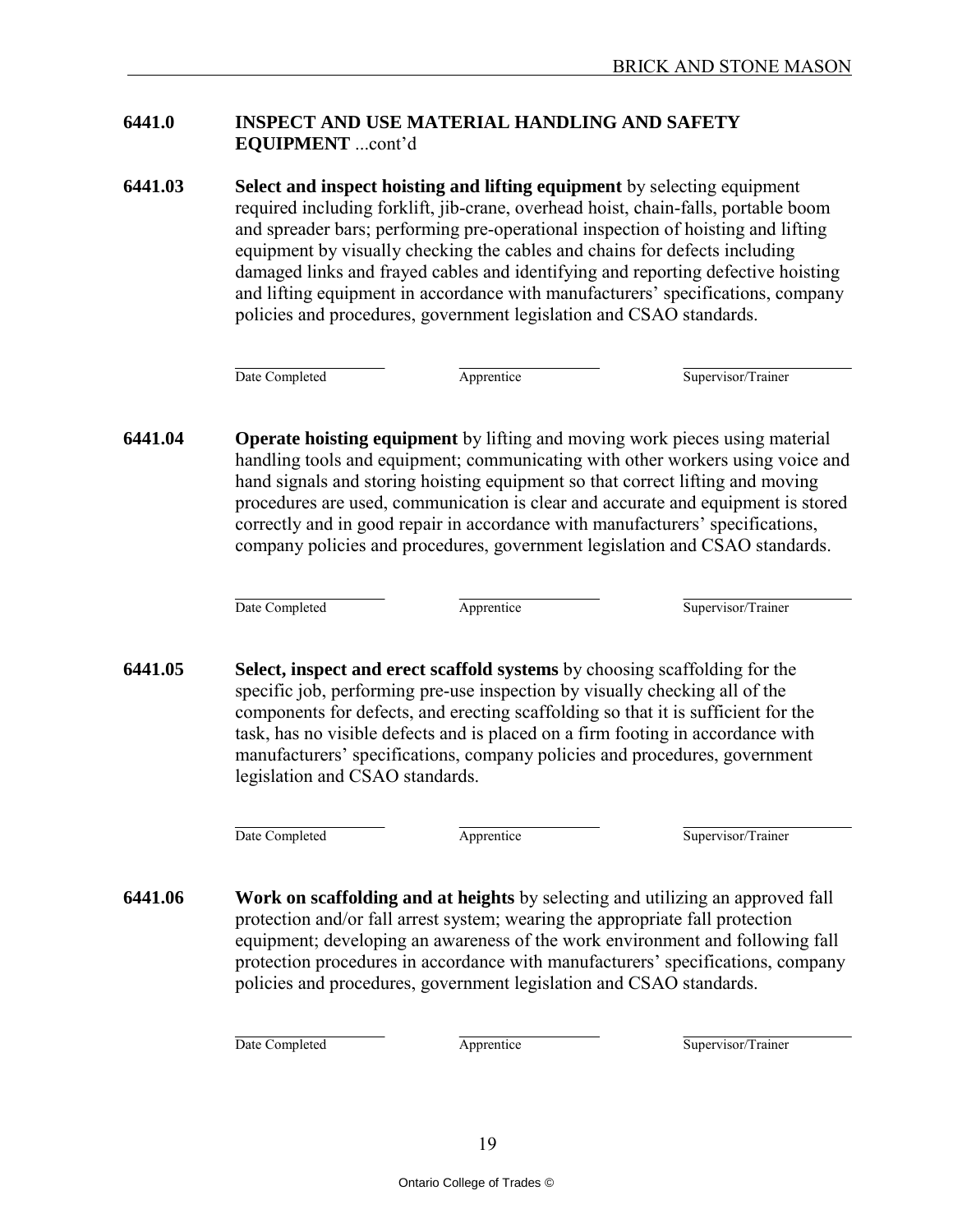## 6441.0 INSPECT AND USE MATERIAL HANDLING AND SAFETY EQUIPMENT ...cont'd

**6441.03** **Select and inspect hoisting and lifting equipment** by selecting equipment required including forklift, jib-crane, overhead hoist, chain-falls, portable boom and spreader bars; performing pre-operational inspection of hoisting and lifting equipment by visually checking the cables and chains for defects including damaged links and frayed cables and identifying and reporting defective hoisting and lifting equipment in accordance with manufacturers' specifications, company policies and procedures, government legislation and CSAO standards.

| Date Completed | Apprentice | Supervisor/Trainer |
|---|---|---|

**6441.04** **Operate hoisting equipment** by lifting and moving work pieces using material handling tools and equipment; communicating with other workers using voice and hand signals and storing hoisting equipment so that correct lifting and moving procedures are used, communication is clear and accurate and equipment is stored correctly and in good repair in accordance with manufacturers' specifications, company policies and procedures, government legislation and CSAO standards.

| Date Completed | Apprentice | Supervisor/Trainer |
|---|---|---|

**6441.05** **Select, inspect and erect scaffold systems** by choosing scaffolding for the specific job, performing pre-use inspection by visually checking all of the components for defects, and erecting scaffolding so that it is sufficient for the task, has no visible defects and is placed on a firm footing in accordance with manufacturers' specifications, company policies and procedures, government legislation and CSAO standards.

| Date Completed | Apprentice | Supervisor/Trainer |
|---|---|---|

**6441.06** **Work on scaffolding and at heights** by selecting and utilizing an approved fall protection and/or fall arrest system; wearing the appropriate fall protection equipment; developing an awareness of the work environment and following fall protection procedures in accordance with manufacturers' specifications, company policies and procedures, government legislation and CSAO standards.

| Date Completed | Apprentice | Supervisor/Trainer |
|---|---|---|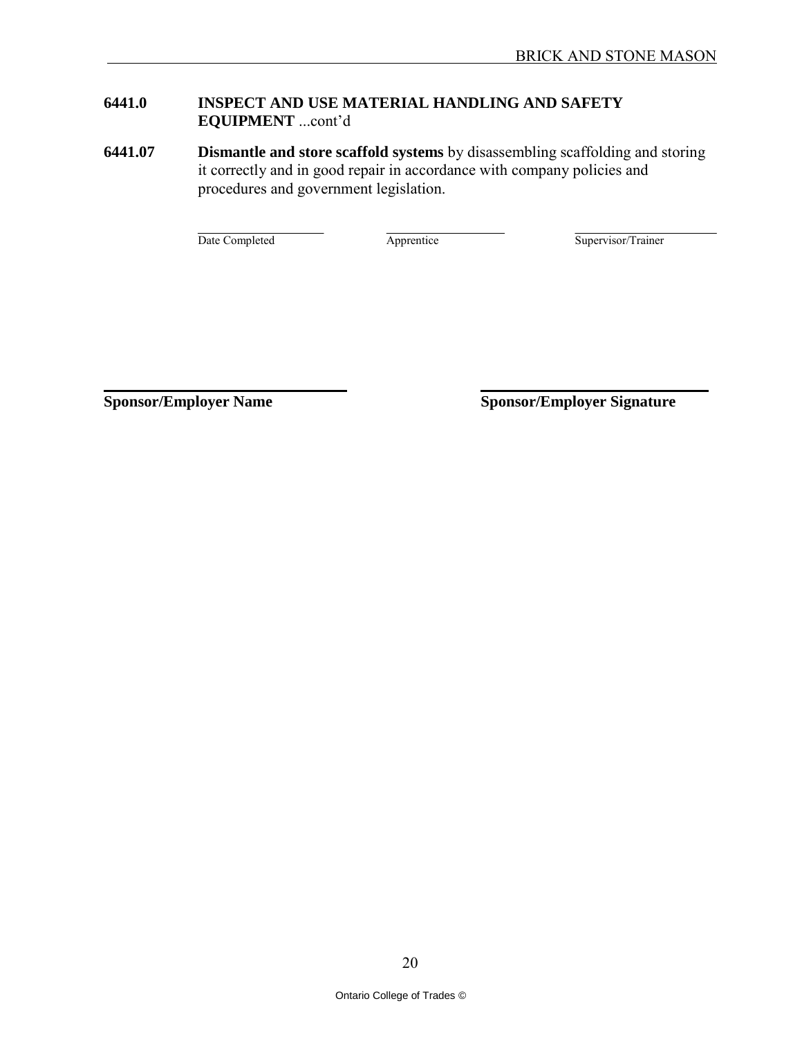**6441.0 INSPECT AND USE MATERIAL HANDLING AND SAFETY EQUIPMENT** ...cont'd

**6441.07 Dismantle and store scaffold systems** by disassembling scaffolding and storing it correctly and in good repair in accordance with company policies and procedures and government legislation.

| \_\_\_\_\_\_\_\_\_\_\_\_\_\_\_\_ | \_\_\_\_\_\_\_\_\_\_\_\_\_\_\_\_ | \_\_\_\_\_\_\_\_\_\_\_\_\_\_\_\_ |
|---|---|---|
| Date Completed | Apprentice | Supervisor/Trainer |

| \_\_\_\_\_\_\_\_\_\_\_\_\_\_\_\_\_\_\_\_\_\_\_\_ | \_\_\_\_\_\_\_\_\_\_\_\_\_\_\_\_\_\_\_\_\_\_\_\_ |
|---|---|
| **Sponsor/Employer Name** | **Sponsor/Employer Signature** |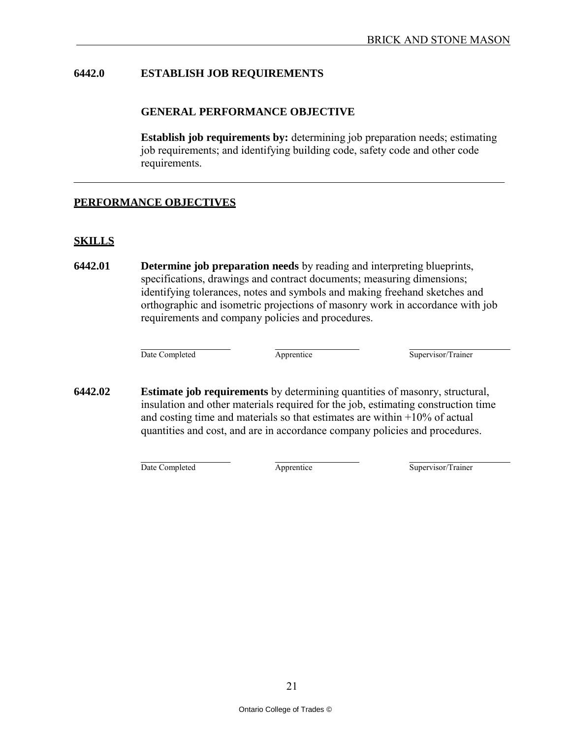## 6442.0 ESTABLISH JOB REQUIREMENTS

### GENERAL PERFORMANCE OBJECTIVE

**Establish job requirements by:** determining job preparation needs; estimating job requirements; and identifying building code, safety code and other code requirements.

---

## PERFORMANCE OBJECTIVES

### SKILLS

**6442.01** **Determine job preparation needs** by reading and interpreting blueprints, specifications, drawings and contract documents; measuring dimensions; identifying tolerances, notes and symbols and making freehand sketches and orthographic and isometric projections of masonry work in accordance with job requirements and company policies and procedures.

| Date Completed | Apprentice | Supervisor/Trainer |
|---|---|---|
| | | |

**6442.02** **Estimate job requirements** by determining quantities of masonry, structural, insulation and other materials required for the job, estimating construction time and costing time and materials so that estimates are within +10% of actual quantities and cost, and are in accordance company policies and procedures.

| Date Completed | Apprentice | Supervisor/Trainer |
|---|---|---|
| | | |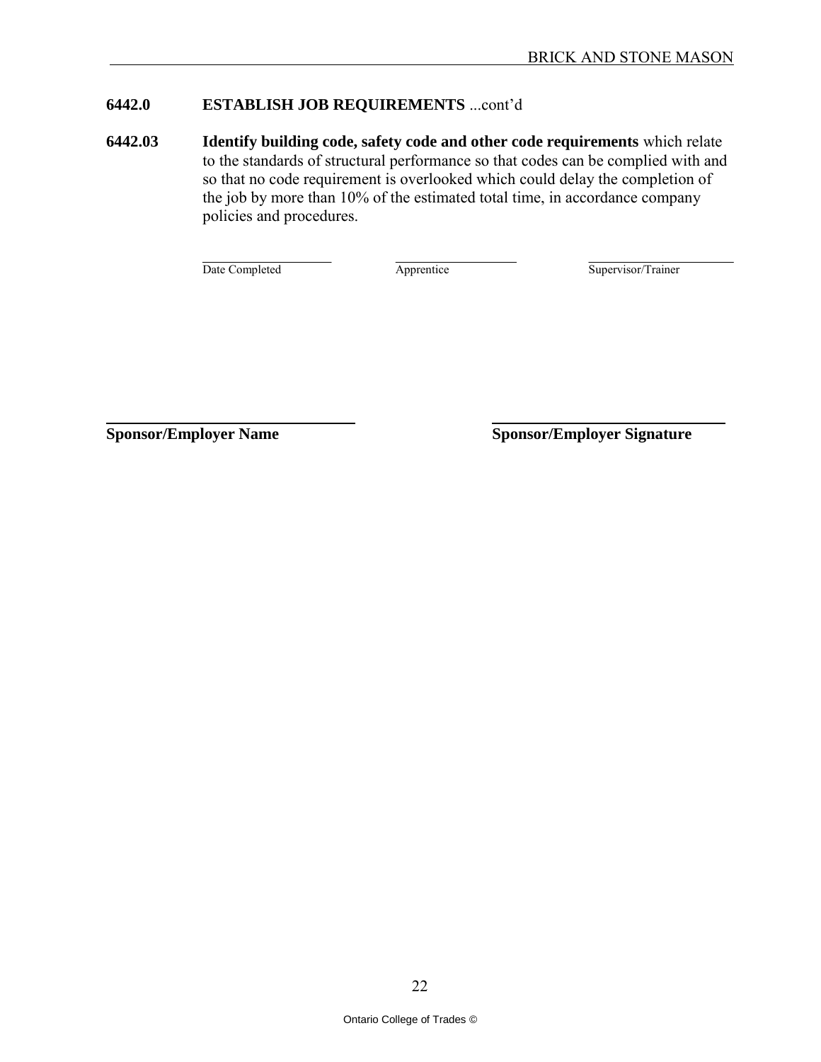## 6442.0 ESTABLISH JOB REQUIREMENTS ...cont'd

**6442.03 Identify building code, safety code and other code requirements** which relate to the standards of structural performance so that codes can be complied with and so that no code requirement is overlooked which could delay the completion of the job by more than 10% of the estimated total time, in accordance company policies and procedures.

| _____________ | _____________ | _____________ |
|---|---|---|
| Date Completed | Apprentice | Supervisor/Trainer |

| _____________________ | _____________________ |
|---|---|
| **Sponsor/Employer Name** | **Sponsor/Employer Signature** |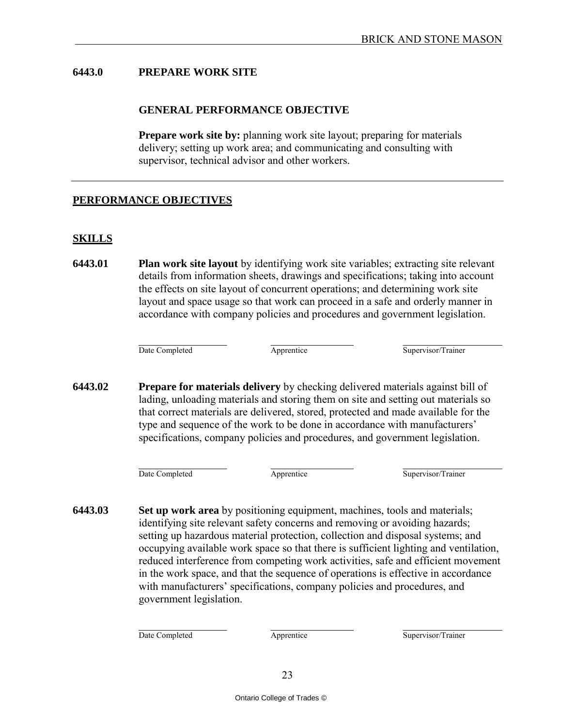## 6443.0 PREPARE WORK SITE

### GENERAL PERFORMANCE OBJECTIVE

**Prepare work site by:** planning work site layout; preparing for materials delivery; setting up work area; and communicating and consulting with supervisor, technical advisor and other workers.

---

## PERFORMANCE OBJECTIVES

### SKILLS

**6443.01** **Plan work site layout** by identifying work site variables; extracting site relevant details from information sheets, drawings and specifications; taking into account the effects on site layout of concurrent operations; and determining work site layout and space usage so that work can proceed in a safe and orderly manner in accordance with company policies and procedures and government legislation.

| Date Completed | Apprentice | Supervisor/Trainer |
|---|---|---|
| | | |

**6443.02** **Prepare for materials delivery** by checking delivered materials against bill of lading, unloading materials and storing them on site and setting out materials so that correct materials are delivered, stored, protected and made available for the type and sequence of the work to be done in accordance with manufacturers' specifications, company policies and procedures, and government legislation.

| Date Completed | Apprentice | Supervisor/Trainer |
|---|---|---|
| | | |

**6443.03** **Set up work area** by positioning equipment, machines, tools and materials; identifying site relevant safety concerns and removing or avoiding hazards; setting up hazardous material protection, collection and disposal systems; and occupying available work space so that there is sufficient lighting and ventilation, reduced interference from competing work activities, safe and efficient movement in the work space, and that the sequence of operations is effective in accordance with manufacturers' specifications, company policies and procedures, and government legislation.

| Date Completed | Apprentice | Supervisor/Trainer |
|---|---|---|
| | | |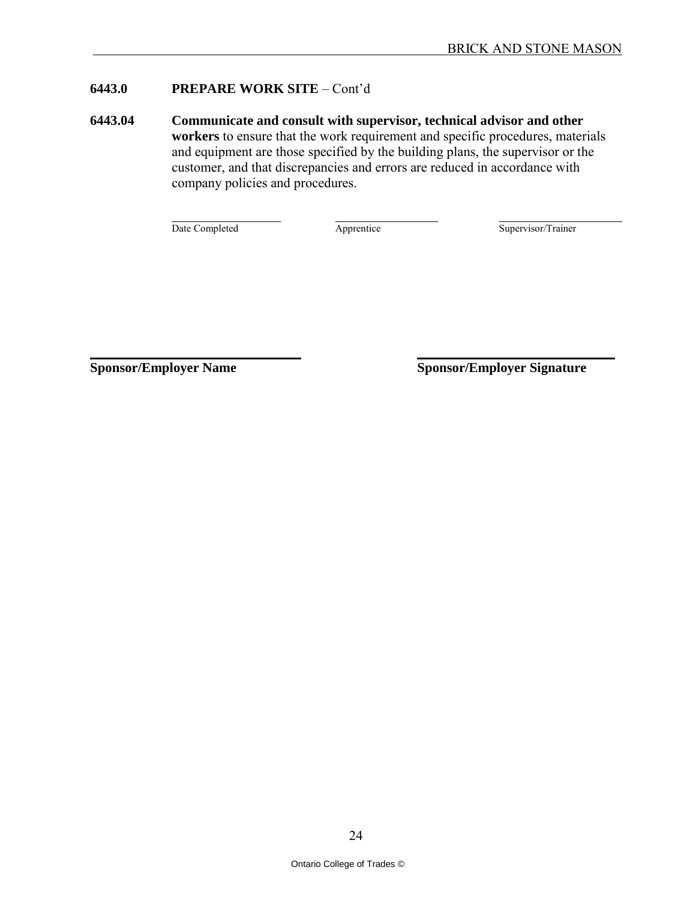## 6443.0 PREPARE WORK SITE – Cont'd

**6443.04 Communicate and consult with supervisor, technical advisor and other workers** to ensure that the work requirement and specific procedures, materials and equipment are those specified by the building plans, the supervisor or the customer, and that discrepancies and errors are reduced in accordance with company policies and procedures.

| Date Completed | Apprentice | Supervisor/Trainer |
|---|---|---|
| | | |

| **Sponsor/Employer Name** | **Sponsor/Employer Signature** |
|---|---|
| | |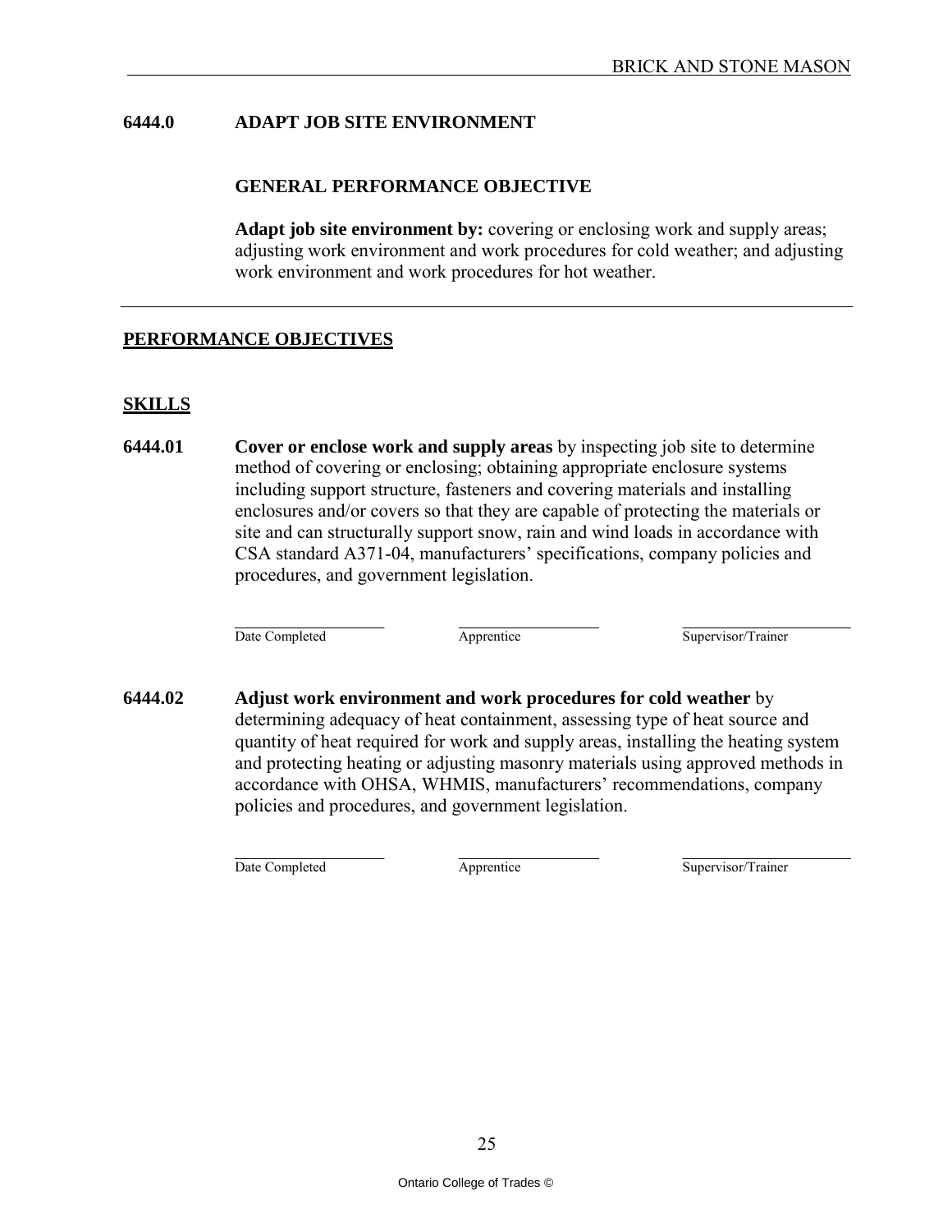## 6444.0 ADAPT JOB SITE ENVIRONMENT

### GENERAL PERFORMANCE OBJECTIVE

**Adapt job site environment by:** covering or enclosing work and supply areas; adjusting work environment and work procedures for cold weather; and adjusting work environment and work procedures for hot weather.

---

## PERFORMANCE OBJECTIVES

### SKILLS

**6444.01** **Cover or enclose work and supply areas** by inspecting job site to determine method of covering or enclosing; obtaining appropriate enclosure systems including support structure, fasteners and covering materials and installing enclosures and/or covers so that they are capable of protecting the materials or site and can structurally support snow, rain and wind loads in accordance with CSA standard A371-04, manufacturers' specifications, company policies and procedures, and government legislation.

| Date Completed | Apprentice | Supervisor/Trainer |
|---|---|---|
| | | |

**6444.02** **Adjust work environment and work procedures for cold weather** by determining adequacy of heat containment, assessing type of heat source and quantity of heat required for work and supply areas, installing the heating system and protecting heating or adjusting masonry materials using approved methods in accordance with OHSA, WHMIS, manufacturers' recommendations, company policies and procedures, and government legislation.

| Date Completed | Apprentice | Supervisor/Trainer |
|---|---|---|
| | | |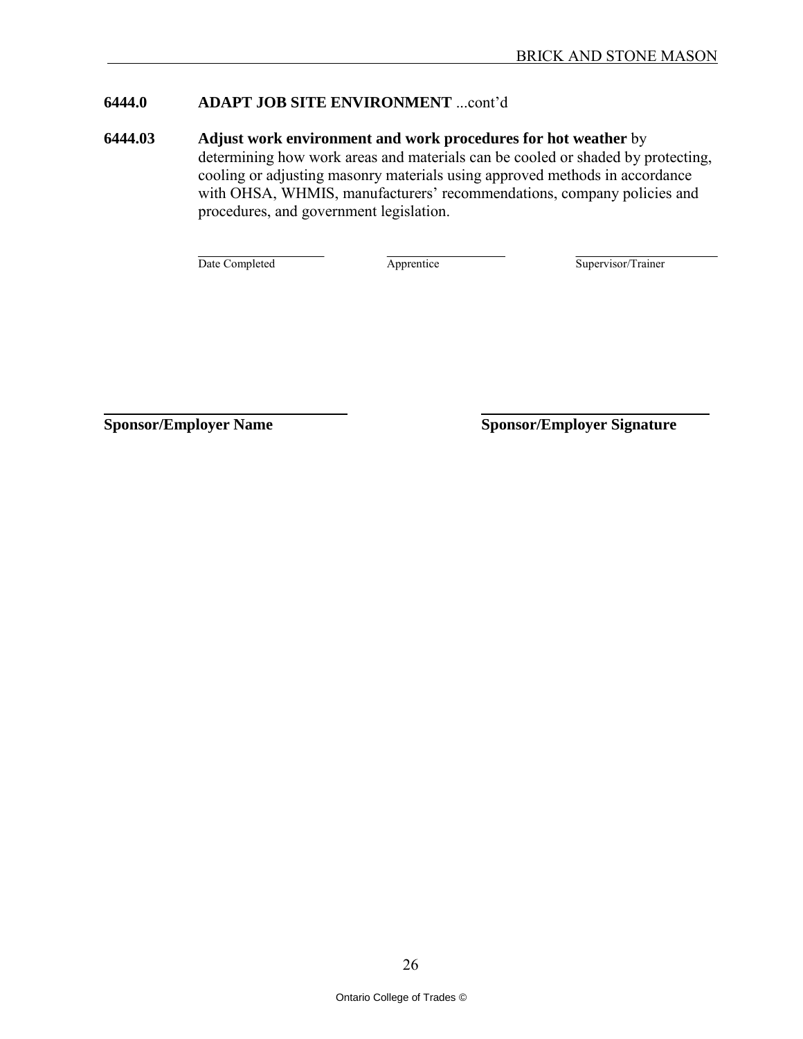## 6444.0 ADAPT JOB SITE ENVIRONMENT ...cont'd

**6444.03 Adjust work environment and work procedures for hot weather** by determining how work areas and materials can be cooled or shaded by protecting, cooling or adjusting masonry materials using approved methods in accordance with OHSA, WHMIS, manufacturers' recommendations, company policies and procedures, and government legislation.

| Date Completed | Apprentice | Supervisor/Trainer |
|---|---|---|
| | | |

| Sponsor/Employer Name | Sponsor/Employer Signature |
|---|---|
| | |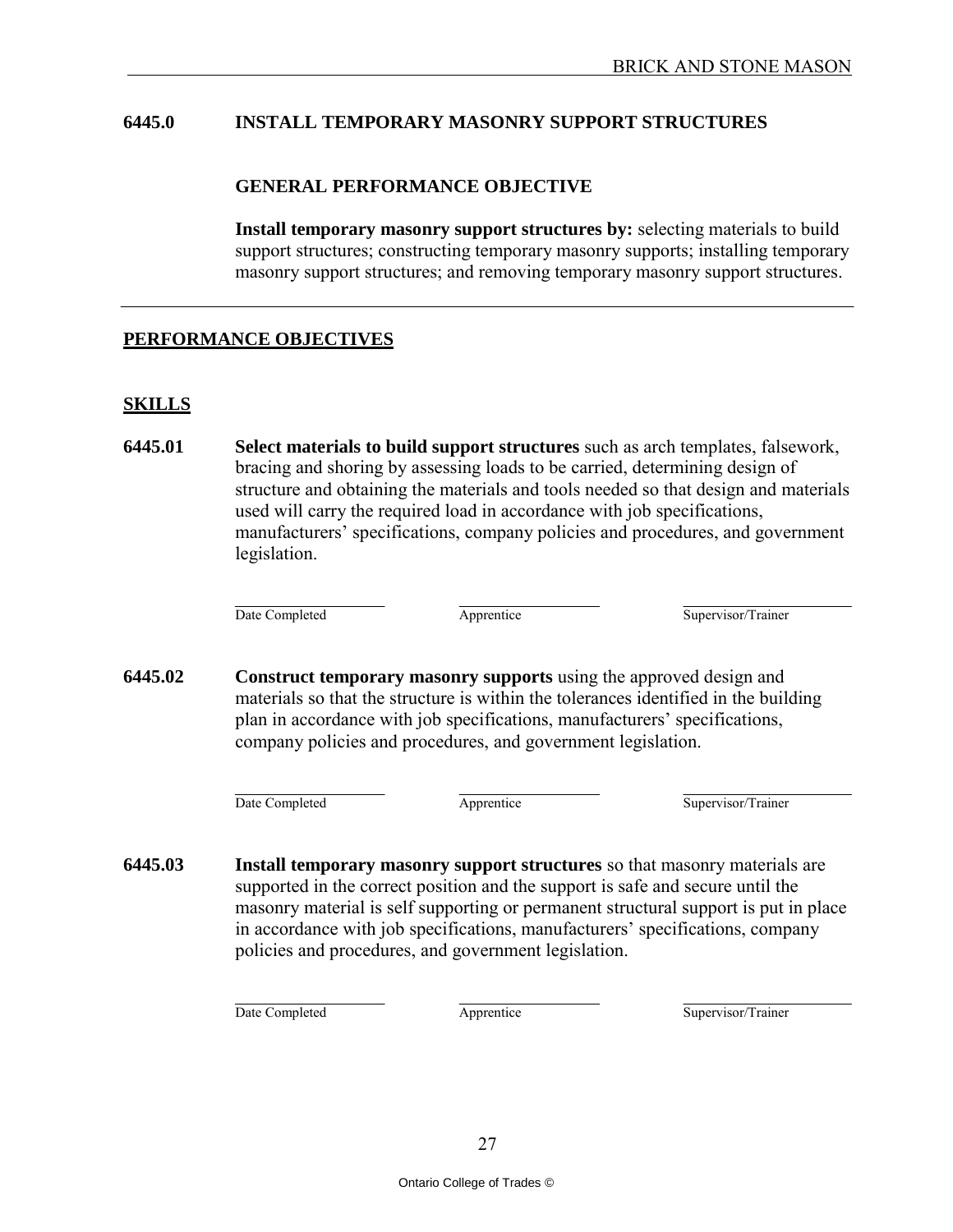## 6445.0 INSTALL TEMPORARY MASONRY SUPPORT STRUCTURES

### GENERAL PERFORMANCE OBJECTIVE

**Install temporary masonry support structures by:** selecting materials to build support structures; constructing temporary masonry supports; installing temporary masonry support structures; and removing temporary masonry support structures.

---

## PERFORMANCE OBJECTIVES

### SKILLS

**6445.01** **Select materials to build support structures** such as arch templates, falsework, bracing and shoring by assessing loads to be carried, determining design of structure and obtaining the materials and tools needed so that design and materials used will carry the required load in accordance with job specifications, manufacturers' specifications, company policies and procedures, and government legislation.

| Date Completed | Apprentice | Supervisor/Trainer |
|---|---|---|

**6445.02** **Construct temporary masonry supports** using the approved design and materials so that the structure is within the tolerances identified in the building plan in accordance with job specifications, manufacturers' specifications, company policies and procedures, and government legislation.

| Date Completed | Apprentice | Supervisor/Trainer |
|---|---|---|

**6445.03** **Install temporary masonry support structures** so that masonry materials are supported in the correct position and the support is safe and secure until the masonry material is self supporting or permanent structural support is put in place in accordance with job specifications, manufacturers' specifications, company policies and procedures, and government legislation.

| Date Completed | Apprentice | Supervisor/Trainer |
|---|---|---|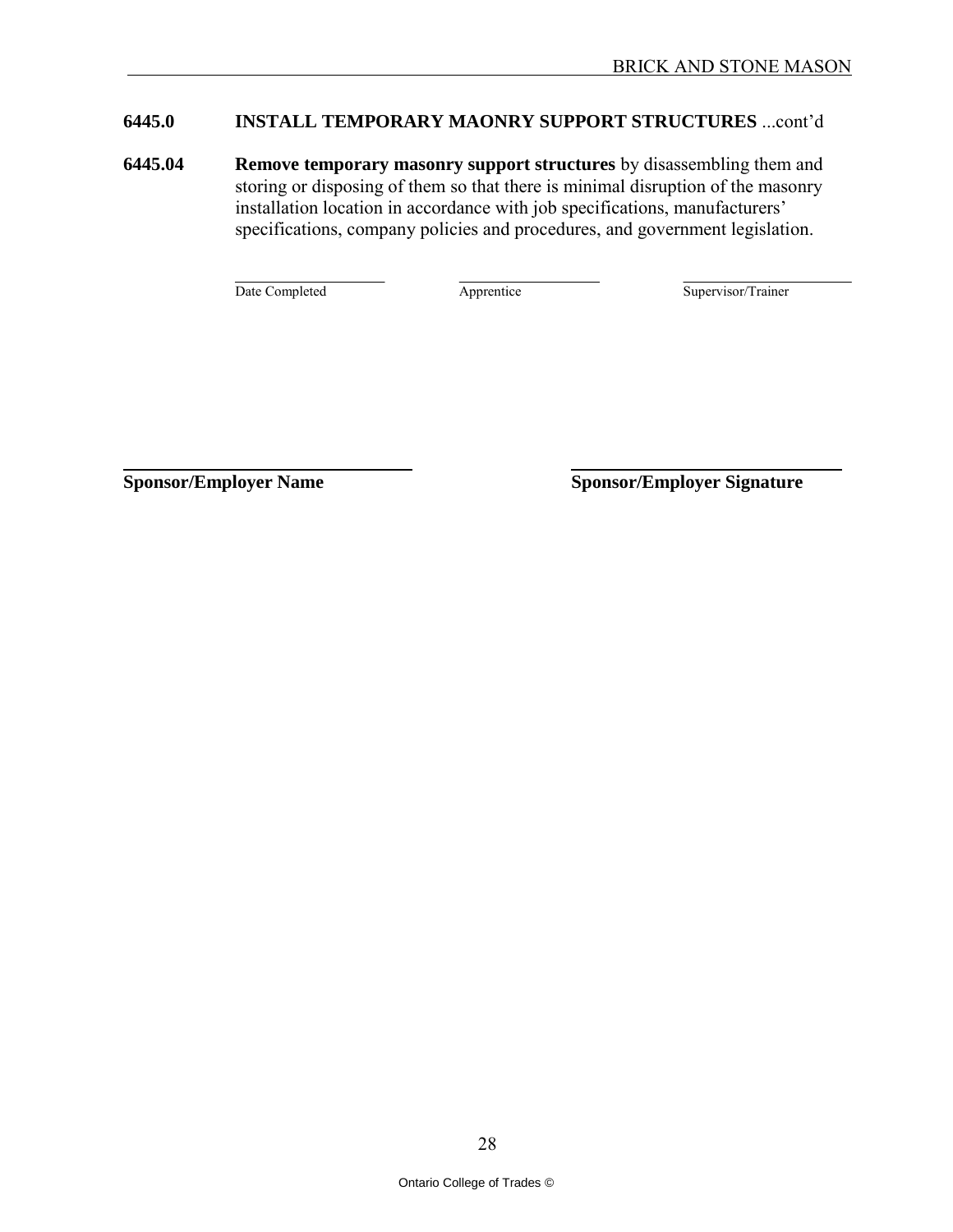## 6445.0 INSTALL TEMPORARY MAONRY SUPPORT STRUCTURES ...cont'd

**6445.04** **Remove temporary masonry support structures** by disassembling them and storing or disposing of them so that there is minimal disruption of the masonry installation location in accordance with job specifications, manufacturers' specifications, company policies and procedures, and government legislation.

| \_\_\_\_\_\_\_\_\_\_\_\_\_\_\_\_\_\_ | \_\_\_\_\_\_\_\_\_\_\_\_\_\_\_\_\_\_ | \_\_\_\_\_\_\_\_\_\_\_\_\_\_\_\_\_\_ |
|---|---|---|
| Date Completed | Apprentice | Supervisor/Trainer |

| \_\_\_\_\_\_\_\_\_\_\_\_\_\_\_\_\_\_\_\_\_\_\_\_\_\_ | \_\_\_\_\_\_\_\_\_\_\_\_\_\_\_\_\_\_\_\_\_\_\_\_\_\_ |
|---|---|
| **Sponsor/Employer Name** | **Sponsor/Employer Signature** |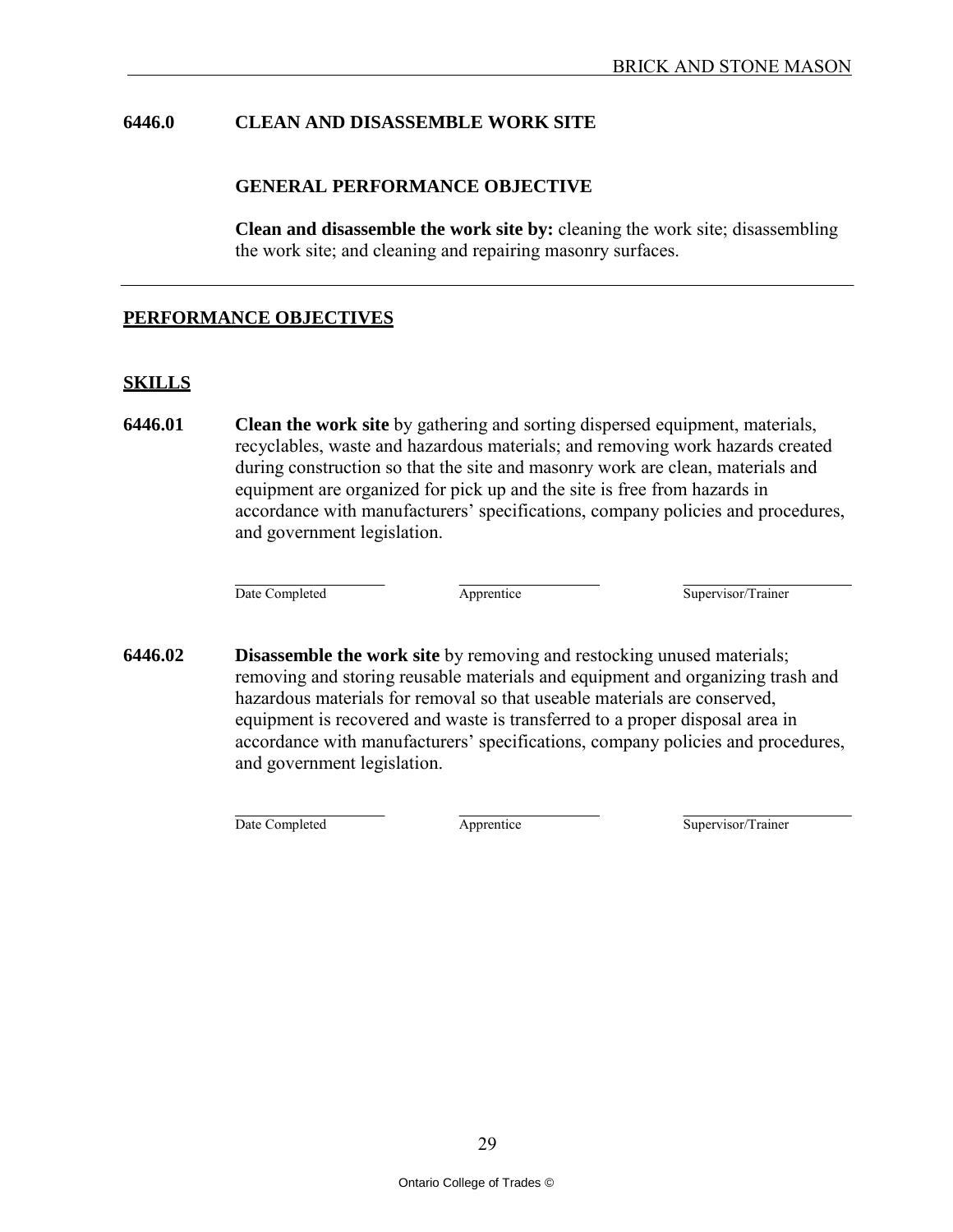## 6446.0 CLEAN AND DISASSEMBLE WORK SITE

### GENERAL PERFORMANCE OBJECTIVE

**Clean and disassemble the work site by:** cleaning the work site; disassembling the work site; and cleaning and repairing masonry surfaces.

---

## PERFORMANCE OBJECTIVES

### SKILLS

**6446.01** **Clean the work site** by gathering and sorting dispersed equipment, materials, recyclables, waste and hazardous materials; and removing work hazards created during construction so that the site and masonry work are clean, materials and equipment are organized for pick up and the site is free from hazards in accordance with manufacturers' specifications, company policies and procedures, and government legislation.

| Date Completed | Apprentice | Supervisor/Trainer |
|---|---|---|
| | | |

**6446.02** **Disassemble the work site** by removing and restocking unused materials; removing and storing reusable materials and equipment and organizing trash and hazardous materials for removal so that useable materials are conserved, equipment is recovered and waste is transferred to a proper disposal area in accordance with manufacturers' specifications, company policies and procedures, and government legislation.

| Date Completed | Apprentice | Supervisor/Trainer |
|---|---|---|
| | | |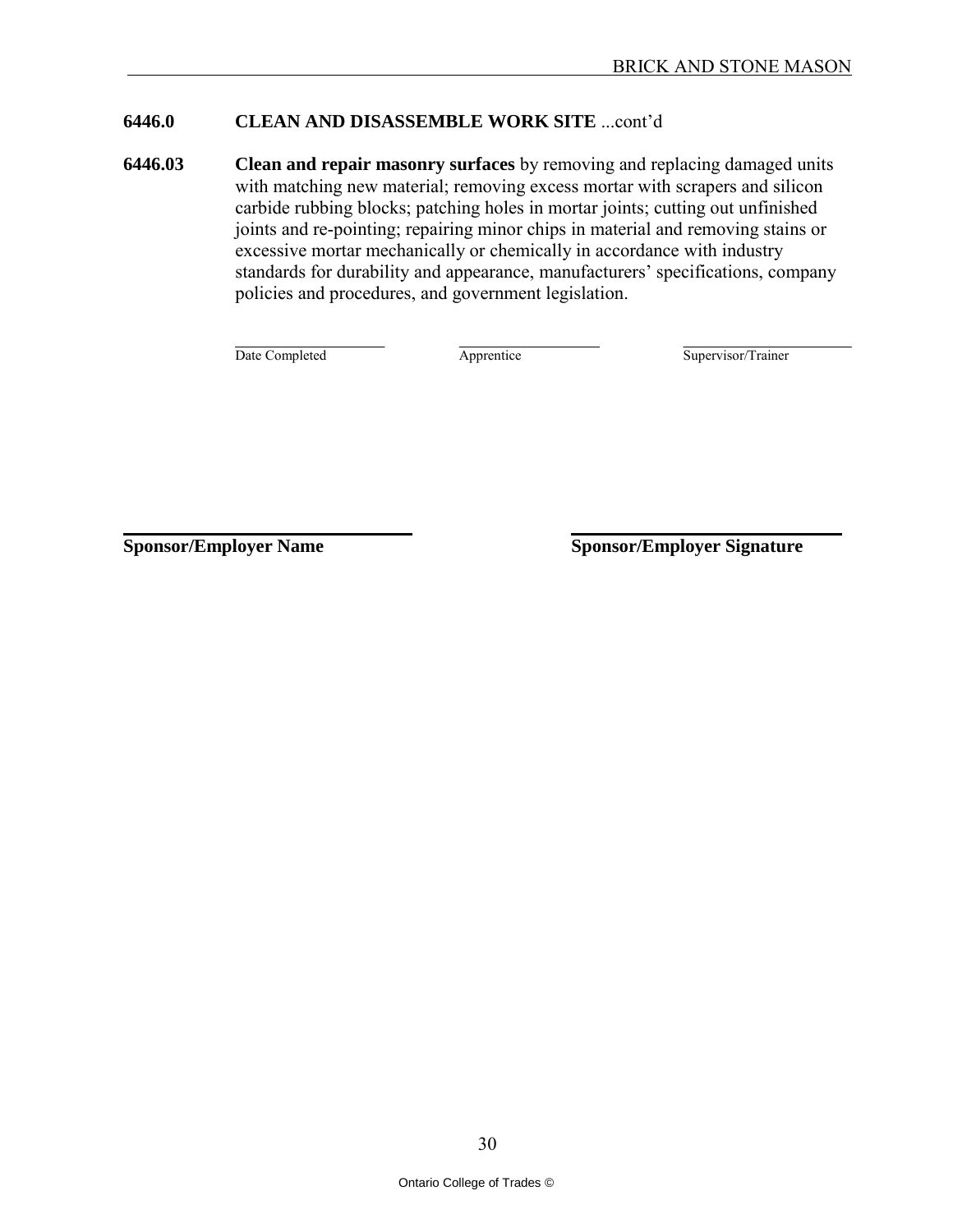## 6446.0 CLEAN AND DISASSEMBLE WORK SITE ...cont'd

**6446.03** **Clean and repair masonry surfaces** by removing and replacing damaged units with matching new material; removing excess mortar with scrapers and silicon carbide rubbing blocks; patching holes in mortar joints; cutting out unfinished joints and re-pointing; repairing minor chips in material and removing stains or excessive mortar mechanically or chemically in accordance with industry standards for durability and appearance, manufacturers' specifications, company policies and procedures, and government legislation.

| Date Completed | Apprentice | Supervisor/Trainer |
|---|---|---|
| | | |

| **Sponsor/Employer Name** | **Sponsor/Employer Signature** |
|---|---|
| | |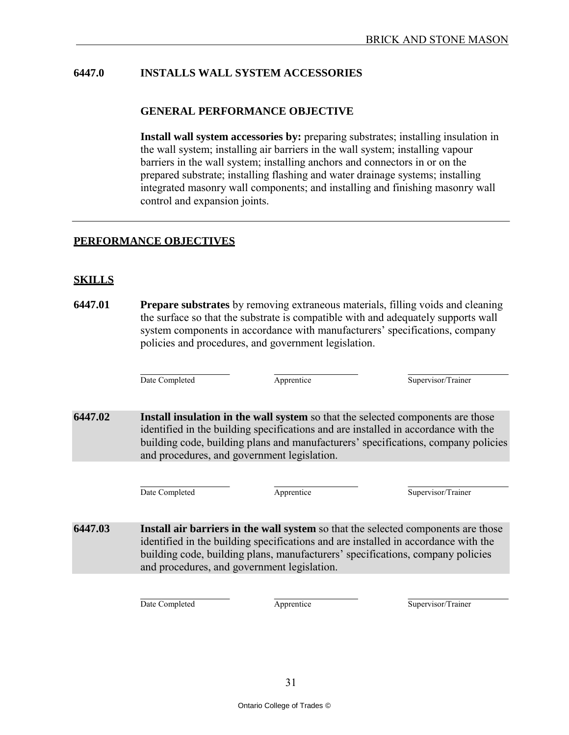## 6447.0 INSTALLS WALL SYSTEM ACCESSORIES

### GENERAL PERFORMANCE OBJECTIVE

**Install wall system accessories by:** preparing substrates; installing insulation in the wall system; installing air barriers in the wall system; installing vapour barriers in the wall system; installing anchors and connectors in or on the prepared substrate; installing flashing and water drainage systems; installing integrated masonry wall components; and installing and finishing masonry wall control and expansion joints.

---

## PERFORMANCE OBJECTIVES

### SKILLS

**6447.01** **Prepare substrates** by removing extraneous materials, filling voids and cleaning the surface so that the substrate is compatible with and adequately supports wall system components in accordance with manufacturers' specifications, company policies and procedures, and government legislation.

| Date Completed | Apprentice | Supervisor/Trainer |
|---|---|---|

**6447.02** **Install insulation in the wall system** so that the selected components are those identified in the building specifications and are installed in accordance with the building code, building plans and manufacturers' specifications, company policies and procedures, and government legislation.

| Date Completed | Apprentice | Supervisor/Trainer |
|---|---|---|

**6447.03** **Install air barriers in the wall system** so that the selected components are those identified in the building specifications and are installed in accordance with the building code, building plans, manufacturers' specifications, company policies and procedures, and government legislation.

| Date Completed | Apprentice | Supervisor/Trainer |
|---|---|---|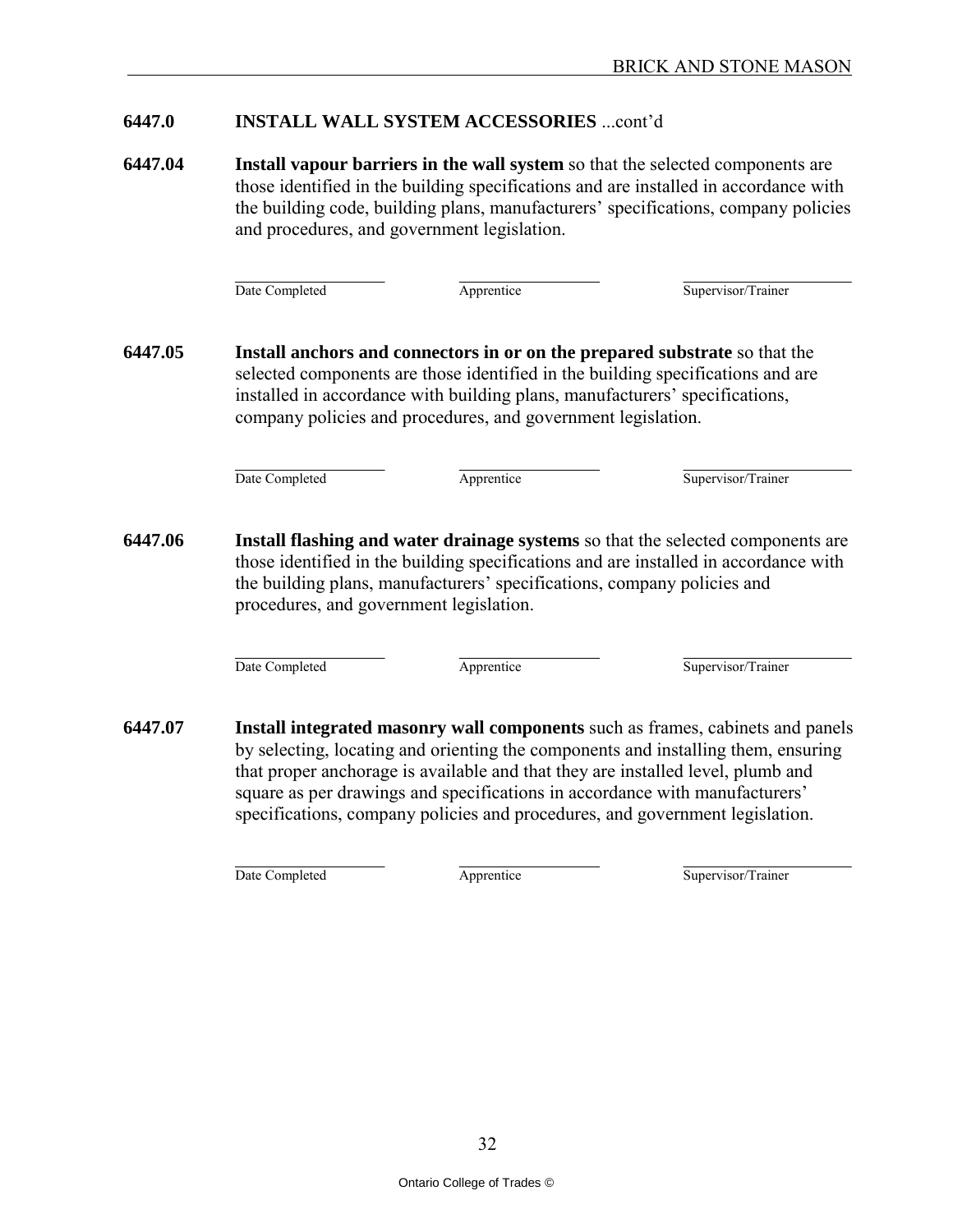## 6447.0 INSTALL WALL SYSTEM ACCESSORIES ...cont'd

**6447.04** **Install vapour barriers in the wall system** so that the selected components are those identified in the building specifications and are installed in accordance with the building code, building plans, manufacturers' specifications, company policies and procedures, and government legislation.

| Date Completed | Apprentice | Supervisor/Trainer |
|---|---|---|

**6447.05** **Install anchors and connectors in or on the prepared substrate** so that the selected components are those identified in the building specifications and are installed in accordance with building plans, manufacturers' specifications, company policies and procedures, and government legislation.

| Date Completed | Apprentice | Supervisor/Trainer |
|---|---|---|

**6447.06** **Install flashing and water drainage systems** so that the selected components are those identified in the building specifications and are installed in accordance with the building plans, manufacturers' specifications, company policies and procedures, and government legislation.

| Date Completed | Apprentice | Supervisor/Trainer |
|---|---|---|

**6447.07** **Install integrated masonry wall components** such as frames, cabinets and panels by selecting, locating and orienting the components and installing them, ensuring that proper anchorage is available and that they are installed level, plumb and square as per drawings and specifications in accordance with manufacturers' specifications, company policies and procedures, and government legislation.

| Date Completed | Apprentice | Supervisor/Trainer |
|---|---|---|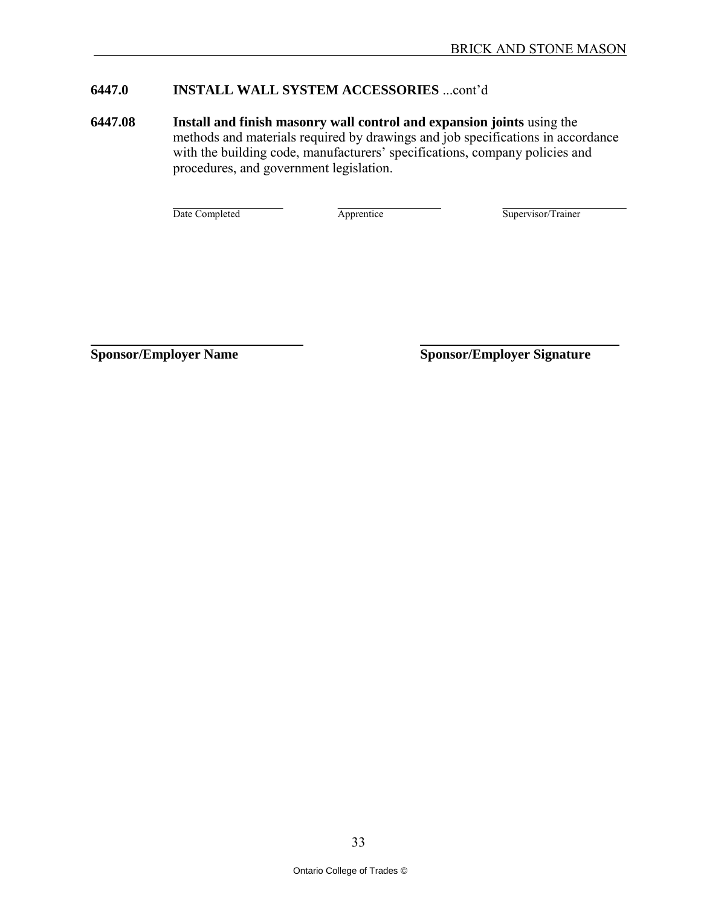## 6447.0 INSTALL WALL SYSTEM ACCESSORIES ...cont'd

**6447.08** **Install and finish masonry wall control and expansion joints** using the methods and materials required by drawings and job specifications in accordance with the building code, manufacturers' specifications, company policies and procedures, and government legislation.

| Date Completed | Apprentice | Supervisor/Trainer |
|---|---|---|
| | | |

| **Sponsor/Employer Name** | **Sponsor/Employer Signature** |
|---|---|
| | |

Ontario College of Trades ©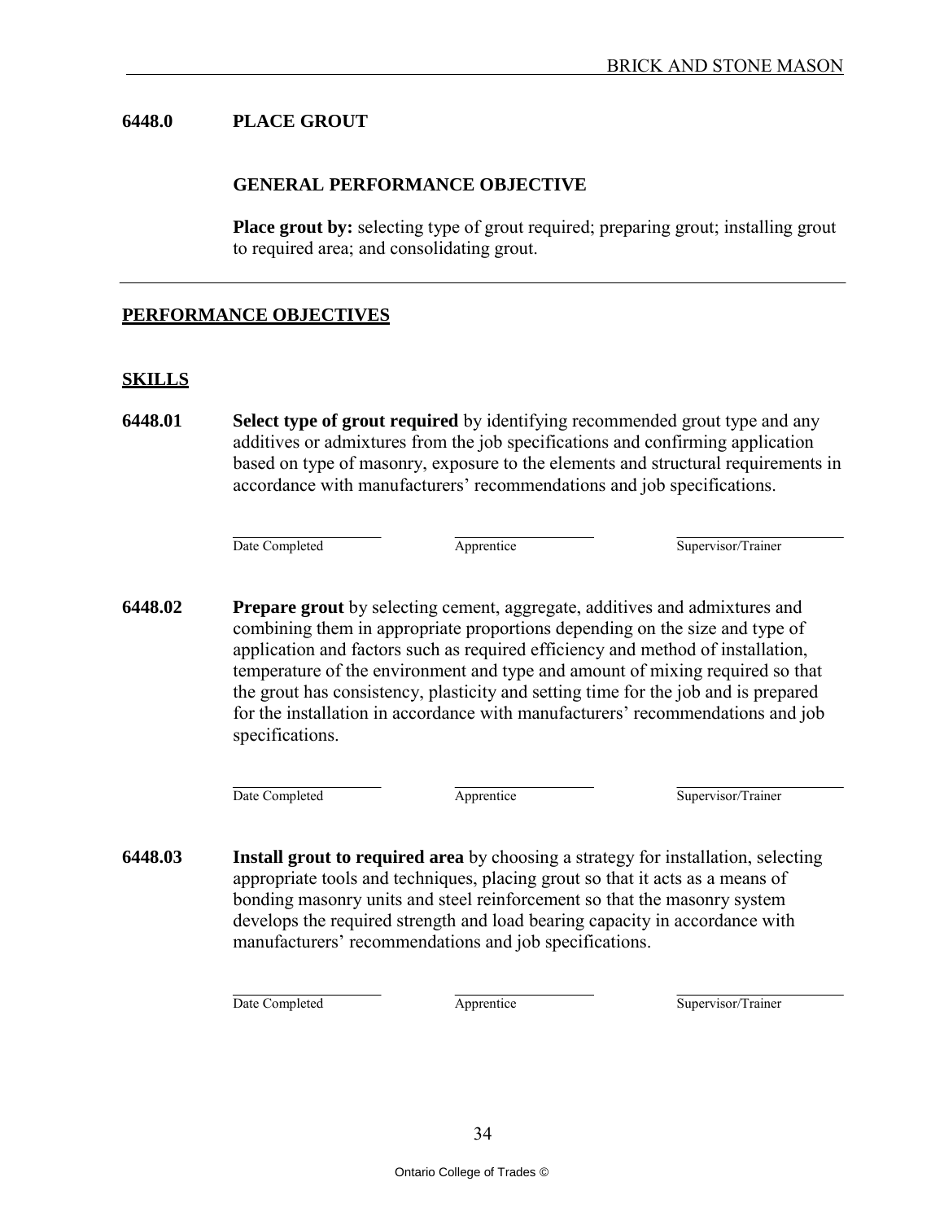## 6448.0 PLACE GROUT

### GENERAL PERFORMANCE OBJECTIVE

**Place grout by:** selecting type of grout required; preparing grout; installing grout to required area; and consolidating grout.

---

## PERFORMANCE OBJECTIVES

### SKILLS

**6448.01** **Select type of grout required** by identifying recommended grout type and any additives or admixtures from the job specifications and confirming application based on type of masonry, exposure to the elements and structural requirements in accordance with manufacturers' recommendations and job specifications.

| Date Completed | Apprentice | Supervisor/Trainer |
|---|---|---|

**6448.02** **Prepare grout** by selecting cement, aggregate, additives and admixtures and combining them in appropriate proportions depending on the size and type of application and factors such as required efficiency and method of installation, temperature of the environment and type and amount of mixing required so that the grout has consistency, plasticity and setting time for the job and is prepared for the installation in accordance with manufacturers' recommendations and job specifications.

| Date Completed | Apprentice | Supervisor/Trainer |
|---|---|---|

**6448.03** **Install grout to required area** by choosing a strategy for installation, selecting appropriate tools and techniques, placing grout so that it acts as a means of bonding masonry units and steel reinforcement so that the masonry system develops the required strength and load bearing capacity in accordance with manufacturers' recommendations and job specifications.

| Date Completed | Apprentice | Supervisor/Trainer |
|---|---|---|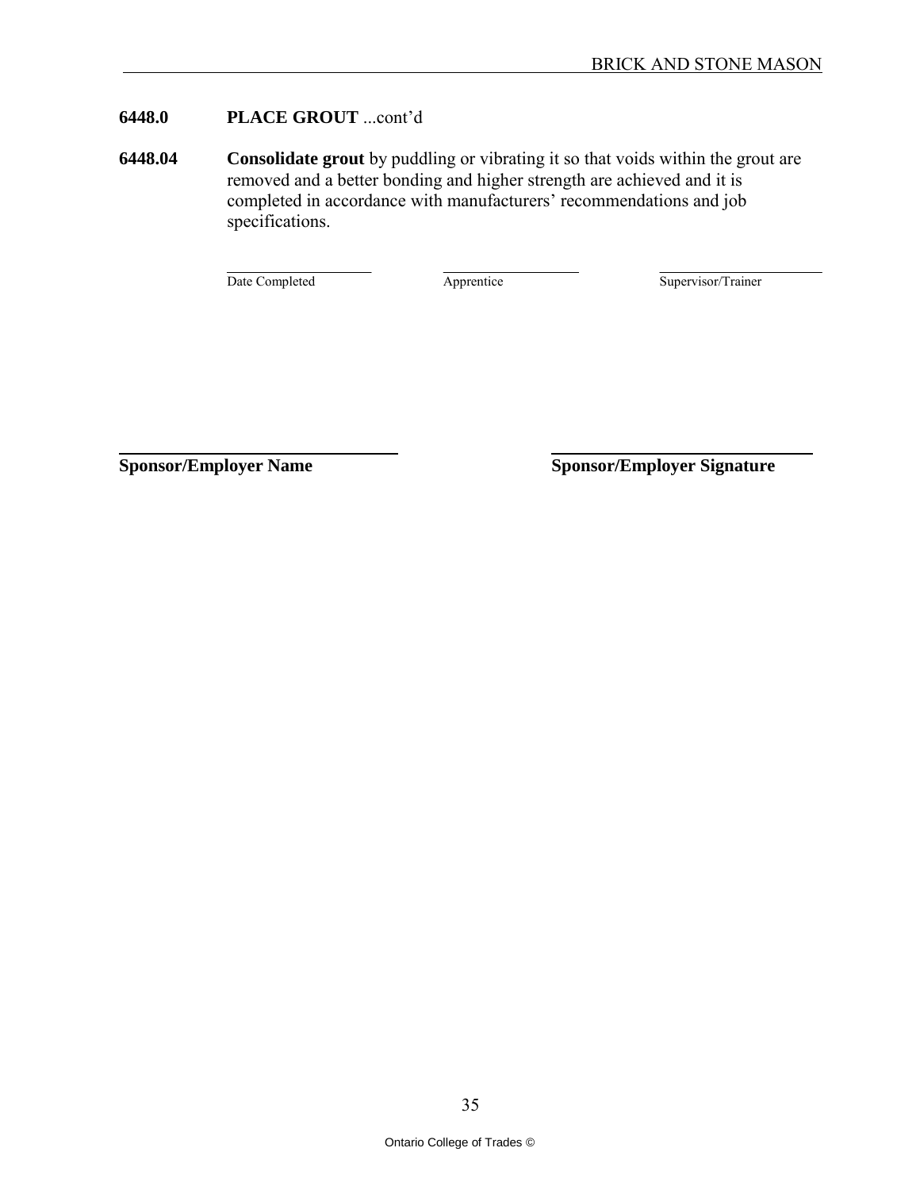## 6448.0 PLACE GROUT ...cont'd

**6448.04** **Consolidate grout** by puddling or vibrating it so that voids within the grout are removed and a better bonding and higher strength are achieved and it is completed in accordance with manufacturers' recommendations and job specifications.

| Date Completed | Apprentice | Supervisor/Trainer |
|---|---|---|
| | | |

| **Sponsor/Employer Name** | **Sponsor/Employer Signature** |
|---|---|
| | |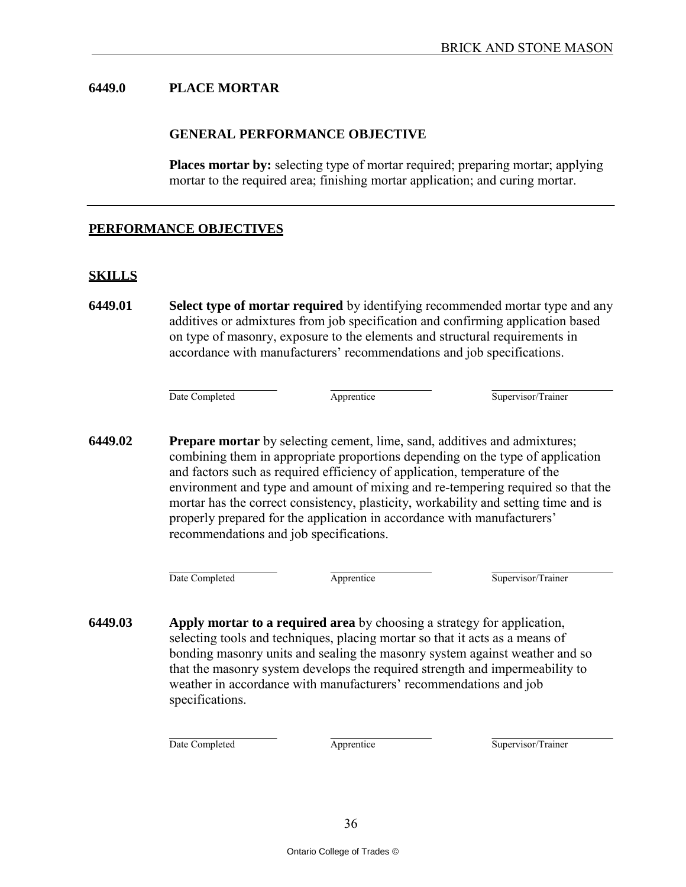## 6449.0 PLACE MORTAR

### GENERAL PERFORMANCE OBJECTIVE

**Places mortar by:** selecting type of mortar required; preparing mortar; applying mortar to the required area; finishing mortar application; and curing mortar.

---

## PERFORMANCE OBJECTIVES

### SKILLS

**6449.01** **Select type of mortar required** by identifying recommended mortar type and any additives or admixtures from job specification and confirming application based on type of masonry, exposure to the elements and structural requirements in accordance with manufacturers' recommendations and job specifications.

| Date Completed | Apprentice | Supervisor/Trainer |
|---|---|---|
| | | |

**6449.02** **Prepare mortar** by selecting cement, lime, sand, additives and admixtures; combining them in appropriate proportions depending on the type of application and factors such as required efficiency of application, temperature of the environment and type and amount of mixing and re-tempering required so that the mortar has the correct consistency, plasticity, workability and setting time and is properly prepared for the application in accordance with manufacturers' recommendations and job specifications.

| Date Completed | Apprentice | Supervisor/Trainer |
|---|---|---|
| | | |

**6449.03** **Apply mortar to a required area** by choosing a strategy for application, selecting tools and techniques, placing mortar so that it acts as a means of bonding masonry units and sealing the masonry system against weather and so that the masonry system develops the required strength and impermeability to weather in accordance with manufacturers' recommendations and job specifications.

| Date Completed | Apprentice | Supervisor/Trainer |
|---|---|---|
| | | |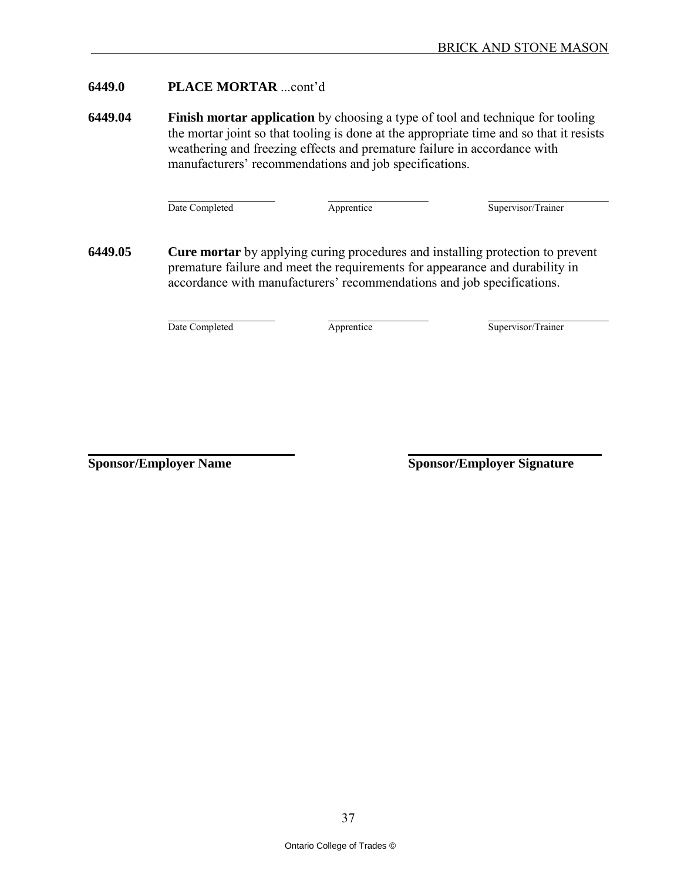**6449.0 PLACE MORTAR** ...cont'd

**6449.04** **Finish mortar application** by choosing a type of tool and technique for tooling the mortar joint so that tooling is done at the appropriate time and so that it resists weathering and freezing effects and premature failure in accordance with manufacturers' recommendations and job specifications.

| Date Completed | Apprentice | Supervisor/Trainer |
|---|---|---|

**6449.05** **Cure mortar** by applying curing procedures and installing protection to prevent premature failure and meet the requirements for appearance and durability in accordance with manufacturers' recommendations and job specifications.

| Date Completed | Apprentice | Supervisor/Trainer |
|---|---|---|

| **Sponsor/Employer Name** | **Sponsor/Employer Signature** |
|---|---|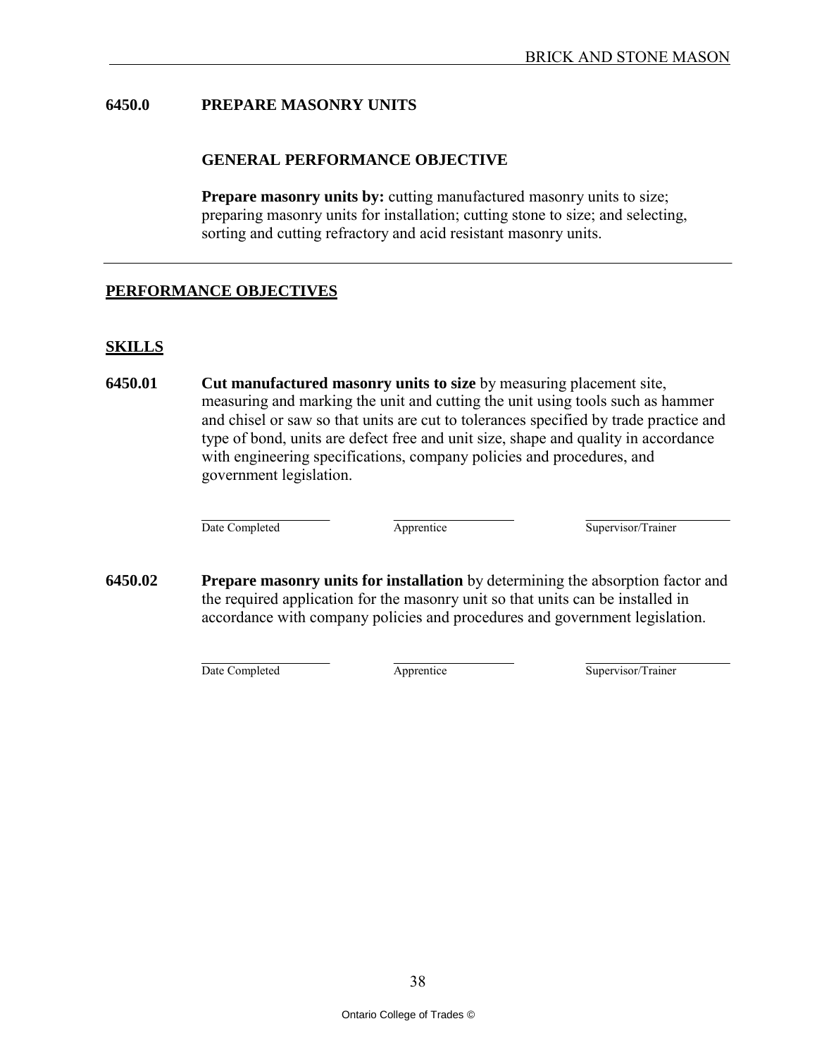## 6450.0 PREPARE MASONRY UNITS

### GENERAL PERFORMANCE OBJECTIVE

**Prepare masonry units by:** cutting manufactured masonry units to size; preparing masonry units for installation; cutting stone to size; and selecting, sorting and cutting refractory and acid resistant masonry units.

---

## PERFORMANCE OBJECTIVES

### SKILLS

**6450.01** **Cut manufactured masonry units to size** by measuring placement site, measuring and marking the unit and cutting the unit using tools such as hammer and chisel or saw so that units are cut to tolerances specified by trade practice and type of bond, units are defect free and unit size, shape and quality in accordance with engineering specifications, company policies and procedures, and government legislation.

| Date Completed | Apprentice | Supervisor/Trainer |
|---|---|---|
| | | |

**6450.02** **Prepare masonry units for installation** by determining the absorption factor and the required application for the masonry unit so that units can be installed in accordance with company policies and procedures and government legislation.

| Date Completed | Apprentice | Supervisor/Trainer |
|---|---|---|
| | | |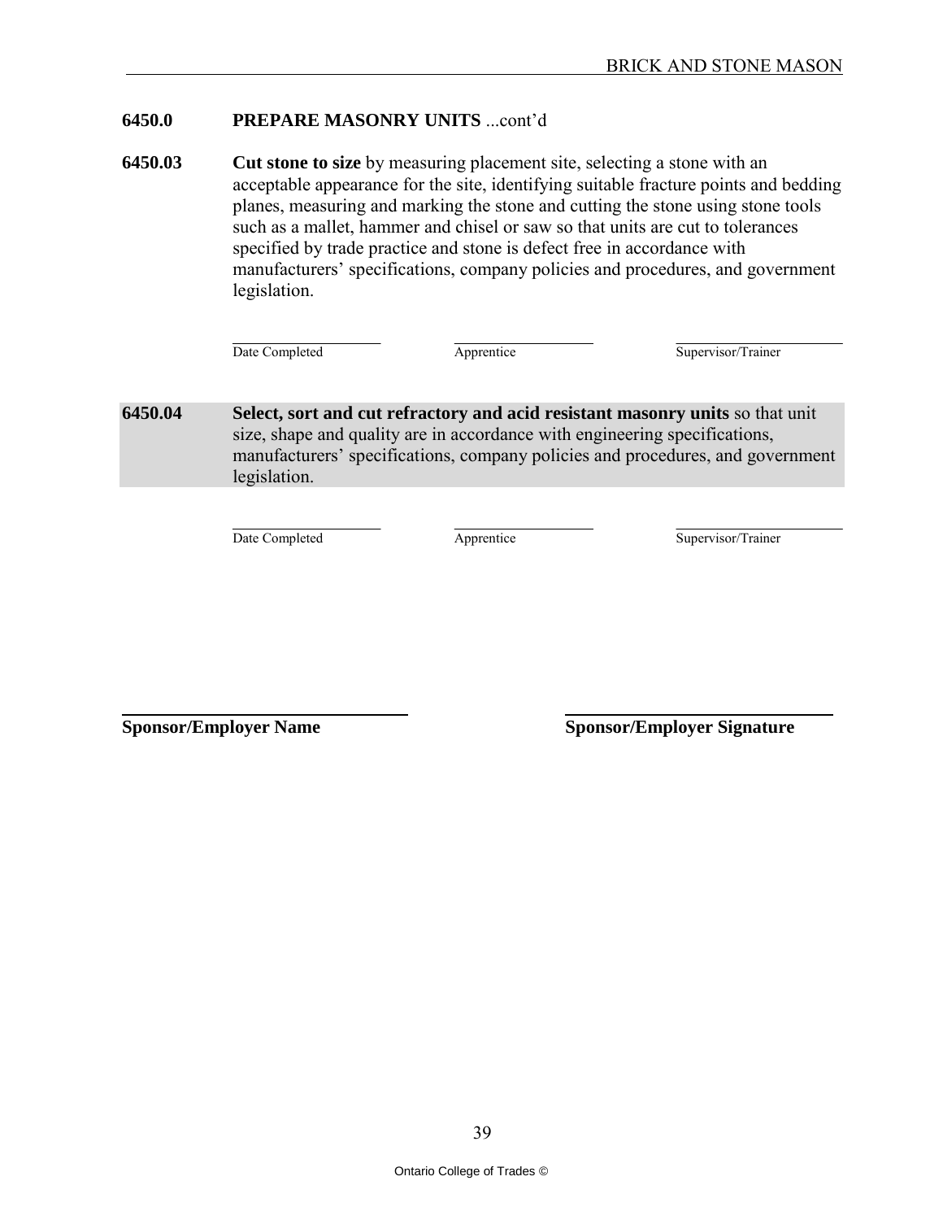## 6450.0 PREPARE MASONRY UNITS ...cont'd

**6450.03** **Cut stone to size** by measuring placement site, selecting a stone with an acceptable appearance for the site, identifying suitable fracture points and bedding planes, measuring and marking the stone and cutting the stone using stone tools such as a mallet, hammer and chisel or saw so that units are cut to tolerances specified by trade practice and stone is defect free in accordance with manufacturers' specifications, company policies and procedures, and government legislation.

| Date Completed | Apprentice | Supervisor/Trainer |
|---|---|---|

**6450.04** **Select, sort and cut refractory and acid resistant masonry units** so that unit size, shape and quality are in accordance with engineering specifications, manufacturers' specifications, company policies and procedures, and government legislation.

| Date Completed | Apprentice | Supervisor/Trainer |
|---|---|---|

**Sponsor/Employer Name** **Sponsor/Employer Signature**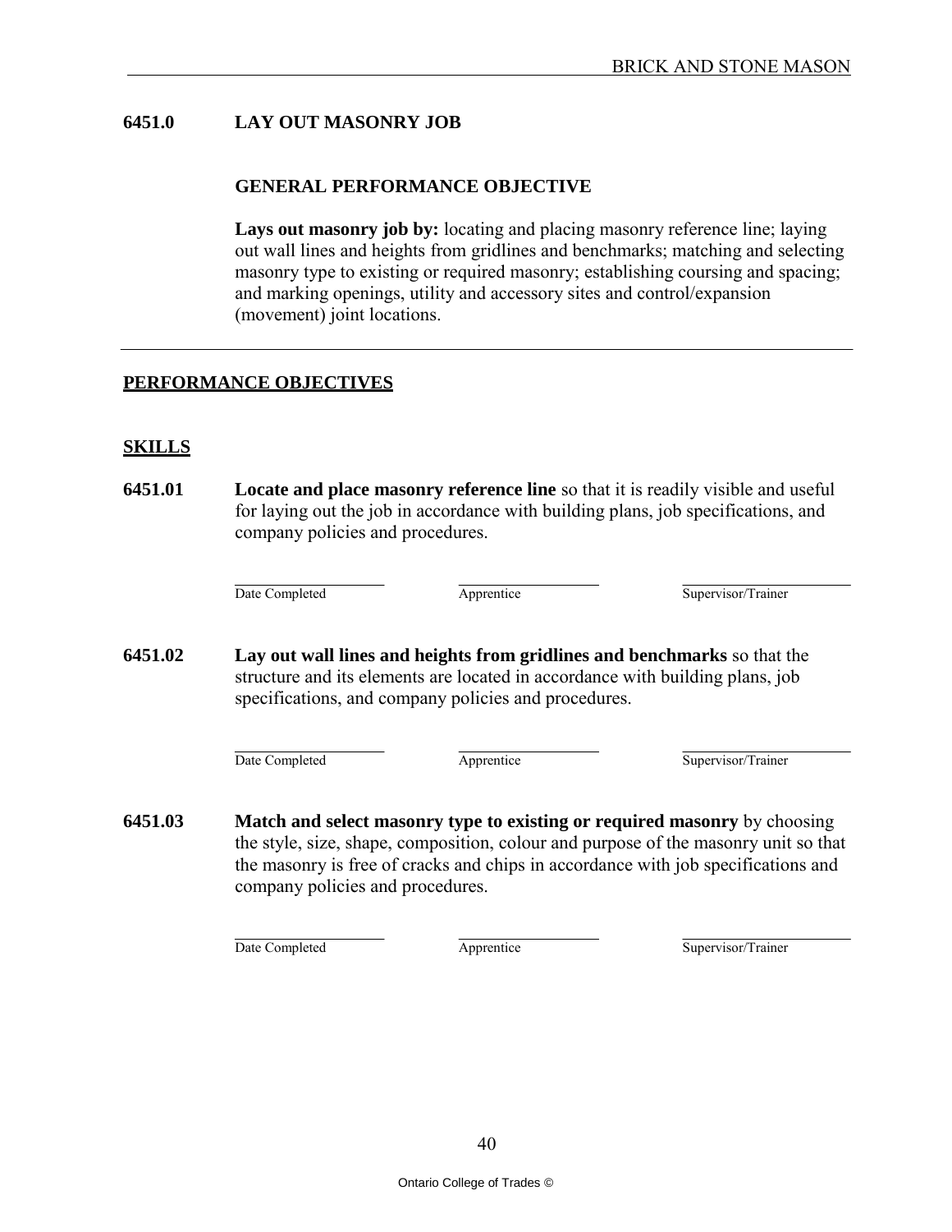## 6451.0 LAY OUT MASONRY JOB

### GENERAL PERFORMANCE OBJECTIVE

**Lays out masonry job by:** locating and placing masonry reference line; laying out wall lines and heights from gridlines and benchmarks; matching and selecting masonry type to existing or required masonry; establishing coursing and spacing; and marking openings, utility and accessory sites and control/expansion (movement) joint locations.

---

## PERFORMANCE OBJECTIVES

### SKILLS

**6451.01** **Locate and place masonry reference line** so that it is readily visible and useful for laying out the job in accordance with building plans, job specifications, and company policies and procedures.

| Date Completed | Apprentice | Supervisor/Trainer |
|---|---|---|
| | | |

**6451.02** **Lay out wall lines and heights from gridlines and benchmarks** so that the structure and its elements are located in accordance with building plans, job specifications, and company policies and procedures.

| Date Completed | Apprentice | Supervisor/Trainer |
|---|---|---|
| | | |

**6451.03** **Match and select masonry type to existing or required masonry** by choosing the style, size, shape, composition, colour and purpose of the masonry unit so that the masonry is free of cracks and chips in accordance with job specifications and company policies and procedures.

| Date Completed | Apprentice | Supervisor/Trainer |
|---|---|---|
| | | |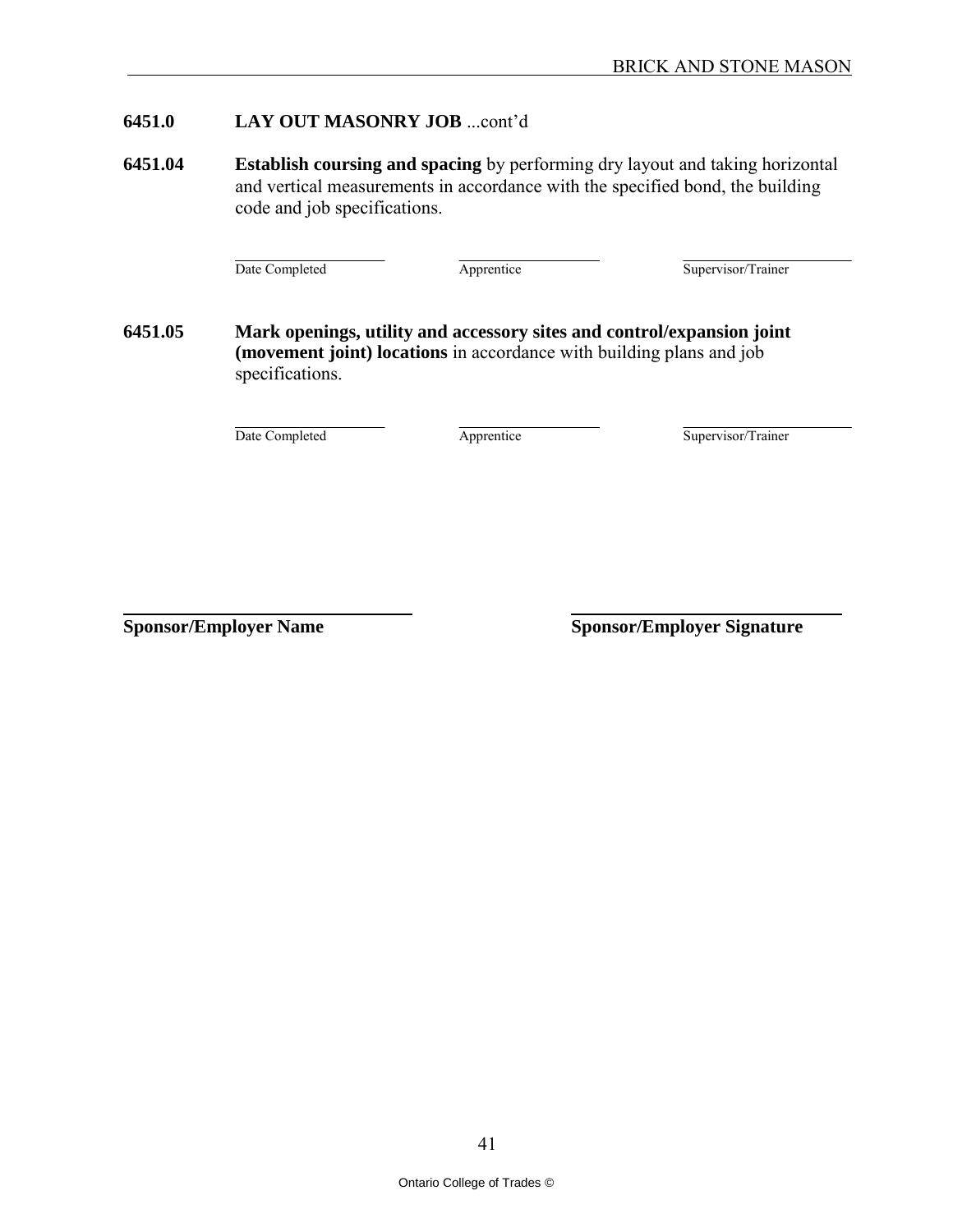**6451.0 LAY OUT MASONRY JOB** ...cont'd

**6451.04** **Establish coursing and spacing** by performing dry layout and taking horizontal and vertical measurements in accordance with the specified bond, the building code and job specifications.

| Date Completed | Apprentice | Supervisor/Trainer |
|---|---|---|

**6451.05** **Mark openings, utility and accessory sites and control/expansion joint (movement joint) locations** in accordance with building plans and job specifications.

| Date Completed | Apprentice | Supervisor/Trainer |
|---|---|---|

**Sponsor/Employer Name** **Sponsor/Employer Signature**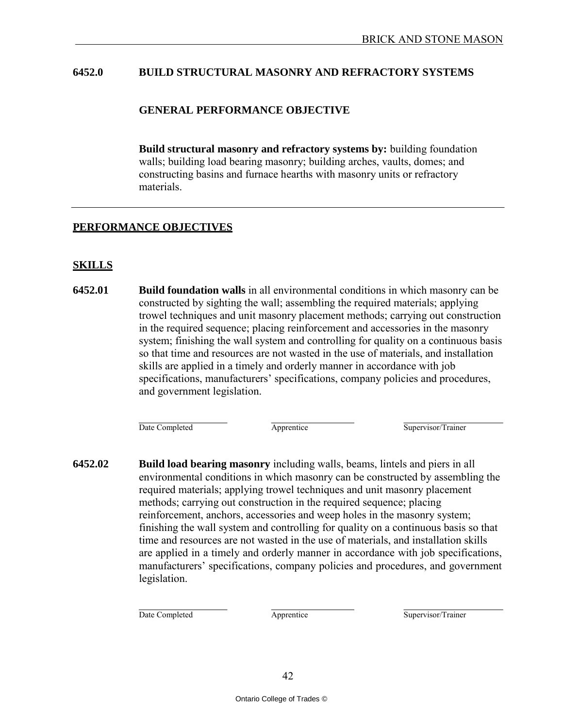## 6452.0 BUILD STRUCTURAL MASONRY AND REFRACTORY SYSTEMS

### GENERAL PERFORMANCE OBJECTIVE

**Build structural masonry and refractory systems by:** building foundation walls; building load bearing masonry; building arches, vaults, domes; and constructing basins and furnace hearths with masonry units or refractory materials.

---

## PERFORMANCE OBJECTIVES

### SKILLS

**6452.01** **Build foundation walls** in all environmental conditions in which masonry can be constructed by sighting the wall; assembling the required materials; applying trowel techniques and unit masonry placement methods; carrying out construction in the required sequence; placing reinforcement and accessories in the masonry system; finishing the wall system and controlling for quality on a continuous basis so that time and resources are not wasted in the use of materials, and installation skills are applied in a timely and orderly manner in accordance with job specifications, manufacturers' specifications, company policies and procedures, and government legislation.

| Date Completed | Apprentice | Supervisor/Trainer |
|---|---|---|
| | | |

**6452.02** **Build load bearing masonry** including walls, beams, lintels and piers in all environmental conditions in which masonry can be constructed by assembling the required materials; applying trowel techniques and unit masonry placement methods; carrying out construction in the required sequence; placing reinforcement, anchors, accessories and weep holes in the masonry system; finishing the wall system and controlling for quality on a continuous basis so that time and resources are not wasted in the use of materials, and installation skills are applied in a timely and orderly manner in accordance with job specifications, manufacturers' specifications, company policies and procedures, and government legislation.

| Date Completed | Apprentice | Supervisor/Trainer |
|---|---|---|
| | | |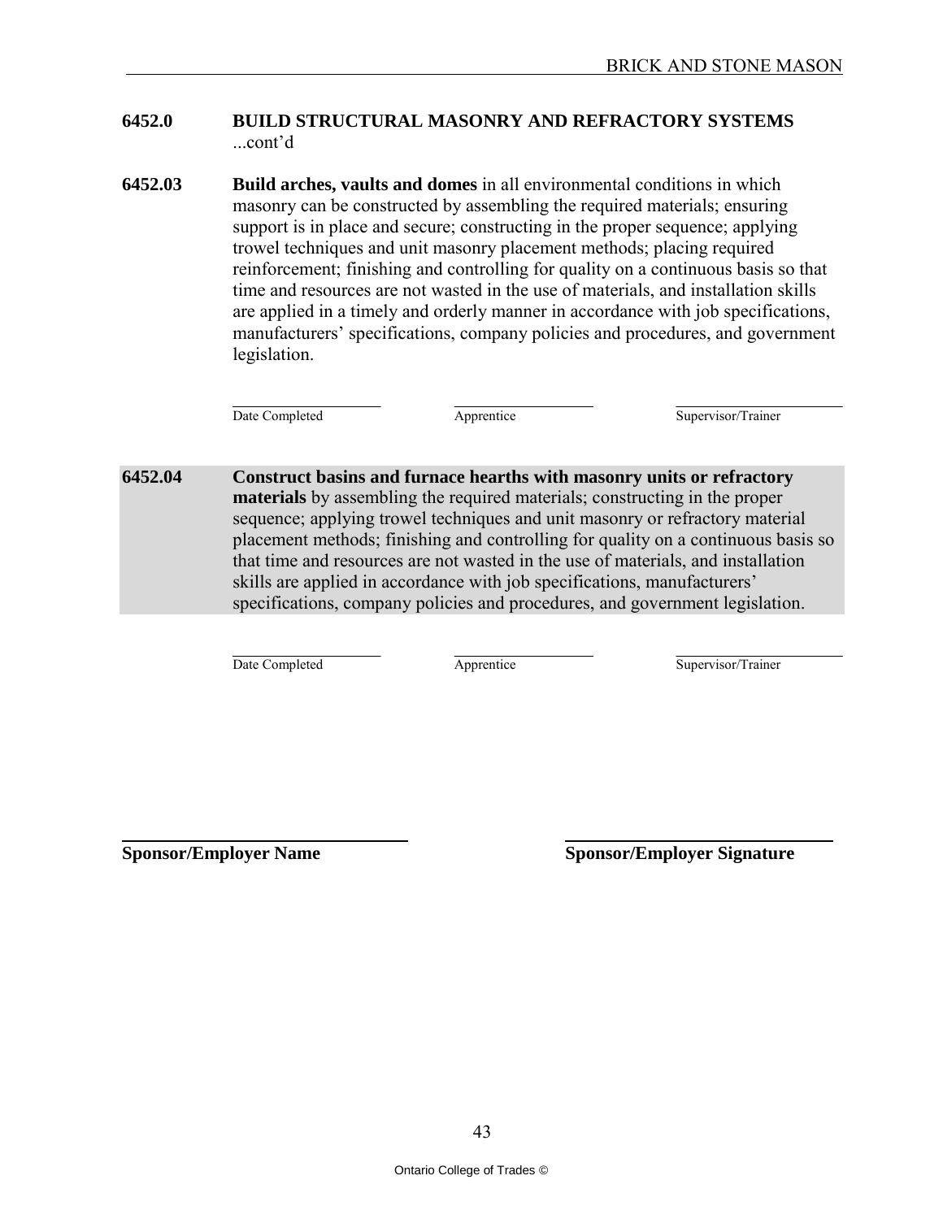## 6452.0 BUILD STRUCTURAL MASONRY AND REFRACTORY SYSTEMS

...cont'd

**6452.03** **Build arches, vaults and domes** in all environmental conditions in which masonry can be constructed by assembling the required materials; ensuring support is in place and secure; constructing in the proper sequence; applying trowel techniques and unit masonry placement methods; placing required reinforcement; finishing and controlling for quality on a continuous basis so that time and resources are not wasted in the use of materials, and installation skills are applied in a timely and orderly manner in accordance with job specifications, manufacturers' specifications, company policies and procedures, and government legislation.

| Date Completed | Apprentice | Supervisor/Trainer |
|---|---|---|
| | | |

**6452.04** **Construct basins and furnace hearths with masonry units or refractory materials** by assembling the required materials; constructing in the proper sequence; applying trowel techniques and unit masonry or refractory material placement methods; finishing and controlling for quality on a continuous basis so that time and resources are not wasted in the use of materials, and installation skills are applied in accordance with job specifications, manufacturers' specifications, company policies and procedures, and government legislation.

| Date Completed | Apprentice | Supervisor/Trainer |
|---|---|---|
| | | |

| **Sponsor/Employer Name** | **Sponsor/Employer Signature** |
|---|---|
| | |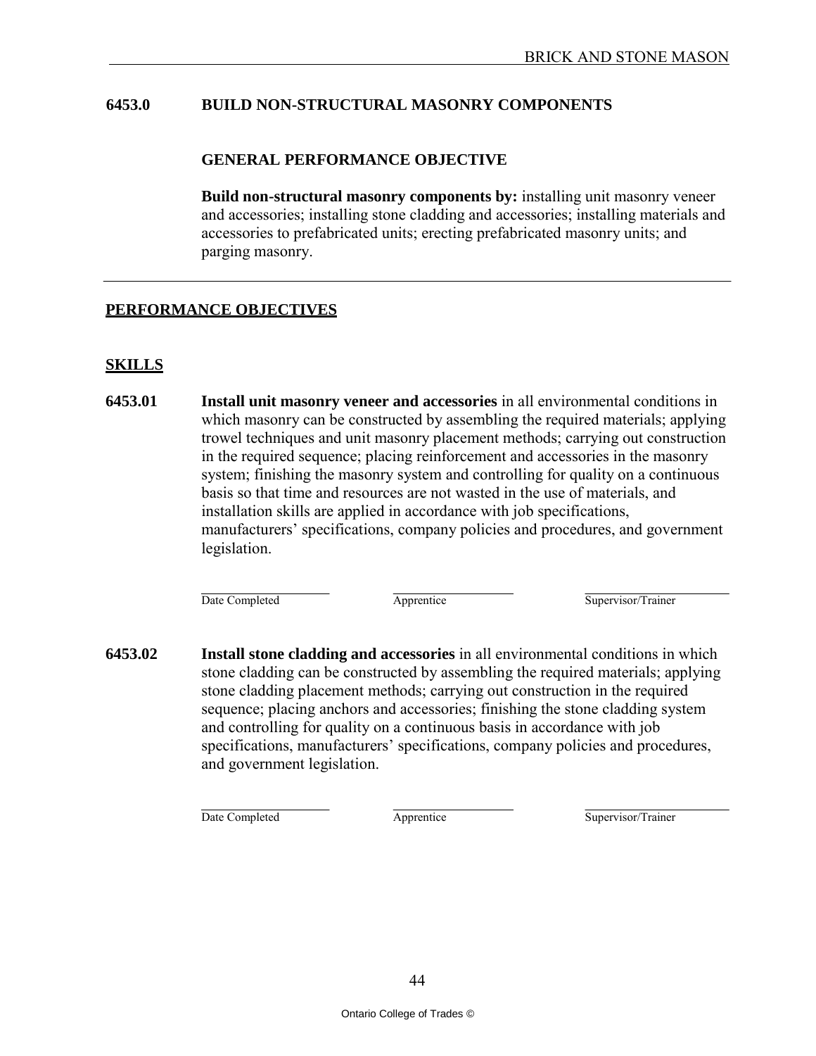## 6453.0 BUILD NON-STRUCTURAL MASONRY COMPONENTS

### GENERAL PERFORMANCE OBJECTIVE

**Build non-structural masonry components by:** installing unit masonry veneer and accessories; installing stone cladding and accessories; installing materials and accessories to prefabricated units; erecting prefabricated masonry units; and parging masonry.

---

## PERFORMANCE OBJECTIVES

### SKILLS

**6453.01** **Install unit masonry veneer and accessories** in all environmental conditions in which masonry can be constructed by assembling the required materials; applying trowel techniques and unit masonry placement methods; carrying out construction in the required sequence; placing reinforcement and accessories in the masonry system; finishing the masonry system and controlling for quality on a continuous basis so that time and resources are not wasted in the use of materials, and installation skills are applied in accordance with job specifications, manufacturers' specifications, company policies and procedures, and government legislation.

| Date Completed | Apprentice | Supervisor/Trainer |
|---|---|---|
| | | |

**6453.02** **Install stone cladding and accessories** in all environmental conditions in which stone cladding can be constructed by assembling the required materials; applying stone cladding placement methods; carrying out construction in the required sequence; placing anchors and accessories; finishing the stone cladding system and controlling for quality on a continuous basis in accordance with job specifications, manufacturers' specifications, company policies and procedures, and government legislation.

| Date Completed | Apprentice | Supervisor/Trainer |
|---|---|---|
| | | |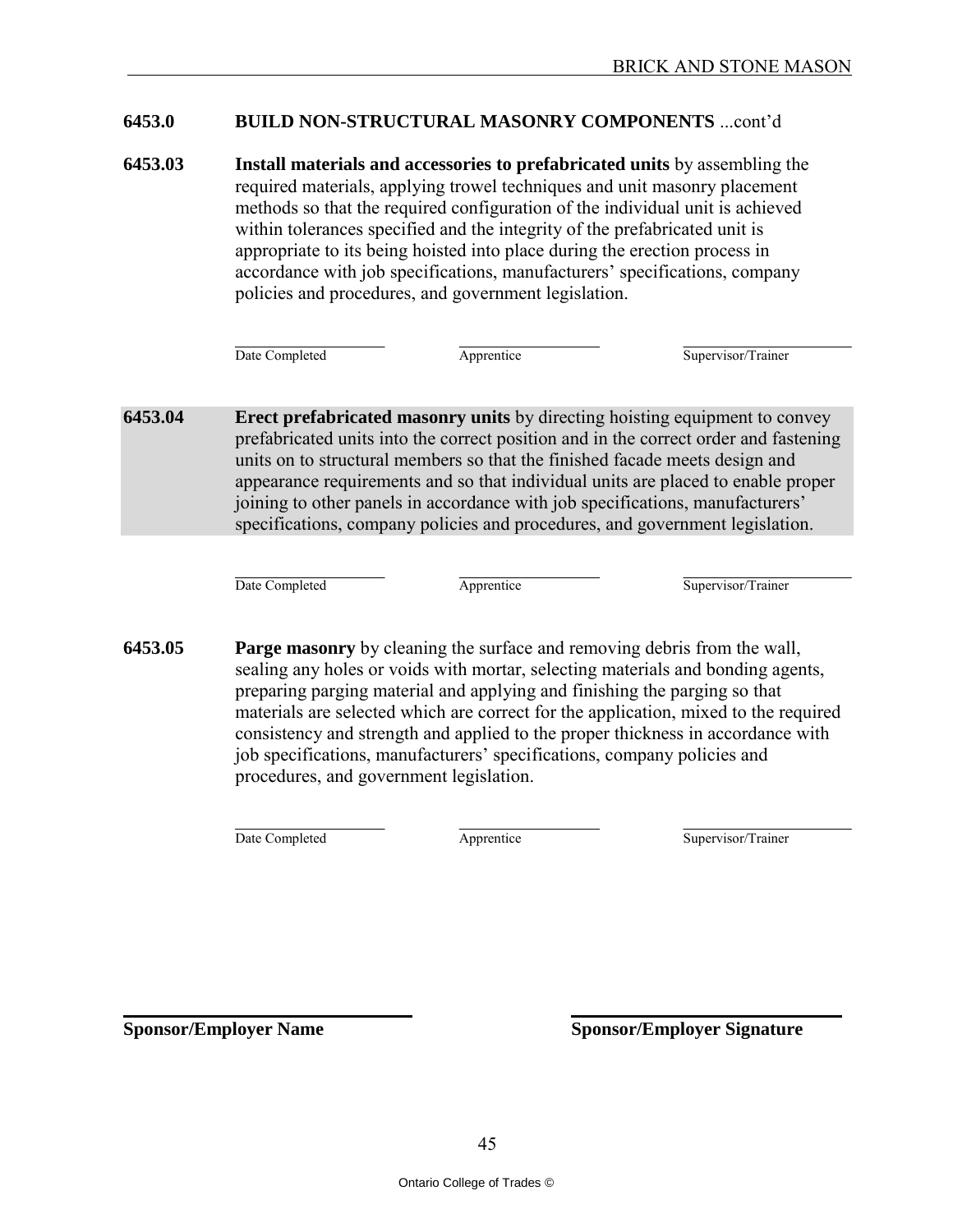## 6453.0 BUILD NON-STRUCTURAL MASONRY COMPONENTS ...cont'd

**6453.03** **Install materials and accessories to prefabricated units** by assembling the required materials, applying trowel techniques and unit masonry placement methods so that the required configuration of the individual unit is achieved within tolerances specified and the integrity of the prefabricated unit is appropriate to its being hoisted into place during the erection process in accordance with job specifications, manufacturers' specifications, company policies and procedures, and government legislation.

| Date Completed | Apprentice | Supervisor/Trainer |
| --- | --- | --- |
| | | |

**6453.04** **Erect prefabricated masonry units** by directing hoisting equipment to convey prefabricated units into the correct position and in the correct order and fastening units on to structural members so that the finished facade meets design and appearance requirements and so that individual units are placed to enable proper joining to other panels in accordance with job specifications, manufacturers' specifications, company policies and procedures, and government legislation.

| Date Completed | Apprentice | Supervisor/Trainer |
| --- | --- | --- |
| | | |

**6453.05** **Parge masonry** by cleaning the surface and removing debris from the wall, sealing any holes or voids with mortar, selecting materials and bonding agents, preparing parging material and applying and finishing the parging so that materials are selected which are correct for the application, mixed to the required consistency and strength and applied to the proper thickness in accordance with job specifications, manufacturers' specifications, company policies and procedures, and government legislation.

| Date Completed | Apprentice | Supervisor/Trainer |
| --- | --- | --- |
| | | |

**Sponsor/Employer Name** **Sponsor/Employer Signature**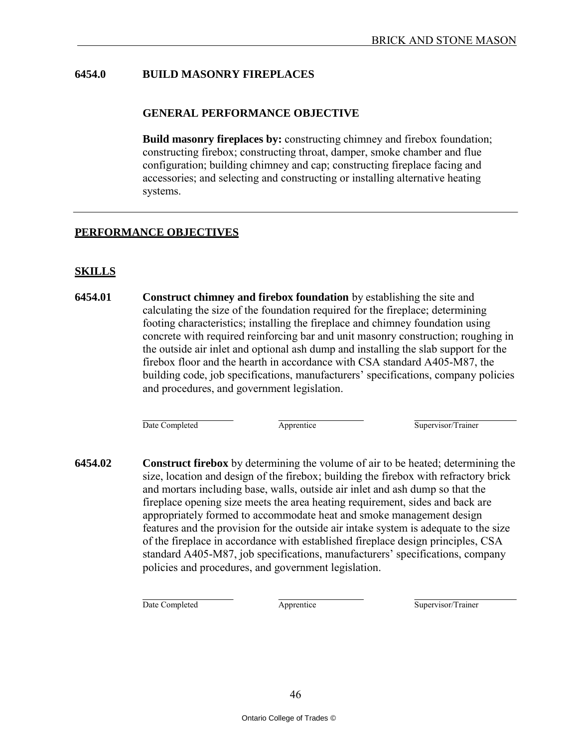## 6454.0 BUILD MASONRY FIREPLACES

### GENERAL PERFORMANCE OBJECTIVE

**Build masonry fireplaces by:** constructing chimney and firebox foundation; constructing firebox; constructing throat, damper, smoke chamber and flue configuration; building chimney and cap; constructing fireplace facing and accessories; and selecting and constructing or installing alternative heating systems.

---

## PERFORMANCE OBJECTIVES

### SKILLS

**6454.01** **Construct chimney and firebox foundation** by establishing the site and calculating the size of the foundation required for the fireplace; determining footing characteristics; installing the fireplace and chimney foundation using concrete with required reinforcing bar and unit masonry construction; roughing in the outside air inlet and optional ash dump and installing the slab support for the firebox floor and the hearth in accordance with CSA standard A405-M87, the building code, job specifications, manufacturers' specifications, company policies and procedures, and government legislation.

| Date Completed | Apprentice | Supervisor/Trainer |
|---|---|---|
| | | |

**6454.02** **Construct firebox** by determining the volume of air to be heated; determining the size, location and design of the firebox; building the firebox with refractory brick and mortars including base, walls, outside air inlet and ash dump so that the fireplace opening size meets the area heating requirement, sides and back are appropriately formed to accommodate heat and smoke management design features and the provision for the outside air intake system is adequate to the size of the fireplace in accordance with established fireplace design principles, CSA standard A405-M87, job specifications, manufacturers' specifications, company policies and procedures, and government legislation.

| Date Completed | Apprentice | Supervisor/Trainer |
|---|---|---|
| | | |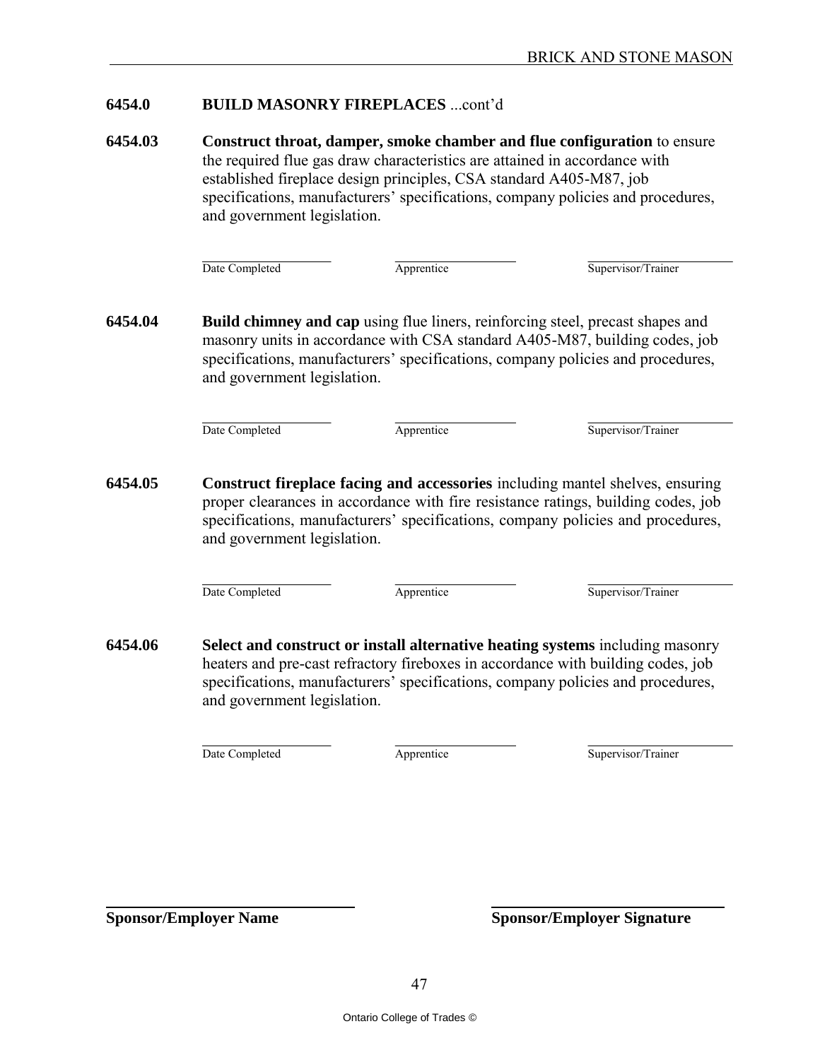## 6454.0 BUILD MASONRY FIREPLACES ...cont'd

**6454.03** **Construct throat, damper, smoke chamber and flue configuration** to ensure the required flue gas draw characteristics are attained in accordance with established fireplace design principles, CSA standard A405-M87, job specifications, manufacturers' specifications, company policies and procedures, and government legislation.

| Date Completed | Apprentice | Supervisor/Trainer |
|---|---|---|
| | | |

**6454.04** **Build chimney and cap** using flue liners, reinforcing steel, precast shapes and masonry units in accordance with CSA standard A405-M87, building codes, job specifications, manufacturers' specifications, company policies and procedures, and government legislation.

| Date Completed | Apprentice | Supervisor/Trainer |
|---|---|---|
| | | |

**6454.05** **Construct fireplace facing and accessories** including mantel shelves, ensuring proper clearances in accordance with fire resistance ratings, building codes, job specifications, manufacturers' specifications, company policies and procedures, and government legislation.

| Date Completed | Apprentice | Supervisor/Trainer |
|---|---|---|
| | | |

**6454.06** **Select and construct or install alternative heating systems** including masonry heaters and pre-cast refractory fireboxes in accordance with building codes, job specifications, manufacturers' specifications, company policies and procedures, and government legislation.

| Date Completed | Apprentice | Supervisor/Trainer |
|---|---|---|
| | | |

| **Sponsor/Employer Name** | **Sponsor/Employer Signature** |
|---|---|
| | |

Ontario College of Trades ©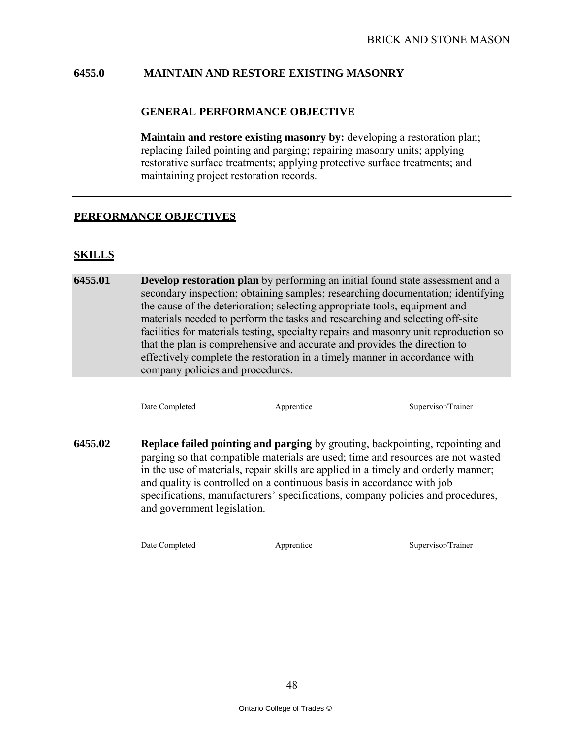## 6455.0 MAINTAIN AND RESTORE EXISTING MASONRY

### GENERAL PERFORMANCE OBJECTIVE

**Maintain and restore existing masonry by:** developing a restoration plan; replacing failed pointing and parging; repairing masonry units; applying restorative surface treatments; applying protective surface treatments; and maintaining project restoration records.

---

### PERFORMANCE OBJECTIVES

### SKILLS

**6455.01** **Develop restoration plan** by performing an initial found state assessment and a secondary inspection; obtaining samples; researching documentation; identifying the cause of the deterioration; selecting appropriate tools, equipment and materials needed to perform the tasks and researching and selecting off-site facilities for materials testing, specialty repairs and masonry unit reproduction so that the plan is comprehensive and accurate and provides the direction to effectively complete the restoration in a timely manner in accordance with company policies and procedures.

| Date Completed | Apprentice | Supervisor/Trainer |
|---|---|---|
| | | |

**6455.02** **Replace failed pointing and parging** by grouting, backpointing, repointing and parging so that compatible materials are used; time and resources are not wasted in the use of materials, repair skills are applied in a timely and orderly manner; and quality is controlled on a continuous basis in accordance with job specifications, manufacturers' specifications, company policies and procedures, and government legislation.

| Date Completed | Apprentice | Supervisor/Trainer |
|---|---|---|
| | | |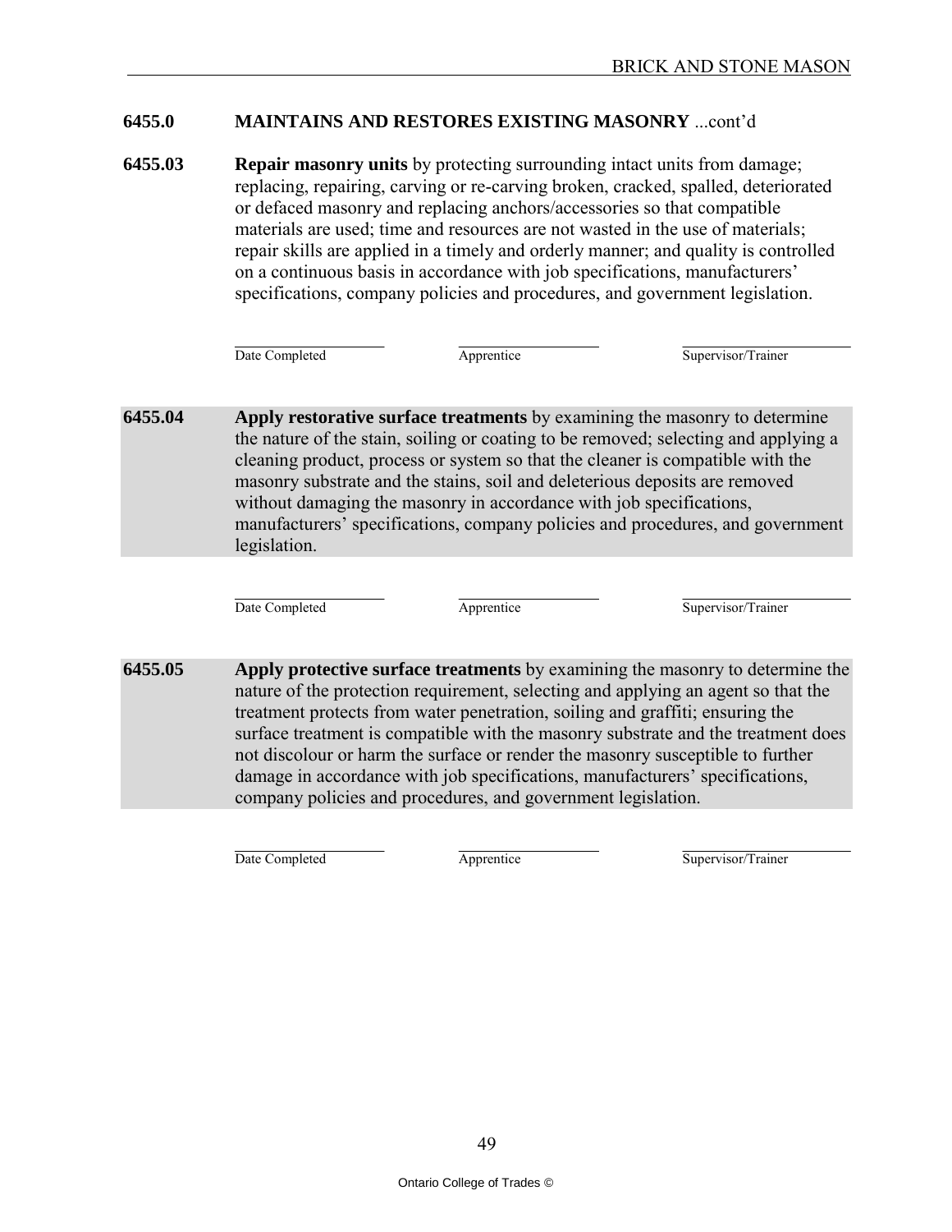## 6455.0 MAINTAINS AND RESTORES EXISTING MASONRY ...cont'd

**6455.03** **Repair masonry units** by protecting surrounding intact units from damage; replacing, repairing, carving or re-carving broken, cracked, spalled, deteriorated or defaced masonry and replacing anchors/accessories so that compatible materials are used; time and resources are not wasted in the use of materials; repair skills are applied in a timely and orderly manner; and quality is controlled on a continuous basis in accordance with job specifications, manufacturers' specifications, company policies and procedures, and government legislation.

| Date Completed | Apprentice | Supervisor/Trainer |
|---|---|---|
| | | |

**6455.04** **Apply restorative surface treatments** by examining the masonry to determine the nature of the stain, soiling or coating to be removed; selecting and applying a cleaning product, process or system so that the cleaner is compatible with the masonry substrate and the stains, soil and deleterious deposits are removed without damaging the masonry in accordance with job specifications, manufacturers' specifications, company policies and procedures, and government legislation.

| Date Completed | Apprentice | Supervisor/Trainer |
|---|---|---|
| | | |

**6455.05** **Apply protective surface treatments** by examining the masonry to determine the nature of the protection requirement, selecting and applying an agent so that the treatment protects from water penetration, soiling and graffiti; ensuring the surface treatment is compatible with the masonry substrate and the treatment does not discolour or harm the surface or render the masonry susceptible to further damage in accordance with job specifications, manufacturers' specifications, company policies and procedures, and government legislation.

| Date Completed | Apprentice | Supervisor/Trainer |
|---|---|---|
| | | |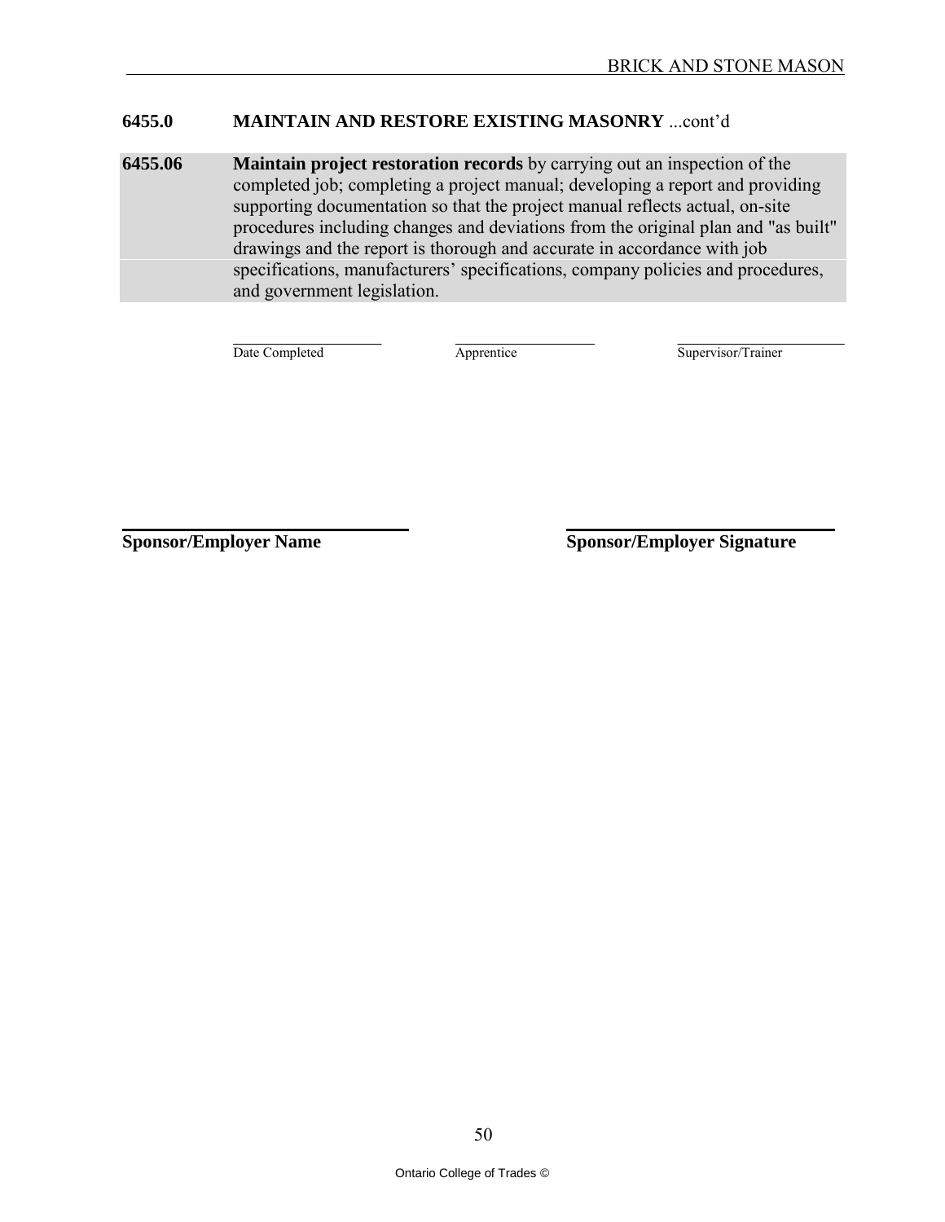## 6455.0 MAINTAIN AND RESTORE EXISTING MASONRY ...cont'd

**6455.06** **Maintain project restoration records** by carrying out an inspection of the completed job; completing a project manual; developing a report and providing supporting documentation so that the project manual reflects actual, on-site procedures including changes and deviations from the original plan and "as built" drawings and the report is thorough and accurate in accordance with job specifications, manufacturers' specifications, company policies and procedures, and government legislation.

| Date Completed | Apprentice | Supervisor/Trainer |
|---|---|---|
| | | |

| **Sponsor/Employer Name** | **Sponsor/Employer Signature** |
|---|---|
| | |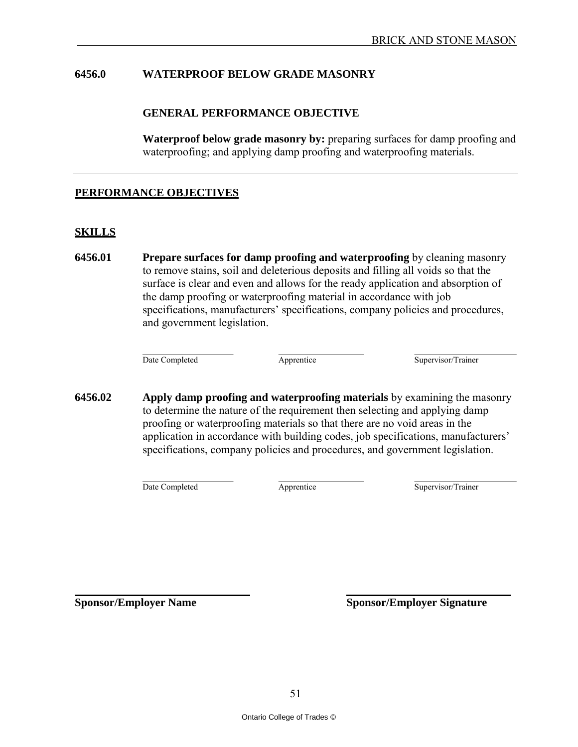## 6456.0 WATERPROOF BELOW GRADE MASONRY

### GENERAL PERFORMANCE OBJECTIVE

**Waterproof below grade masonry by:** preparing surfaces for damp proofing and waterproofing; and applying damp proofing and waterproofing materials.

---

## PERFORMANCE OBJECTIVES

## SKILLS

**6456.01** **Prepare surfaces for damp proofing and waterproofing** by cleaning masonry to remove stains, soil and deleterious deposits and filling all voids so that the surface is clear and even and allows for the ready application and absorption of the damp proofing or waterproofing material in accordance with job specifications, manufacturers' specifications, company policies and procedures, and government legislation.

| Date Completed | Apprentice | Supervisor/Trainer |
|---|---|---|

**6456.02** **Apply damp proofing and waterproofing materials** by examining the masonry to determine the nature of the requirement then selecting and applying damp proofing or waterproofing materials so that there are no void areas in the application in accordance with building codes, job specifications, manufacturers' specifications, company policies and procedures, and government legislation.

| Date Completed | Apprentice | Supervisor/Trainer |
|---|---|---|

**Sponsor/Employer Name** **Sponsor/Employer Signature**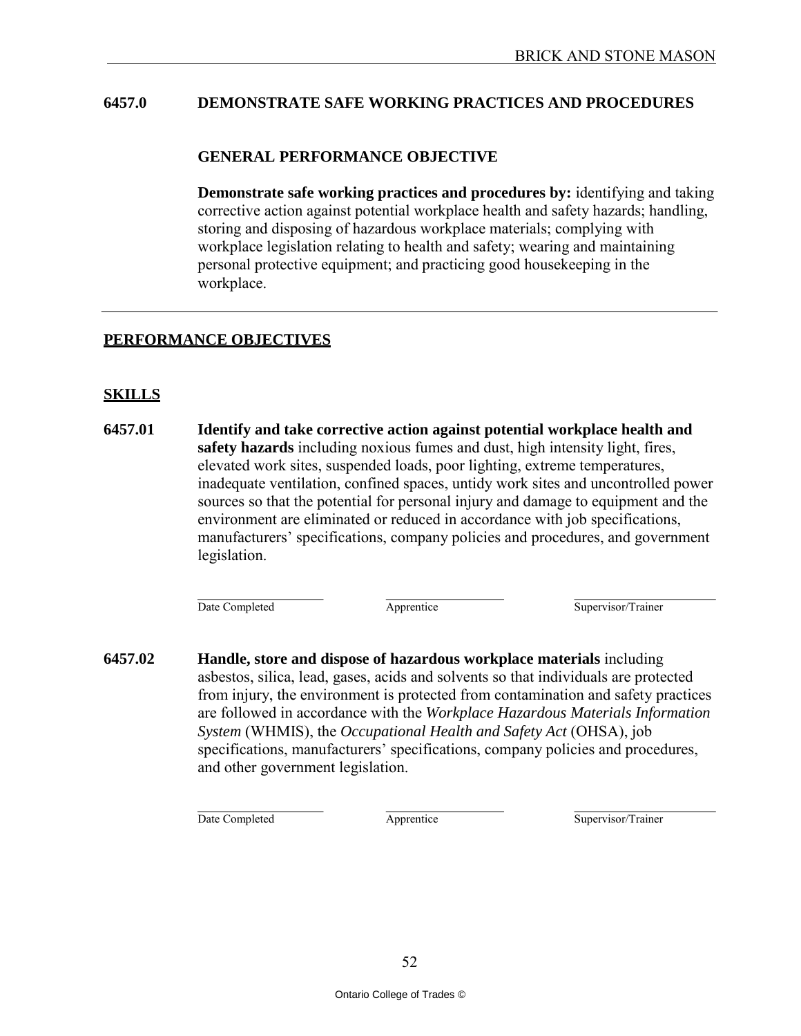## 6457.0 DEMONSTRATE SAFE WORKING PRACTICES AND PROCEDURES

### GENERAL PERFORMANCE OBJECTIVE

**Demonstrate safe working practices and procedures by:** identifying and taking corrective action against potential workplace health and safety hazards; handling, storing and disposing of hazardous workplace materials; complying with workplace legislation relating to health and safety; wearing and maintaining personal protective equipment; and practicing good housekeeping in the workplace.

---

## PERFORMANCE OBJECTIVES

### SKILLS

**6457.01** **Identify and take corrective action against potential workplace health and safety hazards** including noxious fumes and dust, high intensity light, fires, elevated work sites, suspended loads, poor lighting, extreme temperatures, inadequate ventilation, confined spaces, untidy work sites and uncontrolled power sources so that the potential for personal injury and damage to equipment and the environment are eliminated or reduced in accordance with job specifications, manufacturers' specifications, company policies and procedures, and government legislation.

| Date Completed | Apprentice | Supervisor/Trainer |
|---|---|---|
| | | |

**6457.02** **Handle, store and dispose of hazardous workplace materials** including asbestos, silica, lead, gases, acids and solvents so that individuals are protected from injury, the environment is protected from contamination and safety practices are followed in accordance with the *Workplace Hazardous Materials Information System* (WHMIS), the *Occupational Health and Safety Act* (OHSA), job specifications, manufacturers' specifications, company policies and procedures, and other government legislation.

| Date Completed | Apprentice | Supervisor/Trainer |
|---|---|---|
| | | |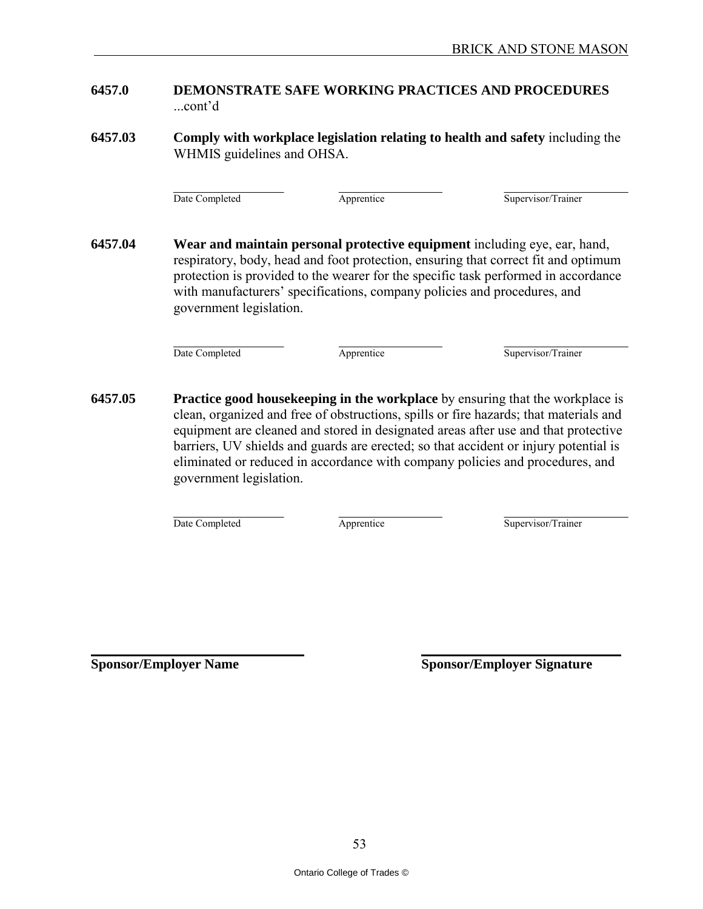## 6457.0 DEMONSTRATE SAFE WORKING PRACTICES AND PROCEDURES ...cont'd

**6457.03** **Comply with workplace legislation relating to health and safety** including the WHMIS guidelines and OHSA.

| Date Completed | Apprentice | Supervisor/Trainer |
|---|---|---|
| | | |

**6457.04** **Wear and maintain personal protective equipment** including eye, ear, hand, respiratory, body, head and foot protection, ensuring that correct fit and optimum protection is provided to the wearer for the specific task performed in accordance with manufacturers' specifications, company policies and procedures, and government legislation.

| Date Completed | Apprentice | Supervisor/Trainer |
|---|---|---|
| | | |

**6457.05** **Practice good housekeeping in the workplace** by ensuring that the workplace is clean, organized and free of obstructions, spills or fire hazards; that materials and equipment are cleaned and stored in designated areas after use and that protective barriers, UV shields and guards are erected; so that accident or injury potential is eliminated or reduced in accordance with company policies and procedures, and government legislation.

| Date Completed | Apprentice | Supervisor/Trainer |
|---|---|---|
| | | |

**Sponsor/Employer Name** **Sponsor/Employer Signature**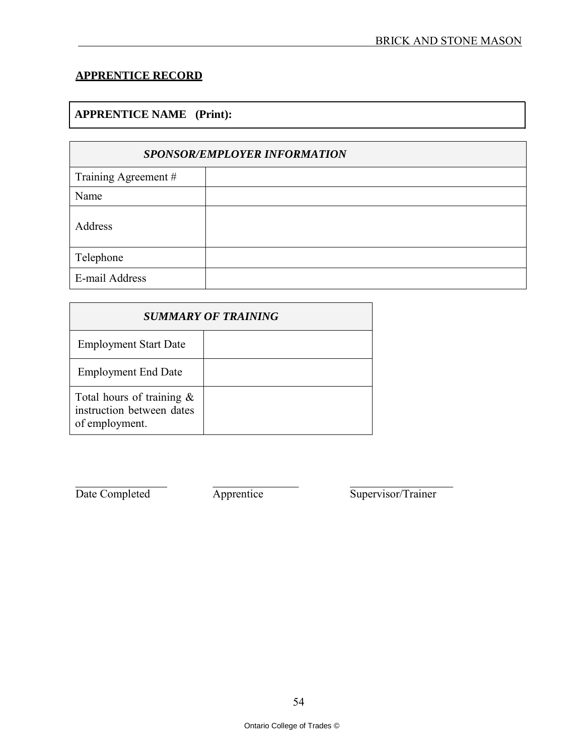## APPRENTICE RECORD

| **APPRENTICE NAME (Print):** |
|---|

| ***SPONSOR/EMPLOYER INFORMATION*** | |
|---|---|
| Training Agreement # | |
| Name | |
| Address | |
| Telephone | |
| E-mail Address | |

| ***SUMMARY OF TRAINING*** | |
|---|---|
| Employment Start Date | |
| Employment End Date | |
| Total hours of training & instruction between dates of employment. | |

| ______________ | ______________ | ______________ |
|---|---|---|
| Date Completed | Apprentice | Supervisor/Trainer |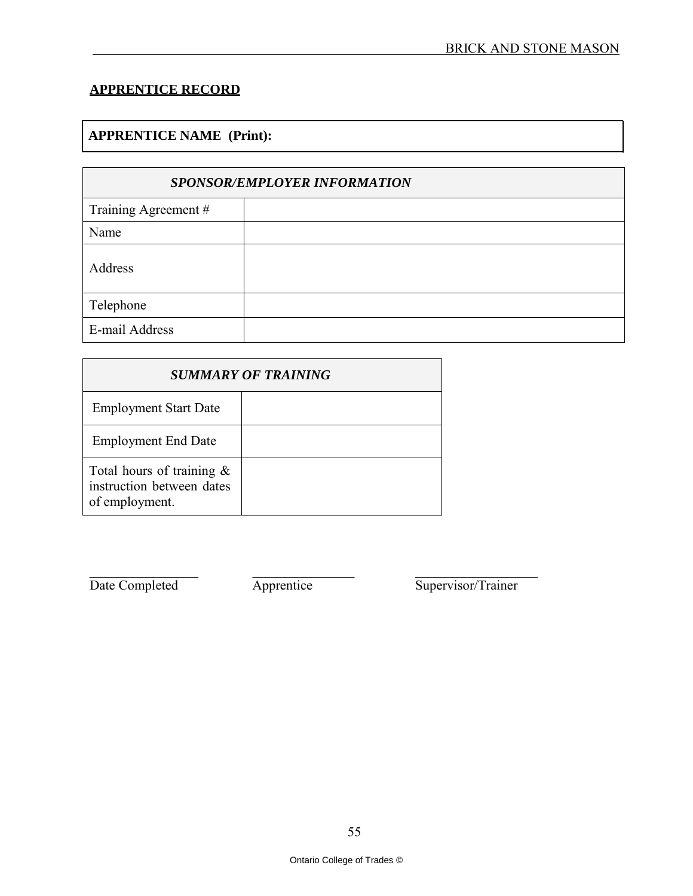## APPRENTICE RECORD

| **APPRENTICE NAME (Print):** |
|---|

| ***SPONSOR/EMPLOYER INFORMATION*** | |
|---|---|
| Training Agreement # | |
| Name | |
| Address | |
| Telephone | |
| E-mail Address | |

| ***SUMMARY OF TRAINING*** | |
|---|---|
| Employment Start Date | |
| Employment End Date | |
| Total hours of training & instruction between dates of employment. | |

\_\_\_\_\_\_\_\_\_\_\_\_\_\_\_\_\_ Date Completed

\_\_\_\_\_\_\_\_\_\_\_\_\_\_\_\_\_ Apprentice

\_\_\_\_\_\_\_\_\_\_\_\_\_\_\_\_\_ Supervisor/Trainer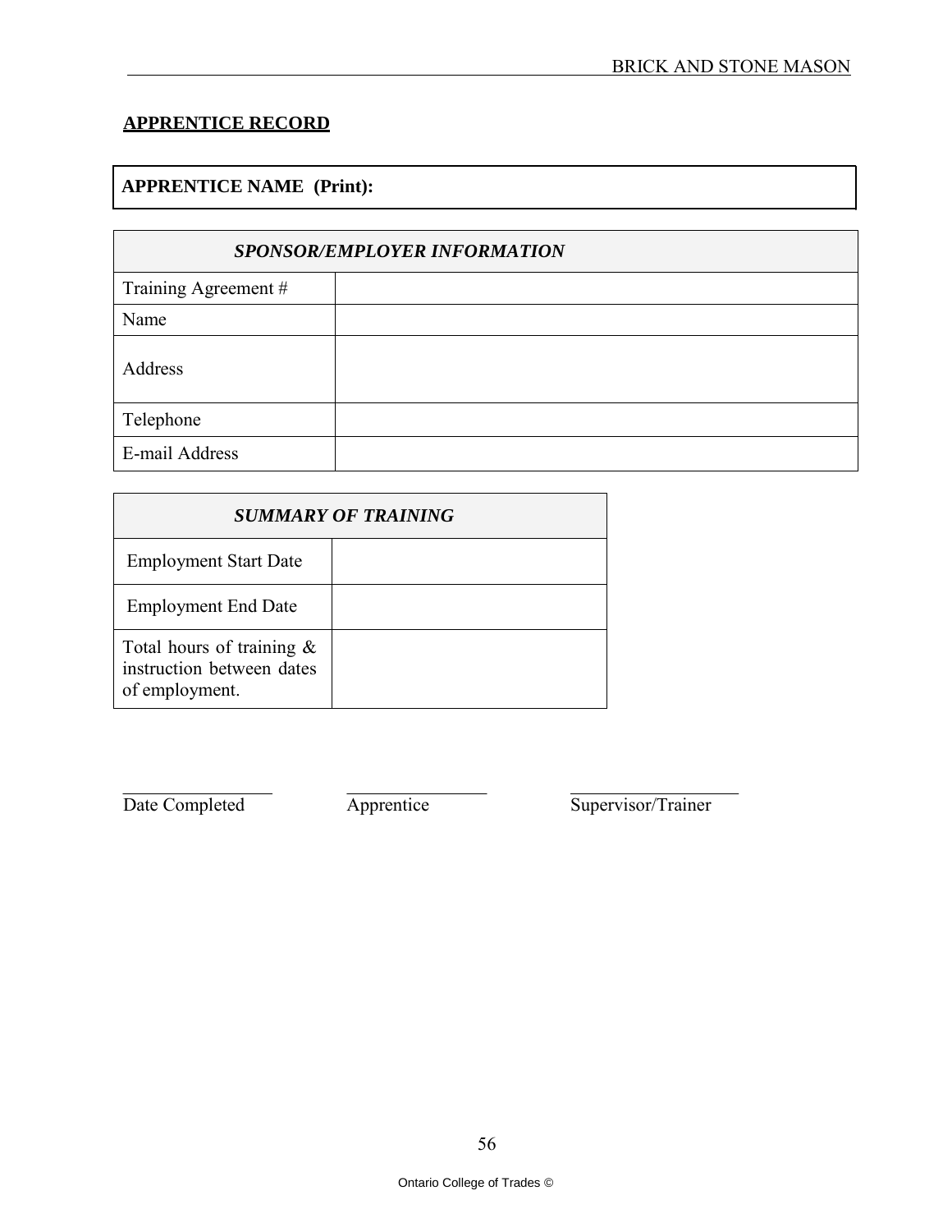## APPRENTICE RECORD

| **APPRENTICE NAME (Print):** |
| --- |

| ***SPONSOR/EMPLOYER INFORMATION*** | |
| --- | --- |
| Training Agreement # | |
| Name | |
| Address | |
| Telephone | |
| E-mail Address | |

| ***SUMMARY OF TRAINING*** | |
| --- | --- |
| Employment Start Date | |
| Employment End Date | |
| Total hours of training & instruction between dates of employment. | |

\_\_\_\_\_\_\_\_\_\_\_\_\_\_\_\_ Date Completed

\_\_\_\_\_\_\_\_\_\_\_\_\_\_\_\_ Apprentice

\_\_\_\_\_\_\_\_\_\_\_\_\_\_\_\_ Supervisor/Trainer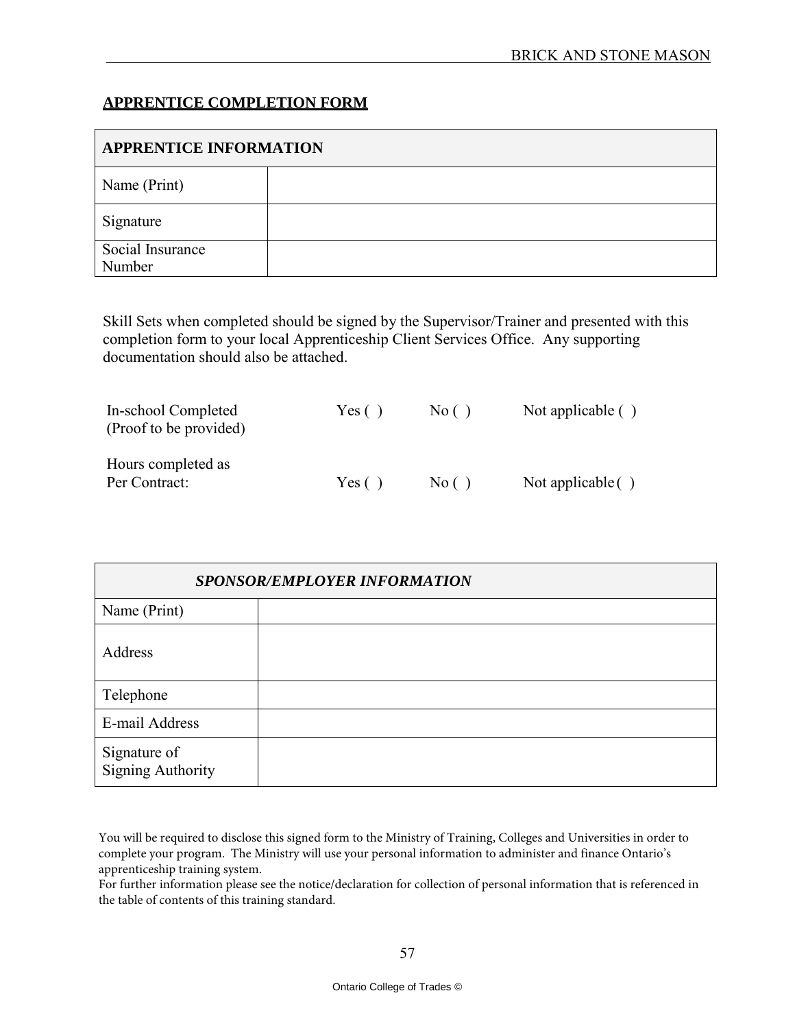## APPRENTICE COMPLETION FORM

| APPRENTICE INFORMATION | |
|---|---|
| Name (Print) | |
| Signature | |
| Social Insurance Number | |

Skill Sets when completed should be signed by the Supervisor/Trainer and presented with this completion form to your local Apprenticeship Client Services Office. Any supporting documentation should also be attached.

| | | | |
|---|---|---|---|
| In-school Completed (Proof to be provided) | Yes ( ) | No ( ) | Not applicable ( ) |
| Hours completed as Per Contract: | Yes ( ) | No ( ) | Not applicable ( ) |

| *SPONSOR/EMPLOYER INFORMATION* | |
|---|---|
| Name (Print) | |
| Address | |
| Telephone | |
| E-mail Address | |
| Signature of Signing Authority | |

You will be required to disclose this signed form to the Ministry of Training, Colleges and Universities in order to complete your program. The Ministry will use your personal information to administer and finance Ontario's apprenticeship training system.
For further information please see the notice/declaration for collection of personal information that is referenced in the table of contents of this training standard.